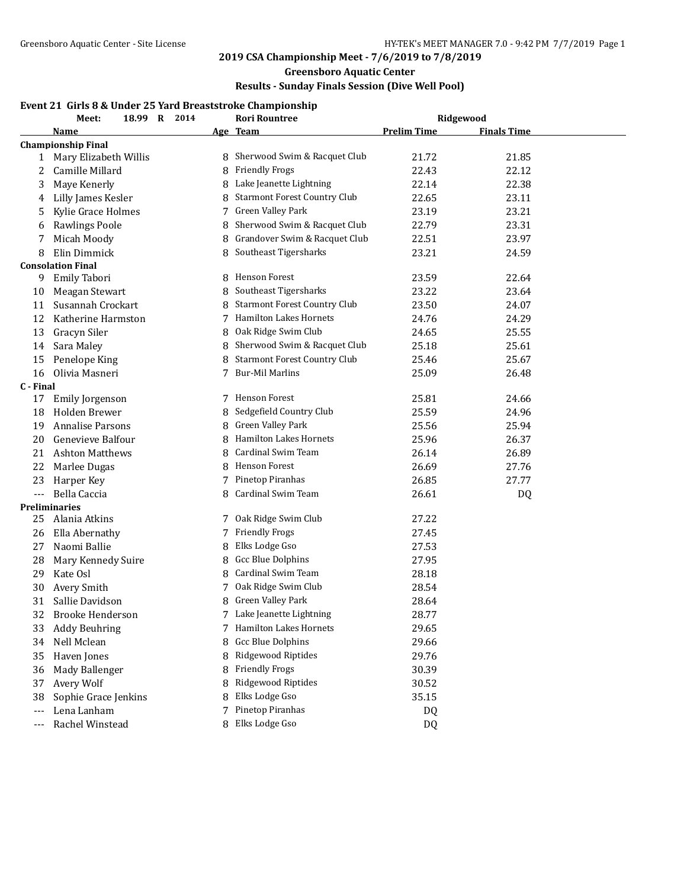## 2019 CSA Championship Meet - 7/6/2019 to 7/8/2019

### Greensboro Aquatic Center

### Results - Sunday Finals Session (Dive Well Pool)

**Event 21 Girls 8 & Under 25 Yard Breaststroke Championship**

Meet: 18.99 R 2014 Rori Rountree Ridgewood

| | Name | Age | Team | Prelim Time | Finals Time |
|---|---|---|---|---|---|
| **Championship Final** | | | | | |
| 1 | Mary Elizabeth Willis | 8 | Sherwood Swim & Racquet Club | 21.72 | 21.85 |
| 2 | Camille Millard | 8 | Friendly Frogs | 22.43 | 22.12 |
| 3 | Maye Kenerly | 8 | Lake Jeanette Lightning | 22.14 | 22.38 |
| 4 | Lilly James Kesler | 8 | Starmont Forest Country Club | 22.65 | 23.11 |
| 5 | Kylie Grace Holmes | 7 | Green Valley Park | 23.19 | 23.21 |
| 6 | Rawlings Poole | 8 | Sherwood Swim & Racquet Club | 22.79 | 23.31 |
| 7 | Micah Moody | 8 | Grandover Swim & Racquet Club | 22.51 | 23.97 |
| 8 | Elin Dimmick | 8 | Southeast Tigersharks | 23.21 | 24.59 |
| **Consolation Final** | | | | | |
| 9 | Emily Tabori | 8 | Henson Forest | 23.59 | 22.64 |
| 10 | Meagan Stewart | 8 | Southeast Tigersharks | 23.22 | 23.64 |
| 11 | Susannah Crockart | 8 | Starmont Forest Country Club | 23.50 | 24.07 |
| 12 | Katherine Harmston | 7 | Hamilton Lakes Hornets | 24.76 | 24.29 |
| 13 | Gracyn Siler | 8 | Oak Ridge Swim Club | 24.65 | 25.55 |
| 14 | Sara Maley | 8 | Sherwood Swim & Racquet Club | 25.18 | 25.61 |
| 15 | Penelope King | 8 | Starmont Forest Country Club | 25.46 | 25.67 |
| 16 | Olivia Masneri | 7 | Bur-Mil Marlins | 25.09 | 26.48 |
| **C - Final** | | | | | |
| 17 | Emily Jorgenson | 7 | Henson Forest | 25.81 | 24.66 |
| 18 | Holden Brewer | 8 | Sedgefield Country Club | 25.59 | 24.96 |
| 19 | Annalise Parsons | 8 | Green Valley Park | 25.56 | 25.94 |
| 20 | Genevieve Balfour | 8 | Hamilton Lakes Hornets | 25.96 | 26.37 |
| 21 | Ashton Matthews | 8 | Cardinal Swim Team | 26.14 | 26.89 |
| 22 | Marlee Dugas | 8 | Henson Forest | 26.69 | 27.76 |
| 23 | Harper Key | 7 | Pinetop Piranhas | 26.85 | 27.77 |
| --- | Bella Caccia | 8 | Cardinal Swim Team | 26.61 | DQ |
| **Preliminaries** | | | | | |
| 25 | Alania Atkins | 7 | Oak Ridge Swim Club | 27.22 | |
| 26 | Ella Abernathy | 7 | Friendly Frogs | 27.45 | |
| 27 | Naomi Ballie | 8 | Elks Lodge Gso | 27.53 | |
| 28 | Mary Kennedy Suire | 8 | Gcc Blue Dolphins | 27.95 | |
| 29 | Kate Osl | 8 | Cardinal Swim Team | 28.18 | |
| 30 | Avery Smith | 7 | Oak Ridge Swim Club | 28.54 | |
| 31 | Sallie Davidson | 8 | Green Valley Park | 28.64 | |
| 32 | Brooke Henderson | 7 | Lake Jeanette Lightning | 28.77 | |
| 33 | Addy Beuhring | 7 | Hamilton Lakes Hornets | 29.65 | |
| 34 | Nell Mclean | 8 | Gcc Blue Dolphins | 29.66 | |
| 35 | Haven Jones | 8 | Ridgewood Riptides | 29.76 | |
| 36 | Mady Ballenger | 8 | Friendly Frogs | 30.39 | |
| 37 | Avery Wolf | 8 | Ridgewood Riptides | 30.52 | |
| 38 | Sophie Grace Jenkins | 8 | Elks Lodge Gso | 35.15 | |
| --- | Lena Lanham | 7 | Pinetop Piranhas | DQ | |
| --- | Rachel Winstead | 8 | Elks Lodge Gso | DQ | |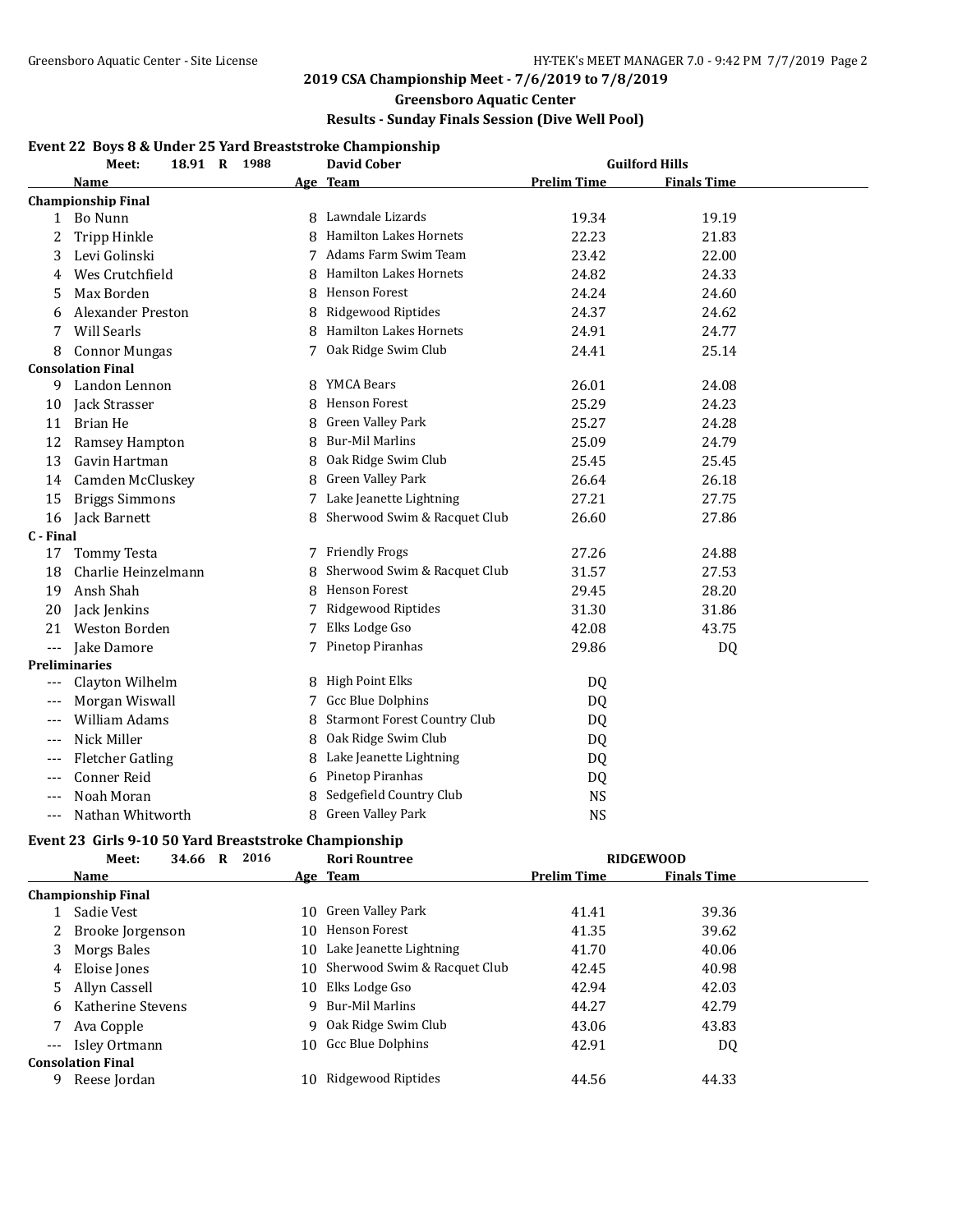## 2019 CSA Championship Meet - 7/6/2019 to 7/8/2019

### Greensboro Aquatic Center

### Results - Sunday Finals Session (Dive Well Pool)

### Event 22 Boys 8 & Under 25 Yard Breaststroke Championship

Meet: 18.91 R 1988 David Cober Guilford Hills

| | Name | Age | Team | Prelim Time | Finals Time |
|---|---|---|---|---|---|
| **Championship Final** | | | | | |
| 1 | Bo Nunn | 8 | Lawndale Lizards | 19.34 | 19.19 |
| 2 | Tripp Hinkle | 8 | Hamilton Lakes Hornets | 22.23 | 21.83 |
| 3 | Levi Golinski | 7 | Adams Farm Swim Team | 23.42 | 22.00 |
| 4 | Wes Crutchfield | 8 | Hamilton Lakes Hornets | 24.82 | 24.33 |
| 5 | Max Borden | 8 | Henson Forest | 24.24 | 24.60 |
| 6 | Alexander Preston | 8 | Ridgewood Riptides | 24.37 | 24.62 |
| 7 | Will Searls | 8 | Hamilton Lakes Hornets | 24.91 | 24.77 |
| 8 | Connor Mungas | 7 | Oak Ridge Swim Club | 24.41 | 25.14 |
| **Consolation Final** | | | | | |
| 9 | Landon Lennon | 8 | YMCA Bears | 26.01 | 24.08 |
| 10 | Jack Strasser | 8 | Henson Forest | 25.29 | 24.23 |
| 11 | Brian He | 8 | Green Valley Park | 25.27 | 24.28 |
| 12 | Ramsey Hampton | 8 | Bur-Mil Marlins | 25.09 | 24.79 |
| 13 | Gavin Hartman | 8 | Oak Ridge Swim Club | 25.45 | 25.45 |
| 14 | Camden McCluskey | 8 | Green Valley Park | 26.64 | 26.18 |
| 15 | Briggs Simmons | 7 | Lake Jeanette Lightning | 27.21 | 27.75 |
| 16 | Jack Barnett | 8 | Sherwood Swim & Racquet Club | 26.60 | 27.86 |
| **C - Final** | | | | | |
| 17 | Tommy Testa | 7 | Friendly Frogs | 27.26 | 24.88 |
| 18 | Charlie Heinzelmann | 8 | Sherwood Swim & Racquet Club | 31.57 | 27.53 |
| 19 | Ansh Shah | 8 | Henson Forest | 29.45 | 28.20 |
| 20 | Jack Jenkins | 7 | Ridgewood Riptides | 31.30 | 31.86 |
| 21 | Weston Borden | 7 | Elks Lodge Gso | 42.08 | 43.75 |
| --- | Jake Damore | 7 | Pinetop Piranhas | 29.86 | DQ |
| **Preliminaries** | | | | | |
| --- | Clayton Wilhelm | 8 | High Point Elks | DQ | |
| --- | Morgan Wiswall | 7 | Gcc Blue Dolphins | DQ | |
| --- | William Adams | 8 | Starmont Forest Country Club | DQ | |
| --- | Nick Miller | 8 | Oak Ridge Swim Club | DQ | |
| --- | Fletcher Gatling | 8 | Lake Jeanette Lightning | DQ | |
| --- | Conner Reid | 6 | Pinetop Piranhas | DQ | |
| --- | Noah Moran | 8 | Sedgefield Country Club | NS | |
| --- | Nathan Whitworth | 8 | Green Valley Park | NS | |

### Event 23 Girls 9-10 50 Yard Breaststroke Championship

Meet: 34.66 R 2016 Rori Rountree RIDGEWOOD

| | Name | Age | Team | Prelim Time | Finals Time |
|---|---|---|---|---|---|
| **Championship Final** | | | | | |
| 1 | Sadie Vest | 10 | Green Valley Park | 41.41 | 39.36 |
| 2 | Brooke Jorgenson | 10 | Henson Forest | 41.35 | 39.62 |
| 3 | Morgs Bales | 10 | Lake Jeanette Lightning | 41.70 | 40.06 |
| 4 | Eloise Jones | 10 | Sherwood Swim & Racquet Club | 42.45 | 40.98 |
| 5 | Allyn Cassell | 10 | Elks Lodge Gso | 42.94 | 42.03 |
| 6 | Katherine Stevens | 9 | Bur-Mil Marlins | 44.27 | 42.79 |
| 7 | Ava Copple | 9 | Oak Ridge Swim Club | 43.06 | 43.83 |
| --- | Isley Ortmann | 10 | Gcc Blue Dolphins | 42.91 | DQ |
| **Consolation Final** | | | | | |
| 9 | Reese Jordan | 10 | Ridgewood Riptides | 44.56 | 44.33 |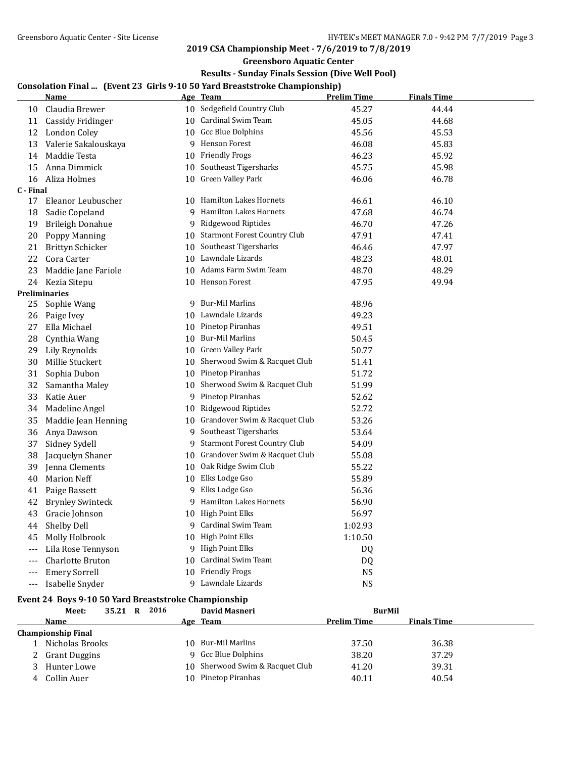## 2019 CSA Championship Meet - 7/6/2019 to 7/8/2019

### Greensboro Aquatic Center

### Results - Sunday Finals Session (Dive Well Pool)

**Consolation Final ... (Event 23 Girls 9-10 50 Yard Breaststroke Championship)**

| | Name | Age | Team | Prelim Time | Finals Time |
|---|---|---|---|---|---|
| 10 | Claudia Brewer | 10 | Sedgefield Country Club | 45.27 | 44.44 |
| 11 | Cassidy Fridinger | 10 | Cardinal Swim Team | 45.05 | 44.68 |
| 12 | London Coley | 10 | Gcc Blue Dolphins | 45.56 | 45.53 |
| 13 | Valerie Sakalouskaya | 9 | Henson Forest | 46.08 | 45.83 |
| 14 | Maddie Testa | 10 | Friendly Frogs | 46.23 | 45.92 |
| 15 | Anna Dimmick | 10 | Southeast Tigersharks | 45.75 | 45.98 |
| 16 | Aliza Holmes | 10 | Green Valley Park | 46.06 | 46.78 |
| **C - Final** | | | | | |
| 17 | Eleanor Leubuscher | 10 | Hamilton Lakes Hornets | 46.61 | 46.10 |
| 18 | Sadie Copeland | 9 | Hamilton Lakes Hornets | 47.68 | 46.74 |
| 19 | Brileigh Donahue | 9 | Ridgewood Riptides | 46.70 | 47.26 |
| 20 | Poppy Manning | 10 | Starmont Forest Country Club | 47.91 | 47.41 |
| 21 | Brittyn Schicker | 10 | Southeast Tigersharks | 46.46 | 47.97 |
| 22 | Cora Carter | 10 | Lawndale Lizards | 48.23 | 48.01 |
| 23 | Maddie Jane Fariole | 10 | Adams Farm Swim Team | 48.70 | 48.29 |
| 24 | Kezia Sitepu | 10 | Henson Forest | 47.95 | 49.94 |
| **Preliminaries** | | | | | |
| 25 | Sophie Wang | 9 | Bur-Mil Marlins | 48.96 | |
| 26 | Paige Ivey | 10 | Lawndale Lizards | 49.23 | |
| 27 | Ella Michael | 10 | Pinetop Piranhas | 49.51 | |
| 28 | Cynthia Wang | 10 | Bur-Mil Marlins | 50.45 | |
| 29 | Lily Reynolds | 10 | Green Valley Park | 50.77 | |
| 30 | Millie Stuckert | 10 | Sherwood Swim & Racquet Club | 51.41 | |
| 31 | Sophia Dubon | 10 | Pinetop Piranhas | 51.72 | |
| 32 | Samantha Maley | 10 | Sherwood Swim & Racquet Club | 51.99 | |
| 33 | Katie Auer | 9 | Pinetop Piranhas | 52.62 | |
| 34 | Madeline Angel | 10 | Ridgewood Riptides | 52.72 | |
| 35 | Maddie Jean Henning | 10 | Grandover Swim & Racquet Club | 53.26 | |
| 36 | Anya Dawson | 9 | Southeast Tigersharks | 53.64 | |
| 37 | Sidney Sydell | 9 | Starmont Forest Country Club | 54.09 | |
| 38 | Jacquelyn Shaner | 10 | Grandover Swim & Racquet Club | 55.08 | |
| 39 | Jenna Clements | 10 | Oak Ridge Swim Club | 55.22 | |
| 40 | Marion Neff | 10 | Elks Lodge Gso | 55.89 | |
| 41 | Paige Bassett | 9 | Elks Lodge Gso | 56.36 | |
| 42 | Brynley Swinteck | 9 | Hamilton Lakes Hornets | 56.90 | |
| 43 | Gracie Johnson | 10 | High Point Elks | 56.97 | |
| 44 | Shelby Dell | 9 | Cardinal Swim Team | 1:02.93 | |
| 45 | Molly Holbrook | 10 | High Point Elks | 1:10.50 | |
| --- | Lila Rose Tennyson | 9 | High Point Elks | DQ | |
| --- | Charlotte Bruton | 10 | Cardinal Swim Team | DQ | |
| --- | Emery Sorrell | 10 | Friendly Frogs | NS | |
| --- | Isabelle Snyder | 9 | Lawndale Lizards | NS | |

**Event 24 Boys 9-10 50 Yard Breaststroke Championship**

Meet: 35.21 R 2016 David Masneri BurMil

| | Name | Age | Team | Prelim Time | Finals Time |
|---|---|---|---|---|---|
| **Championship Final** | | | | | |
| 1 | Nicholas Brooks | 10 | Bur-Mil Marlins | 37.50 | 36.38 |
| 2 | Grant Duggins | 9 | Gcc Blue Dolphins | 38.20 | 37.29 |
| 3 | Hunter Lowe | 10 | Sherwood Swim & Racquet Club | 41.20 | 39.31 |
| 4 | Collin Auer | 10 | Pinetop Piranhas | 40.11 | 40.54 |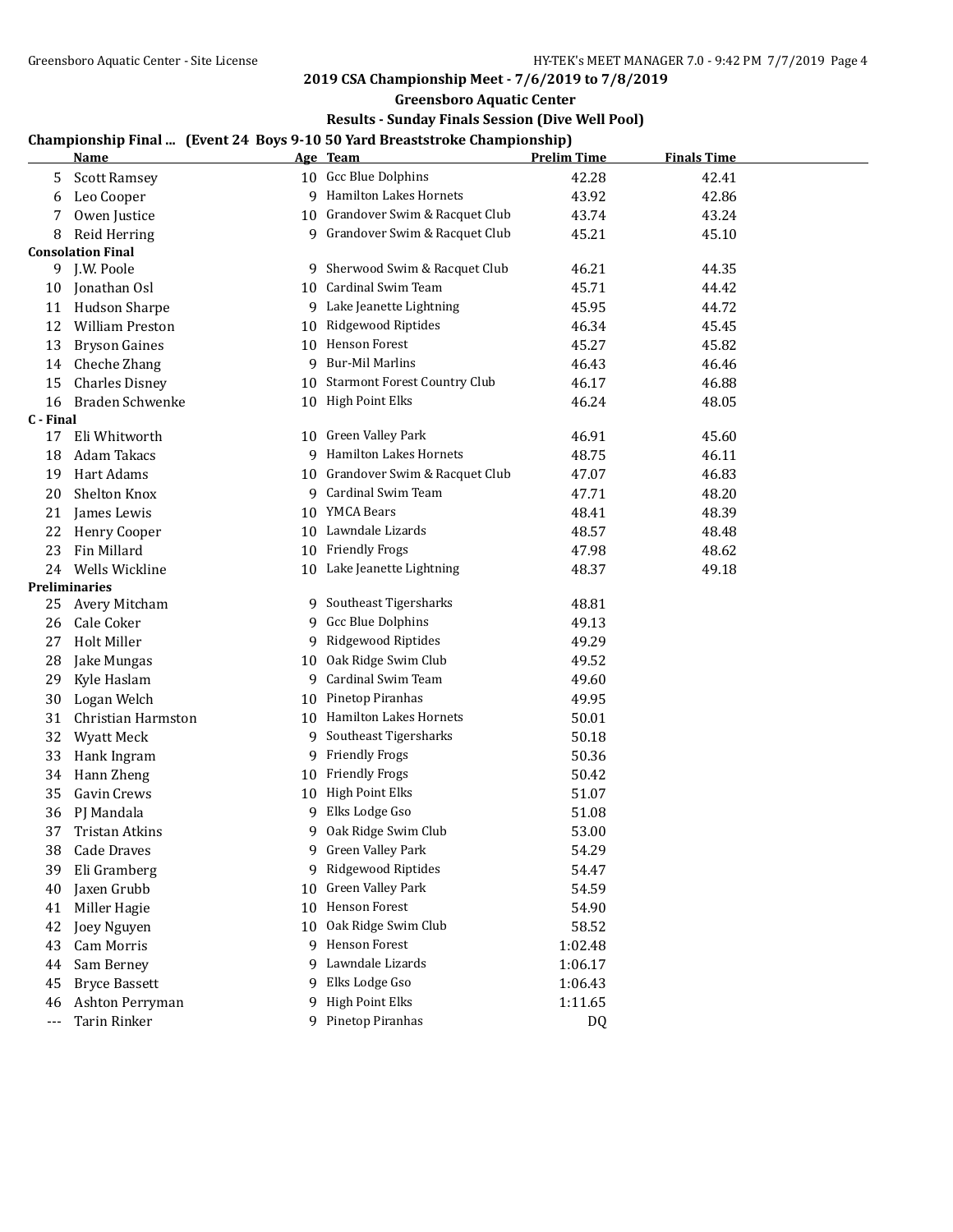## 2019 CSA Championship Meet - 7/6/2019 to 7/8/2019

### Greensboro Aquatic Center

### Results - Sunday Finals Session (Dive Well Pool)

**Championship Final ... (Event 24 Boys 9-10 50 Yard Breaststroke Championship)**

| | Name | Age | Team | Prelim Time | Finals Time |
|---|---|---|---|---|---|
| 5 | Scott Ramsey | 10 | Gcc Blue Dolphins | 42.28 | 42.41 |
| 6 | Leo Cooper | 9 | Hamilton Lakes Hornets | 43.92 | 42.86 |
| 7 | Owen Justice | 10 | Grandover Swim & Racquet Club | 43.74 | 43.24 |
| 8 | Reid Herring | 9 | Grandover Swim & Racquet Club | 45.21 | 45.10 |
| **Consolation Final** | | | | | |
| 9 | J.W. Poole | 9 | Sherwood Swim & Racquet Club | 46.21 | 44.35 |
| 10 | Jonathan Osl | 10 | Cardinal Swim Team | 45.71 | 44.42 |
| 11 | Hudson Sharpe | 9 | Lake Jeanette Lightning | 45.95 | 44.72 |
| 12 | William Preston | 10 | Ridgewood Riptides | 46.34 | 45.45 |
| 13 | Bryson Gaines | 10 | Henson Forest | 45.27 | 45.82 |
| 14 | Cheche Zhang | 9 | Bur-Mil Marlins | 46.43 | 46.46 |
| 15 | Charles Disney | 10 | Starmont Forest Country Club | 46.17 | 46.88 |
| 16 | Braden Schwenke | 10 | High Point Elks | 46.24 | 48.05 |
| **C - Final** | | | | | |
| 17 | Eli Whitworth | 10 | Green Valley Park | 46.91 | 45.60 |
| 18 | Adam Takacs | 9 | Hamilton Lakes Hornets | 48.75 | 46.11 |
| 19 | Hart Adams | 10 | Grandover Swim & Racquet Club | 47.07 | 46.83 |
| 20 | Shelton Knox | 9 | Cardinal Swim Team | 47.71 | 48.20 |
| 21 | James Lewis | 10 | YMCA Bears | 48.41 | 48.39 |
| 22 | Henry Cooper | 10 | Lawndale Lizards | 48.57 | 48.48 |
| 23 | Fin Millard | 10 | Friendly Frogs | 47.98 | 48.62 |
| 24 | Wells Wickline | 10 | Lake Jeanette Lightning | 48.37 | 49.18 |
| **Preliminaries** | | | | | |
| 25 | Avery Mitcham | 9 | Southeast Tigersharks | 48.81 | |
| 26 | Cale Coker | 9 | Gcc Blue Dolphins | 49.13 | |
| 27 | Holt Miller | 9 | Ridgewood Riptides | 49.29 | |
| 28 | Jake Mungas | 10 | Oak Ridge Swim Club | 49.52 | |
| 29 | Kyle Haslam | 9 | Cardinal Swim Team | 49.60 | |
| 30 | Logan Welch | 10 | Pinetop Piranhas | 49.95 | |
| 31 | Christian Harmston | 10 | Hamilton Lakes Hornets | 50.01 | |
| 32 | Wyatt Meck | 9 | Southeast Tigersharks | 50.18 | |
| 33 | Hank Ingram | 9 | Friendly Frogs | 50.36 | |
| 34 | Hann Zheng | 10 | Friendly Frogs | 50.42 | |
| 35 | Gavin Crews | 10 | High Point Elks | 51.07 | |
| 36 | PJ Mandala | 9 | Elks Lodge Gso | 51.08 | |
| 37 | Tristan Atkins | 9 | Oak Ridge Swim Club | 53.00 | |
| 38 | Cade Draves | 9 | Green Valley Park | 54.29 | |
| 39 | Eli Gramberg | 9 | Ridgewood Riptides | 54.47 | |
| 40 | Jaxen Grubb | 10 | Green Valley Park | 54.59 | |
| 41 | Miller Hagie | 10 | Henson Forest | 54.90 | |
| 42 | Joey Nguyen | 10 | Oak Ridge Swim Club | 58.52 | |
| 43 | Cam Morris | 9 | Henson Forest | 1:02.48 | |
| 44 | Sam Berney | 9 | Lawndale Lizards | 1:06.17 | |
| 45 | Bryce Bassett | 9 | Elks Lodge Gso | 1:06.43 | |
| 46 | Ashton Perryman | 9 | High Point Elks | 1:11.65 | |
| --- | Tarin Rinker | 9 | Pinetop Piranhas | DQ | |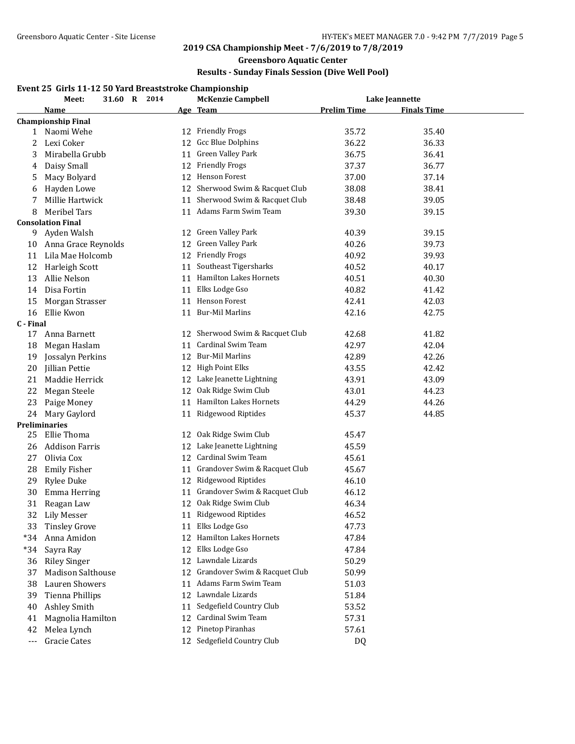## 2019 CSA Championship Meet - 7/6/2019 to 7/8/2019

### Greensboro Aquatic Center

### Results - Sunday Finals Session (Dive Well Pool)

#### Event 25 Girls 11-12 50 Yard Breaststroke Championship

| | Meet: 31.60 R 2014 | | McKenzie Campbell | Lake Jeannette |
|---|---|---|---|---|
| | **Name** | **Age** | **Team** | **Prelim Time** | **Finals Time** |

**Championship Final**

| Place | Name | Age | Team | Prelim Time | Finals Time |
|---|---|---|---|---|---|
| 1 | Naomi Wehe | 12 | Friendly Frogs | 35.72 | 35.40 |
| 2 | Lexi Coker | 12 | Gcc Blue Dolphins | 36.22 | 36.33 |
| 3 | Mirabella Grubb | 11 | Green Valley Park | 36.75 | 36.41 |
| 4 | Daisy Small | 12 | Friendly Frogs | 37.37 | 36.77 |
| 5 | Macy Bolyard | 12 | Henson Forest | 37.00 | 37.14 |
| 6 | Hayden Lowe | 12 | Sherwood Swim & Racquet Club | 38.08 | 38.41 |
| 7 | Millie Hartwick | 11 | Sherwood Swim & Racquet Club | 38.48 | 39.05 |
| 8 | Meribel Tars | 11 | Adams Farm Swim Team | 39.30 | 39.15 |

**Consolation Final**

| Place | Name | Age | Team | Prelim Time | Finals Time |
|---|---|---|---|---|---|
| 9 | Ayden Walsh | 12 | Green Valley Park | 40.39 | 39.15 |
| 10 | Anna Grace Reynolds | 12 | Green Valley Park | 40.26 | 39.73 |
| 11 | Lila Mae Holcomb | 12 | Friendly Frogs | 40.92 | 39.93 |
| 12 | Harleigh Scott | 11 | Southeast Tigersharks | 40.52 | 40.17 |
| 13 | Allie Nelson | 11 | Hamilton Lakes Hornets | 40.51 | 40.30 |
| 14 | Disa Fortin | 11 | Elks Lodge Gso | 40.82 | 41.42 |
| 15 | Morgan Strasser | 11 | Henson Forest | 42.41 | 42.03 |
| 16 | Ellie Kwon | 11 | Bur-Mil Marlins | 42.16 | 42.75 |

**C - Final**

| Place | Name | Age | Team | Prelim Time | Finals Time |
|---|---|---|---|---|---|
| 17 | Anna Barnett | 12 | Sherwood Swim & Racquet Club | 42.68 | 41.82 |
| 18 | Megan Haslam | 11 | Cardinal Swim Team | 42.97 | 42.04 |
| 19 | Jossalyn Perkins | 12 | Bur-Mil Marlins | 42.89 | 42.26 |
| 20 | Jillian Pettie | 12 | High Point Elks | 43.55 | 42.42 |
| 21 | Maddie Herrick | 12 | Lake Jeanette Lightning | 43.91 | 43.09 |
| 22 | Megan Steele | 12 | Oak Ridge Swim Club | 43.01 | 44.23 |
| 23 | Paige Money | 11 | Hamilton Lakes Hornets | 44.29 | 44.26 |
| 24 | Mary Gaylord | 11 | Ridgewood Riptides | 45.37 | 44.85 |

**Preliminaries**

| Place | Name | Age | Team | Prelim Time |
|---|---|---|---|---|
| 25 | Ellie Thoma | 12 | Oak Ridge Swim Club | 45.47 |
| 26 | Addison Farris | 12 | Lake Jeanette Lightning | 45.59 |
| 27 | Olivia Cox | 12 | Cardinal Swim Team | 45.61 |
| 28 | Emily Fisher | 11 | Grandover Swim & Racquet Club | 45.67 |
| 29 | Rylee Duke | 12 | Ridgewood Riptides | 46.10 |
| 30 | Emma Herring | 11 | Grandover Swim & Racquet Club | 46.12 |
| 31 | Reagan Law | 12 | Oak Ridge Swim Club | 46.34 |
| 32 | Lily Messer | 11 | Ridgewood Riptides | 46.52 |
| 33 | Tinsley Grove | 11 | Elks Lodge Gso | 47.73 |
| *34 | Anna Amidon | 12 | Hamilton Lakes Hornets | 47.84 |
| *34 | Sayra Ray | 12 | Elks Lodge Gso | 47.84 |
| 36 | Riley Singer | 12 | Lawndale Lizards | 50.29 |
| 37 | Madison Salthouse | 12 | Grandover Swim & Racquet Club | 50.99 |
| 38 | Lauren Showers | 11 | Adams Farm Swim Team | 51.03 |
| 39 | Tienna Phillips | 12 | Lawndale Lizards | 51.84 |
| 40 | Ashley Smith | 11 | Sedgefield Country Club | 53.52 |
| 41 | Magnolia Hamilton | 12 | Cardinal Swim Team | 57.31 |
| 42 | Melea Lynch | 12 | Pinetop Piranhas | 57.61 |
| --- | Gracie Cates | 12 | Sedgefield Country Club | DQ |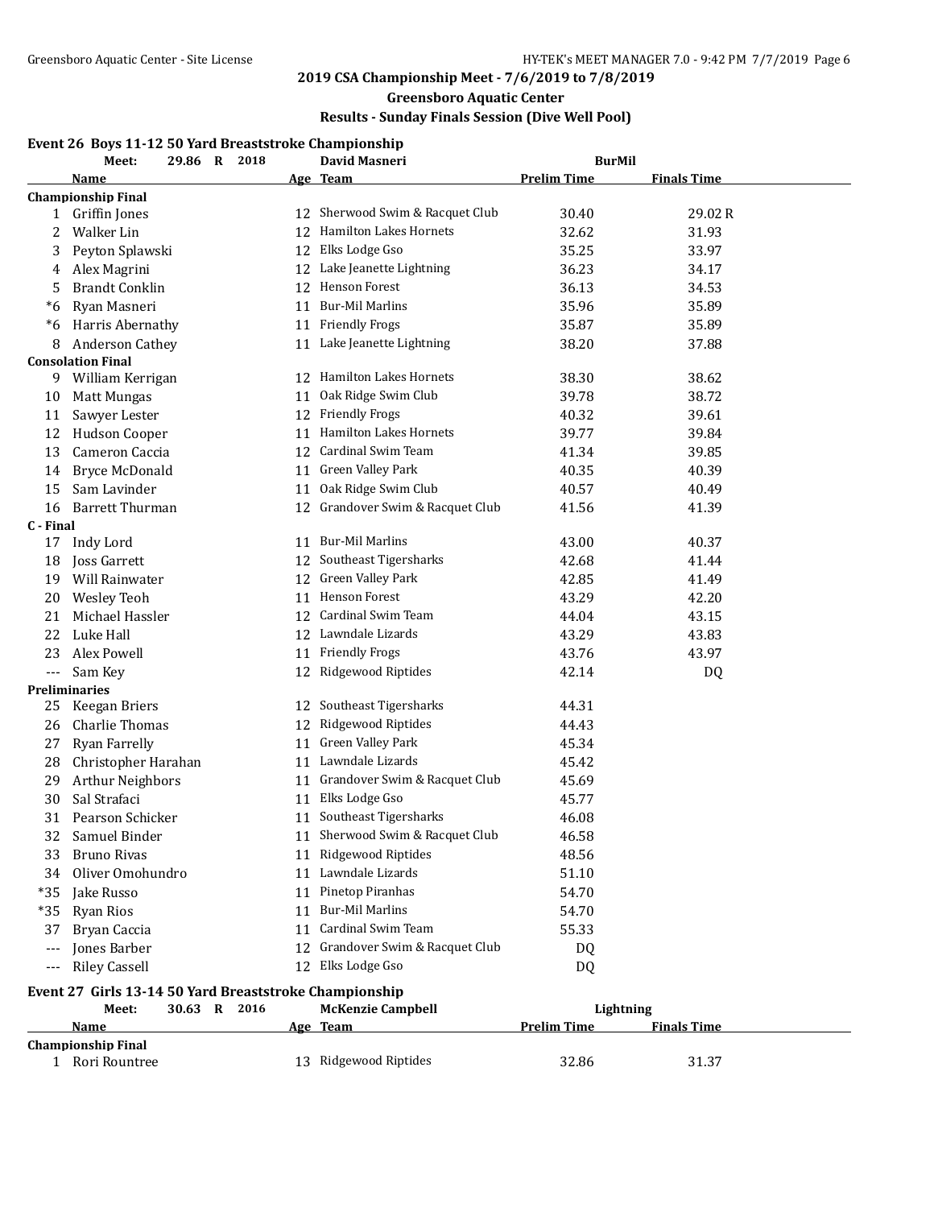## 2019 CSA Championship Meet - 7/6/2019 to 7/8/2019

### Greensboro Aquatic Center

### Results - Sunday Finals Session (Dive Well Pool)

#### Event 26 Boys 11-12 50 Yard Breaststroke Championship

Meet: 29.86 R 2018 David Masneri BurMil

| | Name | Age | Team | Prelim Time | Finals Time |
|---|---|---|---|---|---|
| **Championship Final** | | | | | |
| 1 | Griffin Jones | 12 | Sherwood Swim & Racquet Club | 30.40 | 29.02 R |
| 2 | Walker Lin | 12 | Hamilton Lakes Hornets | 32.62 | 31.93 |
| 3 | Peyton Splawski | 12 | Elks Lodge Gso | 35.25 | 33.97 |
| 4 | Alex Magrini | 12 | Lake Jeanette Lightning | 36.23 | 34.17 |
| 5 | Brandt Conklin | 12 | Henson Forest | 36.13 | 34.53 |
| *6 | Ryan Masneri | 11 | Bur-Mil Marlins | 35.96 | 35.89 |
| *6 | Harris Abernathy | 11 | Friendly Frogs | 35.87 | 35.89 |
| 8 | Anderson Cathey | 11 | Lake Jeanette Lightning | 38.20 | 37.88 |
| **Consolation Final** | | | | | |
| 9 | William Kerrigan | 12 | Hamilton Lakes Hornets | 38.30 | 38.62 |
| 10 | Matt Mungas | 11 | Oak Ridge Swim Club | 39.78 | 38.72 |
| 11 | Sawyer Lester | 12 | Friendly Frogs | 40.32 | 39.61 |
| 12 | Hudson Cooper | 11 | Hamilton Lakes Hornets | 39.77 | 39.84 |
| 13 | Cameron Caccia | 12 | Cardinal Swim Team | 41.34 | 39.85 |
| 14 | Bryce McDonald | 11 | Green Valley Park | 40.35 | 40.39 |
| 15 | Sam Lavinder | 11 | Oak Ridge Swim Club | 40.57 | 40.49 |
| 16 | Barrett Thurman | 12 | Grandover Swim & Racquet Club | 41.56 | 41.39 |
| **C - Final** | | | | | |
| 17 | Indy Lord | 11 | Bur-Mil Marlins | 43.00 | 40.37 |
| 18 | Joss Garrett | 12 | Southeast Tigersharks | 42.68 | 41.44 |
| 19 | Will Rainwater | 12 | Green Valley Park | 42.85 | 41.49 |
| 20 | Wesley Teoh | 11 | Henson Forest | 43.29 | 42.20 |
| 21 | Michael Hassler | 12 | Cardinal Swim Team | 44.04 | 43.15 |
| 22 | Luke Hall | 12 | Lawndale Lizards | 43.29 | 43.83 |
| 23 | Alex Powell | 11 | Friendly Frogs | 43.76 | 43.97 |
| --- | Sam Key | 12 | Ridgewood Riptides | 42.14 | DQ |
| **Preliminaries** | | | | | |
| 25 | Keegan Briers | 12 | Southeast Tigersharks | 44.31 | |
| 26 | Charlie Thomas | 12 | Ridgewood Riptides | 44.43 | |
| 27 | Ryan Farrelly | 11 | Green Valley Park | 45.34 | |
| 28 | Christopher Harahan | 11 | Lawndale Lizards | 45.42 | |
| 29 | Arthur Neighbors | 11 | Grandover Swim & Racquet Club | 45.69 | |
| 30 | Sal Strafaci | 11 | Elks Lodge Gso | 45.77 | |
| 31 | Pearson Schicker | 11 | Southeast Tigersharks | 46.08 | |
| 32 | Samuel Binder | 11 | Sherwood Swim & Racquet Club | 46.58 | |
| 33 | Bruno Rivas | 11 | Ridgewood Riptides | 48.56 | |
| 34 | Oliver Omohundro | 11 | Lawndale Lizards | 51.10 | |
| *35 | Jake Russo | 11 | Pinetop Piranhas | 54.70 | |
| *35 | Ryan Rios | 11 | Bur-Mil Marlins | 54.70 | |
| 37 | Bryan Caccia | 11 | Cardinal Swim Team | 55.33 | |
| --- | Jones Barber | 12 | Grandover Swim & Racquet Club | DQ | |
| --- | Riley Cassell | 12 | Elks Lodge Gso | DQ | |

#### Event 27 Girls 13-14 50 Yard Breaststroke Championship

Meet: 30.63 R 2016 McKenzie Campbell Lightning

| | Name | Age | Team | Prelim Time | Finals Time |
|---|---|---|---|---|---|
| **Championship Final** | | | | | |
| 1 | Rori Rountree | 13 | Ridgewood Riptides | 32.86 | 31.37 |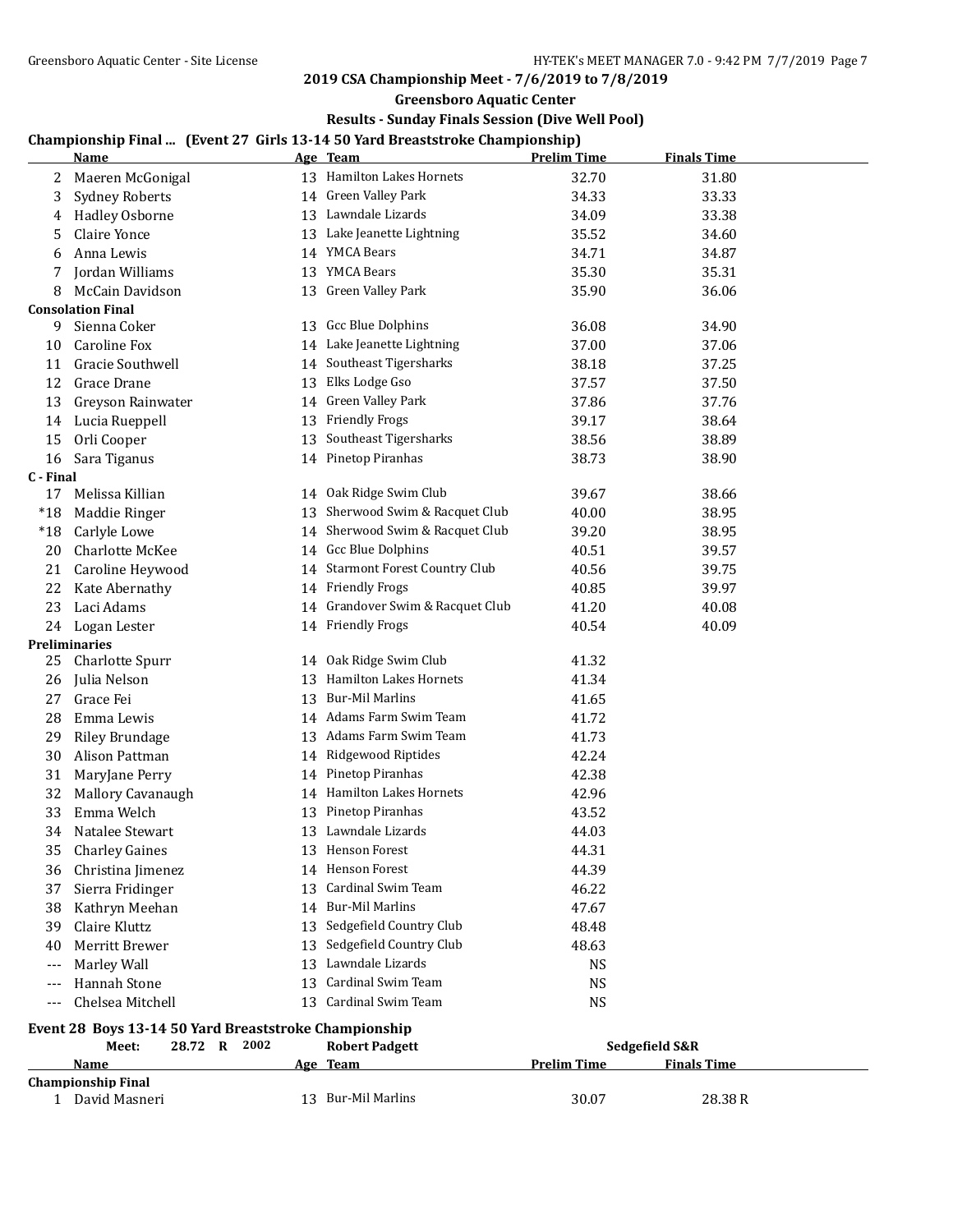**2019 CSA Championship Meet - 7/6/2019 to 7/8/2019**

**Greensboro Aquatic Center**

**Results - Sunday Finals Session (Dive Well Pool)**

### Championship Final ... (Event 27 Girls 13-14 50 Yard Breaststroke Championship)

| | Name | Age | Team | Prelim Time | Finals Time |
|---|---|---|---|---|---|
| 2 | Maeren McGonigal | 13 | Hamilton Lakes Hornets | 32.70 | 31.80 |
| 3 | Sydney Roberts | 14 | Green Valley Park | 34.33 | 33.33 |
| 4 | Hadley Osborne | 13 | Lawndale Lizards | 34.09 | 33.38 |
| 5 | Claire Yonce | 13 | Lake Jeanette Lightning | 35.52 | 34.60 |
| 6 | Anna Lewis | 14 | YMCA Bears | 34.71 | 34.87 |
| 7 | Jordan Williams | 13 | YMCA Bears | 35.30 | 35.31 |
| 8 | McCain Davidson | 13 | Green Valley Park | 35.90 | 36.06 |
| **Consolation Final** | | | | | |
| 9 | Sienna Coker | 13 | Gcc Blue Dolphins | 36.08 | 34.90 |
| 10 | Caroline Fox | 14 | Lake Jeanette Lightning | 37.00 | 37.06 |
| 11 | Gracie Southwell | 14 | Southeast Tigersharks | 38.18 | 37.25 |
| 12 | Grace Drane | 13 | Elks Lodge Gso | 37.57 | 37.50 |
| 13 | Greyson Rainwater | 14 | Green Valley Park | 37.86 | 37.76 |
| 14 | Lucia Rueppell | 13 | Friendly Frogs | 39.17 | 38.64 |
| 15 | Orli Cooper | 13 | Southeast Tigersharks | 38.56 | 38.89 |
| 16 | Sara Tiganus | 14 | Pinetop Piranhas | 38.73 | 38.90 |
| **C - Final** | | | | | |
| 17 | Melissa Killian | 14 | Oak Ridge Swim Club | 39.67 | 38.66 |
| *18 | Maddie Ringer | 13 | Sherwood Swim & Racquet Club | 40.00 | 38.95 |
| *18 | Carlyle Lowe | 14 | Sherwood Swim & Racquet Club | 39.20 | 38.95 |
| 20 | Charlotte McKee | 14 | Gcc Blue Dolphins | 40.51 | 39.57 |
| 21 | Caroline Heywood | 14 | Starmont Forest Country Club | 40.56 | 39.75 |
| 22 | Kate Abernathy | 14 | Friendly Frogs | 40.85 | 39.97 |
| 23 | Laci Adams | 14 | Grandover Swim & Racquet Club | 41.20 | 40.08 |
| 24 | Logan Lester | 14 | Friendly Frogs | 40.54 | 40.09 |
| **Preliminaries** | | | | | |
| 25 | Charlotte Spurr | 14 | Oak Ridge Swim Club | 41.32 | |
| 26 | Julia Nelson | 13 | Hamilton Lakes Hornets | 41.34 | |
| 27 | Grace Fei | 13 | Bur-Mil Marlins | 41.65 | |
| 28 | Emma Lewis | 14 | Adams Farm Swim Team | 41.72 | |
| 29 | Riley Brundage | 13 | Adams Farm Swim Team | 41.73 | |
| 30 | Alison Pattman | 14 | Ridgewood Riptides | 42.24 | |
| 31 | MaryJane Perry | 14 | Pinetop Piranhas | 42.38 | |
| 32 | Mallory Cavanaugh | 14 | Hamilton Lakes Hornets | 42.96 | |
| 33 | Emma Welch | 13 | Pinetop Piranhas | 43.52 | |
| 34 | Natalee Stewart | 13 | Lawndale Lizards | 44.03 | |
| 35 | Charley Gaines | 13 | Henson Forest | 44.31 | |
| 36 | Christina Jimenez | 14 | Henson Forest | 44.39 | |
| 37 | Sierra Fridinger | 13 | Cardinal Swim Team | 46.22 | |
| 38 | Kathryn Meehan | 14 | Bur-Mil Marlins | 47.67 | |
| 39 | Claire Kluttz | 13 | Sedgefield Country Club | 48.48 | |
| 40 | Merritt Brewer | 13 | Sedgefield Country Club | 48.63 | |
| --- | Marley Wall | 13 | Lawndale Lizards | NS | |
| --- | Hannah Stone | 13 | Cardinal Swim Team | NS | |
| --- | Chelsea Mitchell | 13 | Cardinal Swim Team | NS | |

### Event 28 Boys 13-14 50 Yard Breaststroke Championship

Meet: 28.72 R 2002 Robert Padgett Sedgefield S&R

| | Name | Age | Team | Prelim Time | Finals Time |
|---|---|---|---|---|---|
| **Championship Final** | | | | | |
| 1 | David Masneri | 13 | Bur-Mil Marlins | 30.07 | 28.38 R |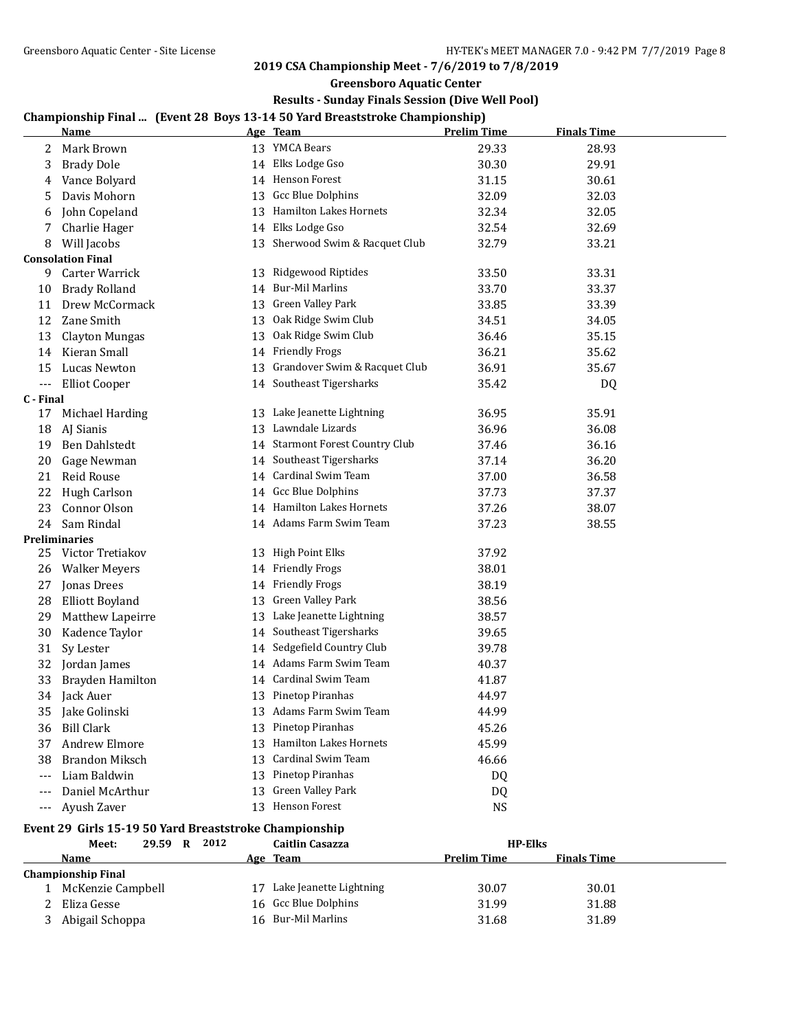## 2019 CSA Championship Meet - 7/6/2019 to 7/8/2019

### Greensboro Aquatic Center

### Results - Sunday Finals Session (Dive Well Pool)

### Championship Final ... (Event 28 Boys 13-14 50 Yard Breaststroke Championship)

| | Name | Age | Team | Prelim Time | Finals Time |
|---|---|---|---|---|---|
| 2 | Mark Brown | 13 | YMCA Bears | 29.33 | 28.93 |
| 3 | Brady Dole | 14 | Elks Lodge Gso | 30.30 | 29.91 |
| 4 | Vance Bolyard | 14 | Henson Forest | 31.15 | 30.61 |
| 5 | Davis Mohorn | 13 | Gcc Blue Dolphins | 32.09 | 32.03 |
| 6 | John Copeland | 13 | Hamilton Lakes Hornets | 32.34 | 32.05 |
| 7 | Charlie Hager | 14 | Elks Lodge Gso | 32.54 | 32.69 |
| 8 | Will Jacobs | 13 | Sherwood Swim & Racquet Club | 32.79 | 33.21 |
| **Consolation Final** | | | | | |
| 9 | Carter Warrick | 13 | Ridgewood Riptides | 33.50 | 33.31 |
| 10 | Brady Rolland | 14 | Bur-Mil Marlins | 33.70 | 33.37 |
| 11 | Drew McCormack | 13 | Green Valley Park | 33.85 | 33.39 |
| 12 | Zane Smith | 13 | Oak Ridge Swim Club | 34.51 | 34.05 |
| 13 | Clayton Mungas | 13 | Oak Ridge Swim Club | 36.46 | 35.15 |
| 14 | Kieran Small | 14 | Friendly Frogs | 36.21 | 35.62 |
| 15 | Lucas Newton | 13 | Grandover Swim & Racquet Club | 36.91 | 35.67 |
| --- | Elliot Cooper | 14 | Southeast Tigersharks | 35.42 | DQ |
| **C - Final** | | | | | |
| 17 | Michael Harding | 13 | Lake Jeanette Lightning | 36.95 | 35.91 |
| 18 | AJ Sianis | 13 | Lawndale Lizards | 36.96 | 36.08 |
| 19 | Ben Dahlstedt | 14 | Starmont Forest Country Club | 37.46 | 36.16 |
| 20 | Gage Newman | 14 | Southeast Tigersharks | 37.14 | 36.20 |
| 21 | Reid Rouse | 14 | Cardinal Swim Team | 37.00 | 36.58 |
| 22 | Hugh Carlson | 14 | Gcc Blue Dolphins | 37.73 | 37.37 |
| 23 | Connor Olson | 14 | Hamilton Lakes Hornets | 37.26 | 38.07 |
| 24 | Sam Rindal | 14 | Adams Farm Swim Team | 37.23 | 38.55 |
| **Preliminaries** | | | | | |
| 25 | Victor Tretiakov | 13 | High Point Elks | 37.92 | |
| 26 | Walker Meyers | 14 | Friendly Frogs | 38.01 | |
| 27 | Jonas Drees | 14 | Friendly Frogs | 38.19 | |
| 28 | Elliott Boyland | 13 | Green Valley Park | 38.56 | |
| 29 | Matthew Lapeirre | 13 | Lake Jeanette Lightning | 38.57 | |
| 30 | Kadence Taylor | 14 | Southeast Tigersharks | 39.65 | |
| 31 | Sy Lester | 14 | Sedgefield Country Club | 39.78 | |
| 32 | Jordan James | 14 | Adams Farm Swim Team | 40.37 | |
| 33 | Brayden Hamilton | 14 | Cardinal Swim Team | 41.87 | |
| 34 | Jack Auer | 13 | Pinetop Piranhas | 44.97 | |
| 35 | Jake Golinski | 13 | Adams Farm Swim Team | 44.99 | |
| 36 | Bill Clark | 13 | Pinetop Piranhas | 45.26 | |
| 37 | Andrew Elmore | 13 | Hamilton Lakes Hornets | 45.99 | |
| 38 | Brandon Miksch | 13 | Cardinal Swim Team | 46.66 | |
| --- | Liam Baldwin | 13 | Pinetop Piranhas | DQ | |
| --- | Daniel McArthur | 13 | Green Valley Park | DQ | |
| --- | Ayush Zaver | 13 | Henson Forest | NS | |

### Event 29 Girls 15-19 50 Yard Breaststroke Championship

Meet: 29.59 R 2012 Caitlin Casazza HP-Elks

| | Name | Age | Team | Prelim Time | Finals Time |
|---|---|---|---|---|---|
| **Championship Final** | | | | | |
| 1 | McKenzie Campbell | 17 | Lake Jeanette Lightning | 30.07 | 30.01 |
| 2 | Eliza Gesse | 16 | Gcc Blue Dolphins | 31.99 | 31.88 |
| 3 | Abigail Schoppa | 16 | Bur-Mil Marlins | 31.68 | 31.89 |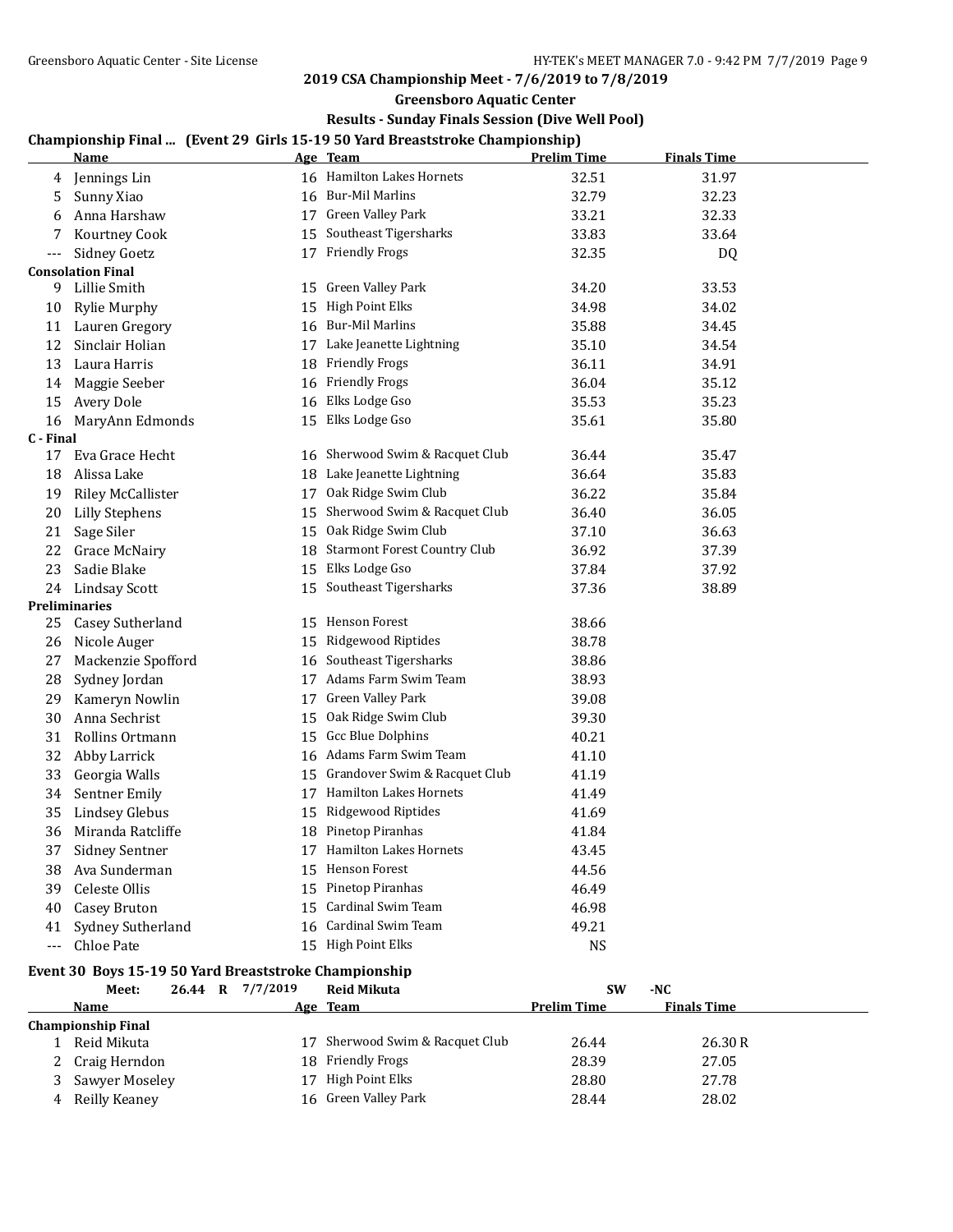## 2019 CSA Championship Meet - 7/6/2019 to 7/8/2019

### Greensboro Aquatic Center

### Results - Sunday Finals Session (Dive Well Pool)

### Championship Final ... (Event 29 Girls 15-19 50 Yard Breaststroke Championship)

| | Name | Age | Team | Prelim Time | Finals Time |
|---|---|---|---|---|---|
| 4 | Jennings Lin | 16 | Hamilton Lakes Hornets | 32.51 | 31.97 |
| 5 | Sunny Xiao | 16 | Bur-Mil Marlins | 32.79 | 32.23 |
| 6 | Anna Harshaw | 17 | Green Valley Park | 33.21 | 32.33 |
| 7 | Kourtney Cook | 15 | Southeast Tigersharks | 33.83 | 33.64 |
| --- | Sidney Goetz | 17 | Friendly Frogs | 32.35 | DQ |
| **Consolation Final** | | | | | |
| 9 | Lillie Smith | 15 | Green Valley Park | 34.20 | 33.53 |
| 10 | Rylie Murphy | 15 | High Point Elks | 34.98 | 34.02 |
| 11 | Lauren Gregory | 16 | Bur-Mil Marlins | 35.88 | 34.45 |
| 12 | Sinclair Holian | 17 | Lake Jeanette Lightning | 35.10 | 34.54 |
| 13 | Laura Harris | 18 | Friendly Frogs | 36.11 | 34.91 |
| 14 | Maggie Seeber | 16 | Friendly Frogs | 36.04 | 35.12 |
| 15 | Avery Dole | 16 | Elks Lodge Gso | 35.53 | 35.23 |
| 16 | MaryAnn Edmonds | 15 | Elks Lodge Gso | 35.61 | 35.80 |
| **C - Final** | | | | | |
| 17 | Eva Grace Hecht | 16 | Sherwood Swim & Racquet Club | 36.44 | 35.47 |
| 18 | Alissa Lake | 18 | Lake Jeanette Lightning | 36.64 | 35.83 |
| 19 | Riley McCallister | 17 | Oak Ridge Swim Club | 36.22 | 35.84 |
| 20 | Lilly Stephens | 15 | Sherwood Swim & Racquet Club | 36.40 | 36.05 |
| 21 | Sage Siler | 15 | Oak Ridge Swim Club | 37.10 | 36.63 |
| 22 | Grace McNairy | 18 | Starmont Forest Country Club | 36.92 | 37.39 |
| 23 | Sadie Blake | 15 | Elks Lodge Gso | 37.84 | 37.92 |
| 24 | Lindsay Scott | 15 | Southeast Tigersharks | 37.36 | 38.89 |
| **Preliminaries** | | | | | |
| 25 | Casey Sutherland | 15 | Henson Forest | 38.66 | |
| 26 | Nicole Auger | 15 | Ridgewood Riptides | 38.78 | |
| 27 | Mackenzie Spofford | 16 | Southeast Tigersharks | 38.86 | |
| 28 | Sydney Jordan | 17 | Adams Farm Swim Team | 38.93 | |
| 29 | Kameryn Nowlin | 17 | Green Valley Park | 39.08 | |
| 30 | Anna Sechrist | 15 | Oak Ridge Swim Club | 39.30 | |
| 31 | Rollins Ortmann | 15 | Gcc Blue Dolphins | 40.21 | |
| 32 | Abby Larrick | 16 | Adams Farm Swim Team | 41.10 | |
| 33 | Georgia Walls | 15 | Grandover Swim & Racquet Club | 41.19 | |
| 34 | Sentner Emily | 17 | Hamilton Lakes Hornets | 41.49 | |
| 35 | Lindsey Glebus | 15 | Ridgewood Riptides | 41.69 | |
| 36 | Miranda Ratcliffe | 18 | Pinetop Piranhas | 41.84 | |
| 37 | Sidney Sentner | 17 | Hamilton Lakes Hornets | 43.45 | |
| 38 | Ava Sunderman | 15 | Henson Forest | 44.56 | |
| 39 | Celeste Ollis | 15 | Pinetop Piranhas | 46.49 | |
| 40 | Casey Bruton | 15 | Cardinal Swim Team | 46.98 | |
| 41 | Sydney Sutherland | 16 | Cardinal Swim Team | 49.21 | |
| --- | Chloe Pate | 15 | High Point Elks | NS | |

### Event 30 Boys 15-19 50 Yard Breaststroke Championship

Meet: 26.44 R 7/7/2019 Reid Mikuta SW -NC

| | Name | Age | Team | Prelim Time | Finals Time |
|---|---|---|---|---|---|
| **Championship Final** | | | | | |
| 1 | Reid Mikuta | 17 | Sherwood Swim & Racquet Club | 26.44 | 26.30 R |
| 2 | Craig Herndon | 18 | Friendly Frogs | 28.39 | 27.05 |
| 3 | Sawyer Moseley | 17 | High Point Elks | 28.80 | 27.78 |
| 4 | Reilly Keaney | 16 | Green Valley Park | 28.44 | 28.02 |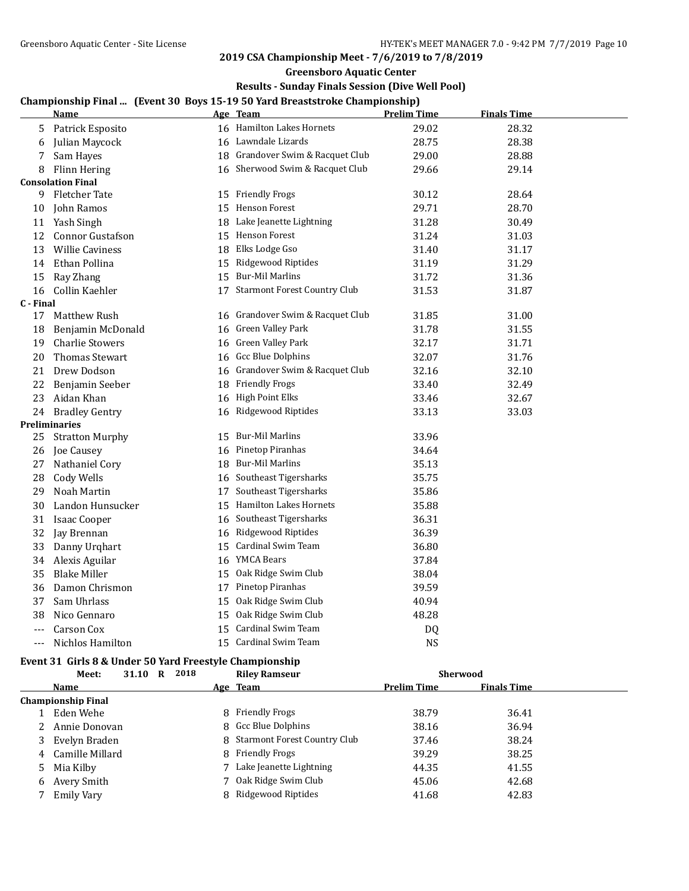## 2019 CSA Championship Meet - 7/6/2019 to 7/8/2019

### Greensboro Aquatic Center

### Results - Sunday Finals Session (Dive Well Pool)

### Championship Final ... (Event 30 Boys 15-19 50 Yard Breaststroke Championship)

| | Name | Age | Team | Prelim Time | Finals Time |
|---|---|---|---|---|---|
| 5 | Patrick Esposito | 16 | Hamilton Lakes Hornets | 29.02 | 28.32 |
| 6 | Julian Maycock | 16 | Lawndale Lizards | 28.75 | 28.38 |
| 7 | Sam Hayes | 18 | Grandover Swim & Racquet Club | 29.00 | 28.88 |
| 8 | Flinn Hering | 16 | Sherwood Swim & Racquet Club | 29.66 | 29.14 |
| **Consolation Final** | | | | | |
| 9 | Fletcher Tate | 15 | Friendly Frogs | 30.12 | 28.64 |
| 10 | John Ramos | 15 | Henson Forest | 29.71 | 28.70 |
| 11 | Yash Singh | 18 | Lake Jeanette Lightning | 31.28 | 30.49 |
| 12 | Connor Gustafson | 15 | Henson Forest | 31.24 | 31.03 |
| 13 | Willie Caviness | 18 | Elks Lodge Gso | 31.40 | 31.17 |
| 14 | Ethan Pollina | 15 | Ridgewood Riptides | 31.19 | 31.29 |
| 15 | Ray Zhang | 15 | Bur-Mil Marlins | 31.72 | 31.36 |
| 16 | Collin Kaehler | 17 | Starmont Forest Country Club | 31.53 | 31.87 |
| **C - Final** | | | | | |
| 17 | Matthew Rush | 16 | Grandover Swim & Racquet Club | 31.85 | 31.00 |
| 18 | Benjamin McDonald | 16 | Green Valley Park | 31.78 | 31.55 |
| 19 | Charlie Stowers | 16 | Green Valley Park | 32.17 | 31.71 |
| 20 | Thomas Stewart | 16 | Gcc Blue Dolphins | 32.07 | 31.76 |
| 21 | Drew Dodson | 16 | Grandover Swim & Racquet Club | 32.16 | 32.10 |
| 22 | Benjamin Seeber | 18 | Friendly Frogs | 33.40 | 32.49 |
| 23 | Aidan Khan | 16 | High Point Elks | 33.46 | 32.67 |
| 24 | Bradley Gentry | 16 | Ridgewood Riptides | 33.13 | 33.03 |
| **Preliminaries** | | | | | |
| 25 | Stratton Murphy | 15 | Bur-Mil Marlins | 33.96 | |
| 26 | Joe Causey | 16 | Pinetop Piranhas | 34.64 | |
| 27 | Nathaniel Cory | 18 | Bur-Mil Marlins | 35.13 | |
| 28 | Cody Wells | 16 | Southeast Tigersharks | 35.75 | |
| 29 | Noah Martin | 17 | Southeast Tigersharks | 35.86 | |
| 30 | Landon Hunsucker | 15 | Hamilton Lakes Hornets | 35.88 | |
| 31 | Isaac Cooper | 16 | Southeast Tigersharks | 36.31 | |
| 32 | Jay Brennan | 16 | Ridgewood Riptides | 36.39 | |
| 33 | Danny Urqhart | 15 | Cardinal Swim Team | 36.80 | |
| 34 | Alexis Aguilar | 16 | YMCA Bears | 37.84 | |
| 35 | Blake Miller | 15 | Oak Ridge Swim Club | 38.04 | |
| 36 | Damon Chrismon | 17 | Pinetop Piranhas | 39.59 | |
| 37 | Sam Uhrlass | 15 | Oak Ridge Swim Club | 40.94 | |
| 38 | Nico Gennaro | 15 | Oak Ridge Swim Club | 48.28 | |
| --- | Carson Cox | 15 | Cardinal Swim Team | DQ | |
| --- | Nichlos Hamilton | 15 | Cardinal Swim Team | NS | |

### Event 31 Girls 8 & Under 50 Yard Freestyle Championship

Meet: 31.10 R 2018 Riley Ramseur Sherwood

| | Name | Age | Team | Prelim Time | Finals Time |
|---|---|---|---|---|---|
| **Championship Final** | | | | | |
| 1 | Eden Wehe | 8 | Friendly Frogs | 38.79 | 36.41 |
| 2 | Annie Donovan | 8 | Gcc Blue Dolphins | 38.16 | 36.94 |
| 3 | Evelyn Braden | 8 | Starmont Forest Country Club | 37.46 | 38.24 |
| 4 | Camille Millard | 8 | Friendly Frogs | 39.29 | 38.25 |
| 5 | Mia Kilby | 7 | Lake Jeanette Lightning | 44.35 | 41.55 |
| 6 | Avery Smith | 7 | Oak Ridge Swim Club | 45.06 | 42.68 |
| 7 | Emily Vary | 8 | Ridgewood Riptides | 41.68 | 42.83 |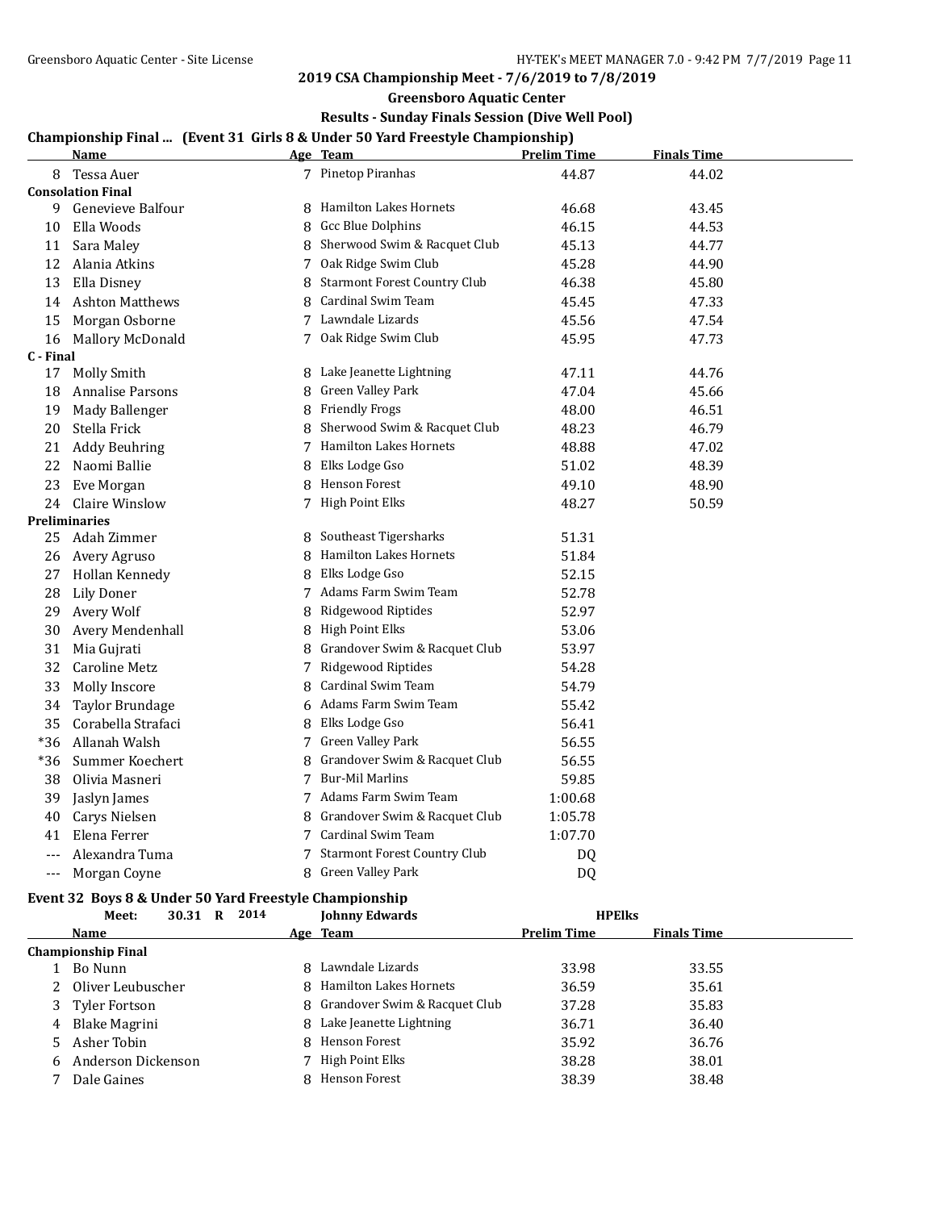## 2019 CSA Championship Meet - 7/6/2019 to 7/8/2019

### Greensboro Aquatic Center

### Results - Sunday Finals Session (Dive Well Pool)

#### Championship Final ... (Event 31 Girls 8 & Under 50 Yard Freestyle Championship)

| | Name | Age | Team | Prelim Time | Finals Time |
|---|---|---|---|---|---|
| 8 | Tessa Auer | 7 | Pinetop Piranhas | 44.87 | 44.02 |
| **Consolation Final** | | | | | |
| 9 | Genevieve Balfour | 8 | Hamilton Lakes Hornets | 46.68 | 43.45 |
| 10 | Ella Woods | 8 | Gcc Blue Dolphins | 46.15 | 44.53 |
| 11 | Sara Maley | 8 | Sherwood Swim & Racquet Club | 45.13 | 44.77 |
| 12 | Alania Atkins | 7 | Oak Ridge Swim Club | 45.28 | 44.90 |
| 13 | Ella Disney | 8 | Starmont Forest Country Club | 46.38 | 45.80 |
| 14 | Ashton Matthews | 8 | Cardinal Swim Team | 45.45 | 47.33 |
| 15 | Morgan Osborne | 7 | Lawndale Lizards | 45.56 | 47.54 |
| 16 | Mallory McDonald | 7 | Oak Ridge Swim Club | 45.95 | 47.73 |
| **C - Final** | | | | | |
| 17 | Molly Smith | 8 | Lake Jeanette Lightning | 47.11 | 44.76 |
| 18 | Annalise Parsons | 8 | Green Valley Park | 47.04 | 45.66 |
| 19 | Mady Ballenger | 8 | Friendly Frogs | 48.00 | 46.51 |
| 20 | Stella Frick | 8 | Sherwood Swim & Racquet Club | 48.23 | 46.79 |
| 21 | Addy Beuhring | 7 | Hamilton Lakes Hornets | 48.88 | 47.02 |
| 22 | Naomi Ballie | 8 | Elks Lodge Gso | 51.02 | 48.39 |
| 23 | Eve Morgan | 8 | Henson Forest | 49.10 | 48.90 |
| 24 | Claire Winslow | 7 | High Point Elks | 48.27 | 50.59 |
| **Preliminaries** | | | | | |
| 25 | Adah Zimmer | 8 | Southeast Tigersharks | 51.31 | |
| 26 | Avery Agruso | 8 | Hamilton Lakes Hornets | 51.84 | |
| 27 | Hollan Kennedy | 8 | Elks Lodge Gso | 52.15 | |
| 28 | Lily Doner | 7 | Adams Farm Swim Team | 52.78 | |
| 29 | Avery Wolf | 8 | Ridgewood Riptides | 52.97 | |
| 30 | Avery Mendenhall | 8 | High Point Elks | 53.06 | |
| 31 | Mia Gujrati | 8 | Grandover Swim & Racquet Club | 53.97 | |
| 32 | Caroline Metz | 7 | Ridgewood Riptides | 54.28 | |
| 33 | Molly Inscore | 8 | Cardinal Swim Team | 54.79 | |
| 34 | Taylor Brundage | 6 | Adams Farm Swim Team | 55.42 | |
| 35 | Corabella Strafaci | 8 | Elks Lodge Gso | 56.41 | |
| *36 | Allanah Walsh | 7 | Green Valley Park | 56.55 | |
| *36 | Summer Koechert | 8 | Grandover Swim & Racquet Club | 56.55 | |
| 38 | Olivia Masneri | 7 | Bur-Mil Marlins | 59.85 | |
| 39 | Jaslyn James | 7 | Adams Farm Swim Team | 1:00.68 | |
| 40 | Carys Nielsen | 8 | Grandover Swim & Racquet Club | 1:05.78 | |
| 41 | Elena Ferrer | 7 | Cardinal Swim Team | 1:07.70 | |
| --- | Alexandra Tuma | 7 | Starmont Forest Country Club | DQ | |
| --- | Morgan Coyne | 8 | Green Valley Park | DQ | |

#### Event 32 Boys 8 & Under 50 Yard Freestyle Championship

Meet: 30.31 R 2014 Johnny Edwards HPElks

| | Name | Age | Team | Prelim Time | Finals Time |
|---|---|---|---|---|---|
| **Championship Final** | | | | | |
| 1 | Bo Nunn | 8 | Lawndale Lizards | 33.98 | 33.55 |
| 2 | Oliver Leubuscher | 8 | Hamilton Lakes Hornets | 36.59 | 35.61 |
| 3 | Tyler Fortson | 8 | Grandover Swim & Racquet Club | 37.28 | 35.83 |
| 4 | Blake Magrini | 8 | Lake Jeanette Lightning | 36.71 | 36.40 |
| 5 | Asher Tobin | 8 | Henson Forest | 35.92 | 36.76 |
| 6 | Anderson Dickenson | 7 | High Point Elks | 38.28 | 38.01 |
| 7 | Dale Gaines | 8 | Henson Forest | 38.39 | 38.48 |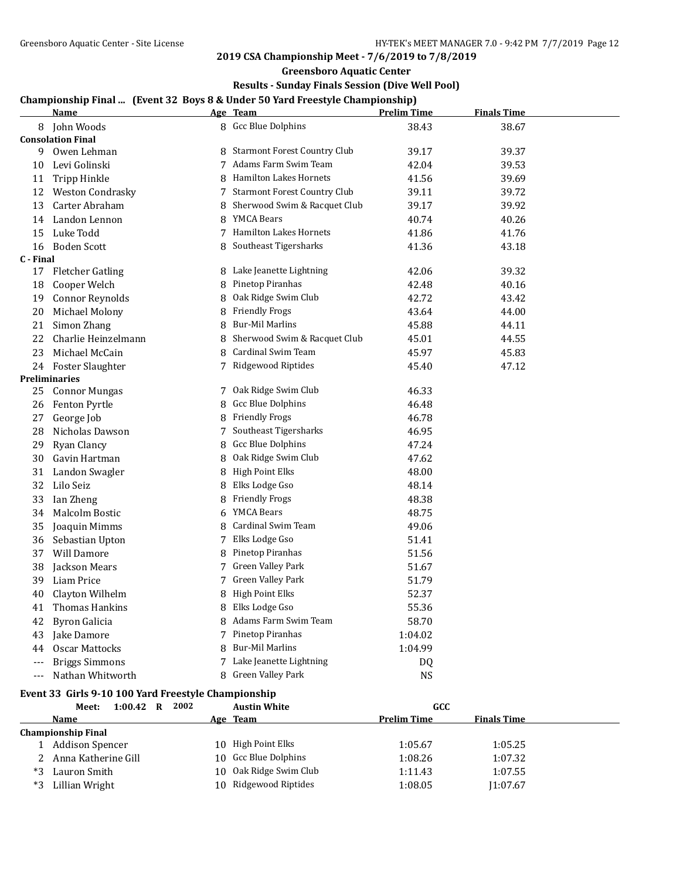## 2019 CSA Championship Meet - 7/6/2019 to 7/8/2019

### Greensboro Aquatic Center

### Results - Sunday Finals Session (Dive Well Pool)

**Championship Final ... (Event 32 Boys 8 & Under 50 Yard Freestyle Championship)**

| | Name | Age | Team | Prelim Time | Finals Time |
|---|---|---|---|---|---|
| 8 | John Woods | 8 | Gcc Blue Dolphins | 38.43 | 38.67 |
| **Consolation Final** | | | | | |
| 9 | Owen Lehman | 8 | Starmont Forest Country Club | 39.17 | 39.37 |
| 10 | Levi Golinski | 7 | Adams Farm Swim Team | 42.04 | 39.53 |
| 11 | Tripp Hinkle | 8 | Hamilton Lakes Hornets | 41.56 | 39.69 |
| 12 | Weston Condrasky | 7 | Starmont Forest Country Club | 39.11 | 39.72 |
| 13 | Carter Abraham | 8 | Sherwood Swim & Racquet Club | 39.17 | 39.92 |
| 14 | Landon Lennon | 8 | YMCA Bears | 40.74 | 40.26 |
| 15 | Luke Todd | 7 | Hamilton Lakes Hornets | 41.86 | 41.76 |
| 16 | Boden Scott | 8 | Southeast Tigersharks | 41.36 | 43.18 |
| **C - Final** | | | | | |
| 17 | Fletcher Gatling | 8 | Lake Jeanette Lightning | 42.06 | 39.32 |
| 18 | Cooper Welch | 8 | Pinetop Piranhas | 42.48 | 40.16 |
| 19 | Connor Reynolds | 8 | Oak Ridge Swim Club | 42.72 | 43.42 |
| 20 | Michael Molony | 8 | Friendly Frogs | 43.64 | 44.00 |
| 21 | Simon Zhang | 8 | Bur-Mil Marlins | 45.88 | 44.11 |
| 22 | Charlie Heinzelmann | 8 | Sherwood Swim & Racquet Club | 45.01 | 44.55 |
| 23 | Michael McCain | 8 | Cardinal Swim Team | 45.97 | 45.83 |
| 24 | Foster Slaughter | 7 | Ridgewood Riptides | 45.40 | 47.12 |
| **Preliminaries** | | | | | |
| 25 | Connor Mungas | 7 | Oak Ridge Swim Club | 46.33 | |
| 26 | Fenton Pyrtle | 8 | Gcc Blue Dolphins | 46.48 | |
| 27 | George Job | 8 | Friendly Frogs | 46.78 | |
| 28 | Nicholas Dawson | 7 | Southeast Tigersharks | 46.95 | |
| 29 | Ryan Clancy | 8 | Gcc Blue Dolphins | 47.24 | |
| 30 | Gavin Hartman | 8 | Oak Ridge Swim Club | 47.62 | |
| 31 | Landon Swagler | 8 | High Point Elks | 48.00 | |
| 32 | Lilo Seiz | 8 | Elks Lodge Gso | 48.14 | |
| 33 | Ian Zheng | 8 | Friendly Frogs | 48.38 | |
| 34 | Malcolm Bostic | 6 | YMCA Bears | 48.75 | |
| 35 | Joaquin Mimms | 8 | Cardinal Swim Team | 49.06 | |
| 36 | Sebastian Upton | 7 | Elks Lodge Gso | 51.41 | |
| 37 | Will Damore | 8 | Pinetop Piranhas | 51.56 | |
| 38 | Jackson Mears | 7 | Green Valley Park | 51.67 | |
| 39 | Liam Price | 7 | Green Valley Park | 51.79 | |
| 40 | Clayton Wilhelm | 8 | High Point Elks | 52.37 | |
| 41 | Thomas Hankins | 8 | Elks Lodge Gso | 55.36 | |
| 42 | Byron Galicia | 8 | Adams Farm Swim Team | 58.70 | |
| 43 | Jake Damore | 7 | Pinetop Piranhas | 1:04.02 | |
| 44 | Oscar Mattocks | 8 | Bur-Mil Marlins | 1:04.99 | |
| --- | Briggs Simmons | 7 | Lake Jeanette Lightning | DQ | |
| --- | Nathan Whitworth | 8 | Green Valley Park | NS | |

**Event 33 Girls 9-10 100 Yard Freestyle Championship**

Meet: 1:00.42 R 2002 Austin White GCC

| | Name | Age | Team | Prelim Time | Finals Time |
|---|---|---|---|---|---|
| **Championship Final** | | | | | |
| 1 | Addison Spencer | 10 | High Point Elks | 1:05.67 | 1:05.25 |
| 2 | Anna Katherine Gill | 10 | Gcc Blue Dolphins | 1:08.26 | 1:07.32 |
| *3 | Lauron Smith | 10 | Oak Ridge Swim Club | 1:11.43 | 1:07.55 |
| *3 | Lillian Wright | 10 | Ridgewood Riptides | 1:08.05 | J1:07.67 |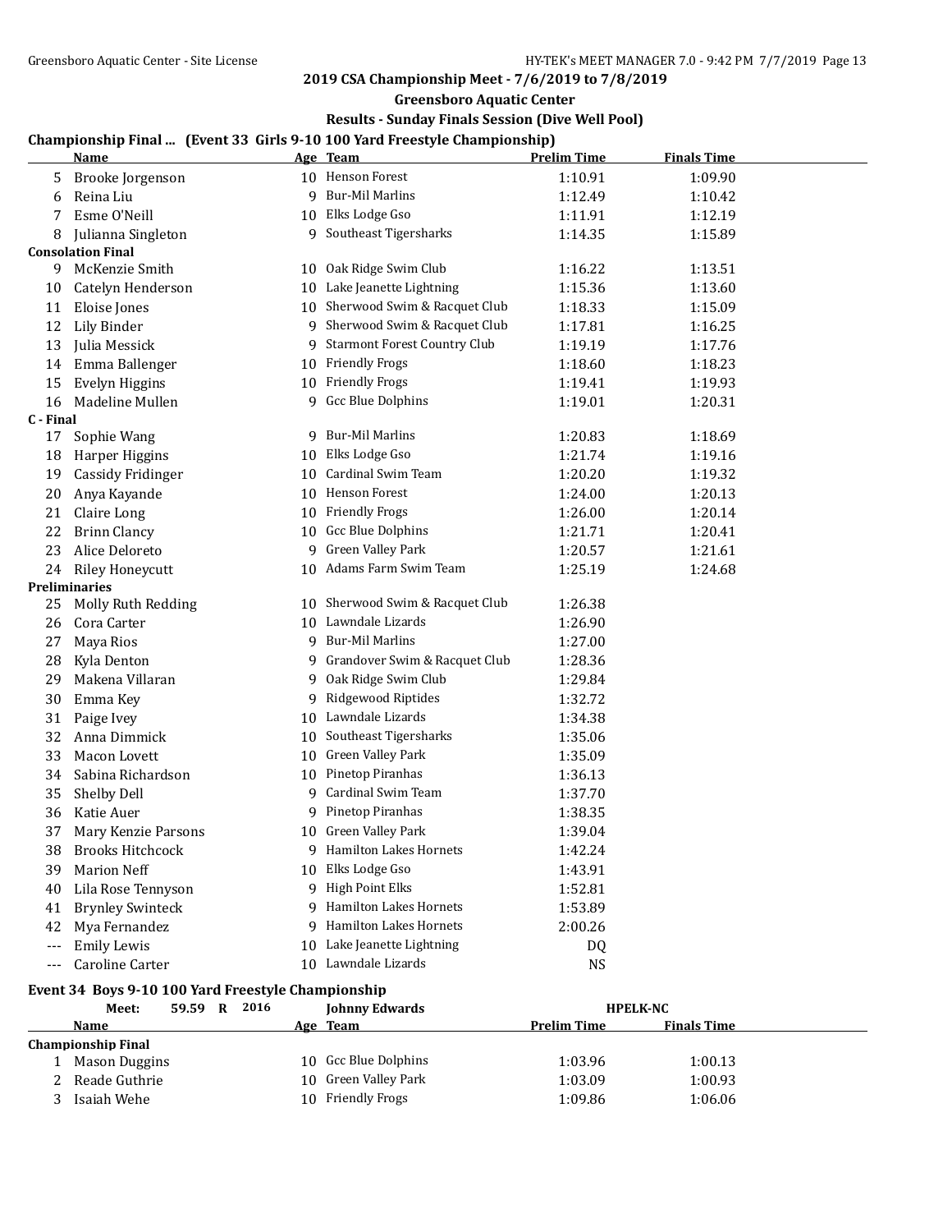## 2019 CSA Championship Meet - 7/6/2019 to 7/8/2019

### Greensboro Aquatic Center

### Results - Sunday Finals Session (Dive Well Pool)

**Championship Final ... (Event 33 Girls 9-10 100 Yard Freestyle Championship)**

| | Name | Age | Team | Prelim Time | Finals Time |
|---|---|---|---|---|---|
| 5 | Brooke Jorgenson | 10 | Henson Forest | 1:10.91 | 1:09.90 |
| 6 | Reina Liu | 9 | Bur-Mil Marlins | 1:12.49 | 1:10.42 |
| 7 | Esme O'Neill | 10 | Elks Lodge Gso | 1:11.91 | 1:12.19 |
| 8 | Julianna Singleton | 9 | Southeast Tigersharks | 1:14.35 | 1:15.89 |
| **Consolation Final** | | | | | |
| 9 | McKenzie Smith | 10 | Oak Ridge Swim Club | 1:16.22 | 1:13.51 |
| 10 | Catelyn Henderson | 10 | Lake Jeanette Lightning | 1:15.36 | 1:13.60 |
| 11 | Eloise Jones | 10 | Sherwood Swim & Racquet Club | 1:18.33 | 1:15.09 |
| 12 | Lily Binder | 9 | Sherwood Swim & Racquet Club | 1:17.81 | 1:16.25 |
| 13 | Julia Messick | 9 | Starmont Forest Country Club | 1:19.19 | 1:17.76 |
| 14 | Emma Ballenger | 10 | Friendly Frogs | 1:18.60 | 1:18.23 |
| 15 | Evelyn Higgins | 10 | Friendly Frogs | 1:19.41 | 1:19.93 |
| 16 | Madeline Mullen | 9 | Gcc Blue Dolphins | 1:19.01 | 1:20.31 |
| **C - Final** | | | | | |
| 17 | Sophie Wang | 9 | Bur-Mil Marlins | 1:20.83 | 1:18.69 |
| 18 | Harper Higgins | 10 | Elks Lodge Gso | 1:21.74 | 1:19.16 |
| 19 | Cassidy Fridinger | 10 | Cardinal Swim Team | 1:20.20 | 1:19.32 |
| 20 | Anya Kayande | 10 | Henson Forest | 1:24.00 | 1:20.13 |
| 21 | Claire Long | 10 | Friendly Frogs | 1:26.00 | 1:20.14 |
| 22 | Brinn Clancy | 10 | Gcc Blue Dolphins | 1:21.71 | 1:20.41 |
| 23 | Alice Deloreto | 9 | Green Valley Park | 1:20.57 | 1:21.61 |
| 24 | Riley Honeycutt | 10 | Adams Farm Swim Team | 1:25.19 | 1:24.68 |
| **Preliminaries** | | | | | |
| 25 | Molly Ruth Redding | 10 | Sherwood Swim & Racquet Club | 1:26.38 | |
| 26 | Cora Carter | 10 | Lawndale Lizards | 1:26.90 | |
| 27 | Maya Rios | 9 | Bur-Mil Marlins | 1:27.00 | |
| 28 | Kyla Denton | 9 | Grandover Swim & Racquet Club | 1:28.36 | |
| 29 | Makena Villaran | 9 | Oak Ridge Swim Club | 1:29.84 | |
| 30 | Emma Key | 9 | Ridgewood Riptides | 1:32.72 | |
| 31 | Paige Ivey | 10 | Lawndale Lizards | 1:34.38 | |
| 32 | Anna Dimmick | 10 | Southeast Tigersharks | 1:35.06 | |
| 33 | Macon Lovett | 10 | Green Valley Park | 1:35.09 | |
| 34 | Sabina Richardson | 10 | Pinetop Piranhas | 1:36.13 | |
| 35 | Shelby Dell | 9 | Cardinal Swim Team | 1:37.70 | |
| 36 | Katie Auer | 9 | Pinetop Piranhas | 1:38.35 | |
| 37 | Mary Kenzie Parsons | 10 | Green Valley Park | 1:39.04 | |
| 38 | Brooks Hitchcock | 9 | Hamilton Lakes Hornets | 1:42.24 | |
| 39 | Marion Neff | 10 | Elks Lodge Gso | 1:43.91 | |
| 40 | Lila Rose Tennyson | 9 | High Point Elks | 1:52.81 | |
| 41 | Brynley Swinteck | 9 | Hamilton Lakes Hornets | 1:53.89 | |
| 42 | Mya Fernandez | 9 | Hamilton Lakes Hornets | 2:00.26 | |
| --- | Emily Lewis | 10 | Lake Jeanette Lightning | DQ | |
| --- | Caroline Carter | 10 | Lawndale Lizards | NS | |

**Event 34 Boys 9-10 100 Yard Freestyle Championship**

Meet: 59.59 R 2016 Johnny Edwards HPELK-NC

| | Name | Age | Team | Prelim Time | Finals Time |
|---|---|---|---|---|---|
| **Championship Final** | | | | | |
| 1 | Mason Duggins | 10 | Gcc Blue Dolphins | 1:03.96 | 1:00.13 |
| 2 | Reade Guthrie | 10 | Green Valley Park | 1:03.09 | 1:00.93 |
| 3 | Isaiah Wehe | 10 | Friendly Frogs | 1:09.86 | 1:06.06 |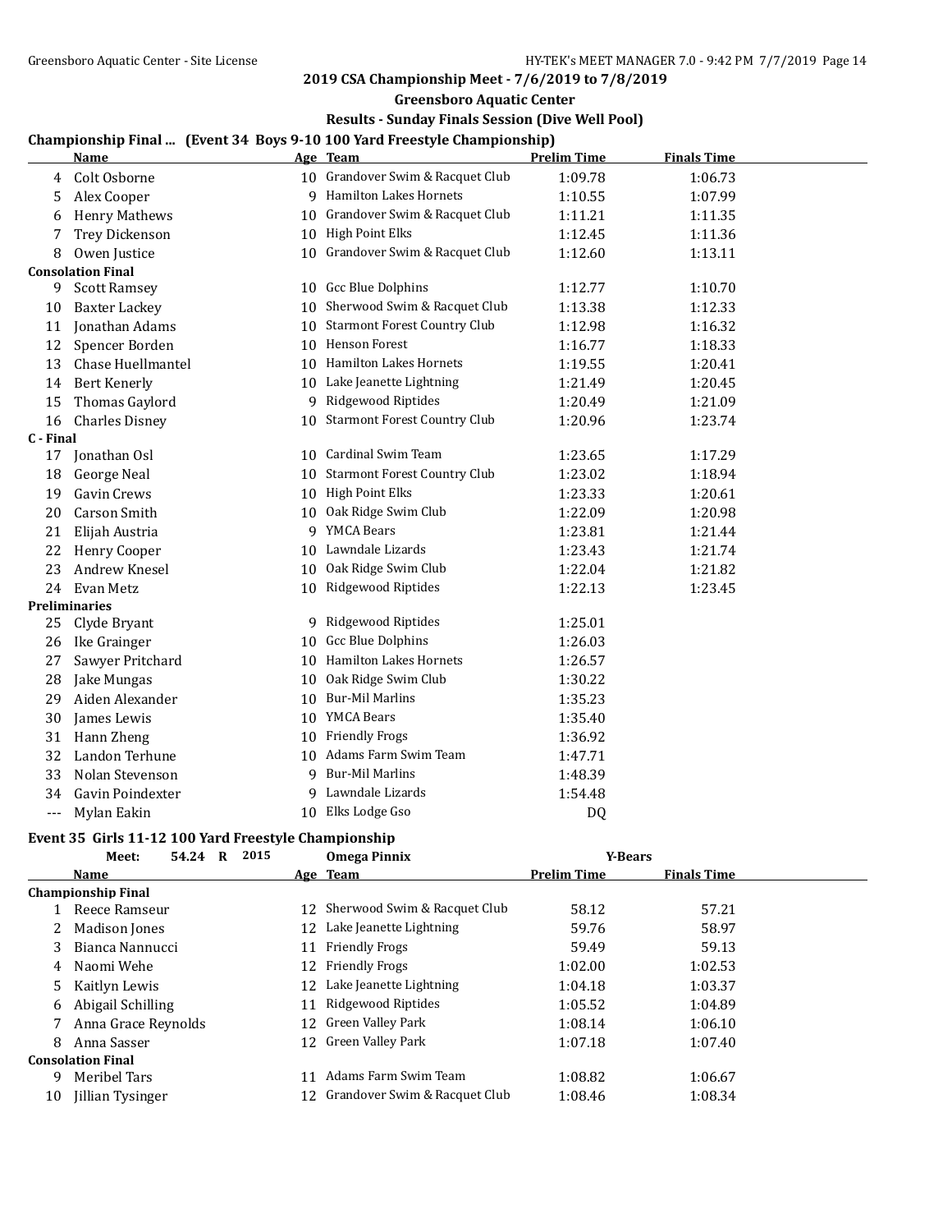## 2019 CSA Championship Meet - 7/6/2019 to 7/8/2019

### Greensboro Aquatic Center

### Results - Sunday Finals Session (Dive Well Pool)

#### Championship Final ... (Event 34 Boys 9-10 100 Yard Freestyle Championship)

| | Name | Age | Team | Prelim Time | Finals Time |
|---|---|---|---|---|---|
| 4 | Colt Osborne | 10 | Grandover Swim & Racquet Club | 1:09.78 | 1:06.73 |
| 5 | Alex Cooper | 9 | Hamilton Lakes Hornets | 1:10.55 | 1:07.99 |
| 6 | Henry Mathews | 10 | Grandover Swim & Racquet Club | 1:11.21 | 1:11.35 |
| 7 | Trey Dickenson | 10 | High Point Elks | 1:12.45 | 1:11.36 |
| 8 | Owen Justice | 10 | Grandover Swim & Racquet Club | 1:12.60 | 1:13.11 |
| **Consolation Final** | | | | | |
| 9 | Scott Ramsey | 10 | Gcc Blue Dolphins | 1:12.77 | 1:10.70 |
| 10 | Baxter Lackey | 10 | Sherwood Swim & Racquet Club | 1:13.38 | 1:12.33 |
| 11 | Jonathan Adams | 10 | Starmont Forest Country Club | 1:12.98 | 1:16.32 |
| 12 | Spencer Borden | 10 | Henson Forest | 1:16.77 | 1:18.33 |
| 13 | Chase Huellmantel | 10 | Hamilton Lakes Hornets | 1:19.55 | 1:20.41 |
| 14 | Bert Kenerly | 10 | Lake Jeanette Lightning | 1:21.49 | 1:20.45 |
| 15 | Thomas Gaylord | 9 | Ridgewood Riptides | 1:20.49 | 1:21.09 |
| 16 | Charles Disney | 10 | Starmont Forest Country Club | 1:20.96 | 1:23.74 |
| **C - Final** | | | | | |
| 17 | Jonathan Osl | 10 | Cardinal Swim Team | 1:23.65 | 1:17.29 |
| 18 | George Neal | 10 | Starmont Forest Country Club | 1:23.02 | 1:18.94 |
| 19 | Gavin Crews | 10 | High Point Elks | 1:23.33 | 1:20.61 |
| 20 | Carson Smith | 10 | Oak Ridge Swim Club | 1:22.09 | 1:20.98 |
| 21 | Elijah Austria | 9 | YMCA Bears | 1:23.81 | 1:21.44 |
| 22 | Henry Cooper | 10 | Lawndale Lizards | 1:23.43 | 1:21.74 |
| 23 | Andrew Knesel | 10 | Oak Ridge Swim Club | 1:22.04 | 1:21.82 |
| 24 | Evan Metz | 10 | Ridgewood Riptides | 1:22.13 | 1:23.45 |
| **Preliminaries** | | | | | |
| 25 | Clyde Bryant | 9 | Ridgewood Riptides | 1:25.01 | |
| 26 | Ike Grainger | 10 | Gcc Blue Dolphins | 1:26.03 | |
| 27 | Sawyer Pritchard | 10 | Hamilton Lakes Hornets | 1:26.57 | |
| 28 | Jake Mungas | 10 | Oak Ridge Swim Club | 1:30.22 | |
| 29 | Aiden Alexander | 10 | Bur-Mil Marlins | 1:35.23 | |
| 30 | James Lewis | 10 | YMCA Bears | 1:35.40 | |
| 31 | Hann Zheng | 10 | Friendly Frogs | 1:36.92 | |
| 32 | Landon Terhune | 10 | Adams Farm Swim Team | 1:47.71 | |
| 33 | Nolan Stevenson | 9 | Bur-Mil Marlins | 1:48.39 | |
| 34 | Gavin Poindexter | 9 | Lawndale Lizards | 1:54.48 | |
| --- | Mylan Eakin | 10 | Elks Lodge Gso | DQ | |

#### Event 35 Girls 11-12 100 Yard Freestyle Championship

Meet: 54.24 R 2015 Omega Pinnix Y-Bears

| | Name | Age | Team | Prelim Time | Finals Time |
|---|---|---|---|---|---|
| **Championship Final** | | | | | |
| 1 | Reece Ramseur | 12 | Sherwood Swim & Racquet Club | 58.12 | 57.21 |
| 2 | Madison Jones | 12 | Lake Jeanette Lightning | 59.76 | 58.97 |
| 3 | Bianca Nannucci | 11 | Friendly Frogs | 59.49 | 59.13 |
| 4 | Naomi Wehe | 12 | Friendly Frogs | 1:02.00 | 1:02.53 |
| 5 | Kaitlyn Lewis | 12 | Lake Jeanette Lightning | 1:04.18 | 1:03.37 |
| 6 | Abigail Schilling | 11 | Ridgewood Riptides | 1:05.52 | 1:04.89 |
| 7 | Anna Grace Reynolds | 12 | Green Valley Park | 1:08.14 | 1:06.10 |
| 8 | Anna Sasser | 12 | Green Valley Park | 1:07.18 | 1:07.40 |
| **Consolation Final** | | | | | |
| 9 | Meribel Tars | 11 | Adams Farm Swim Team | 1:08.82 | 1:06.67 |
| 10 | Jillian Tysinger | 12 | Grandover Swim & Racquet Club | 1:08.46 | 1:08.34 |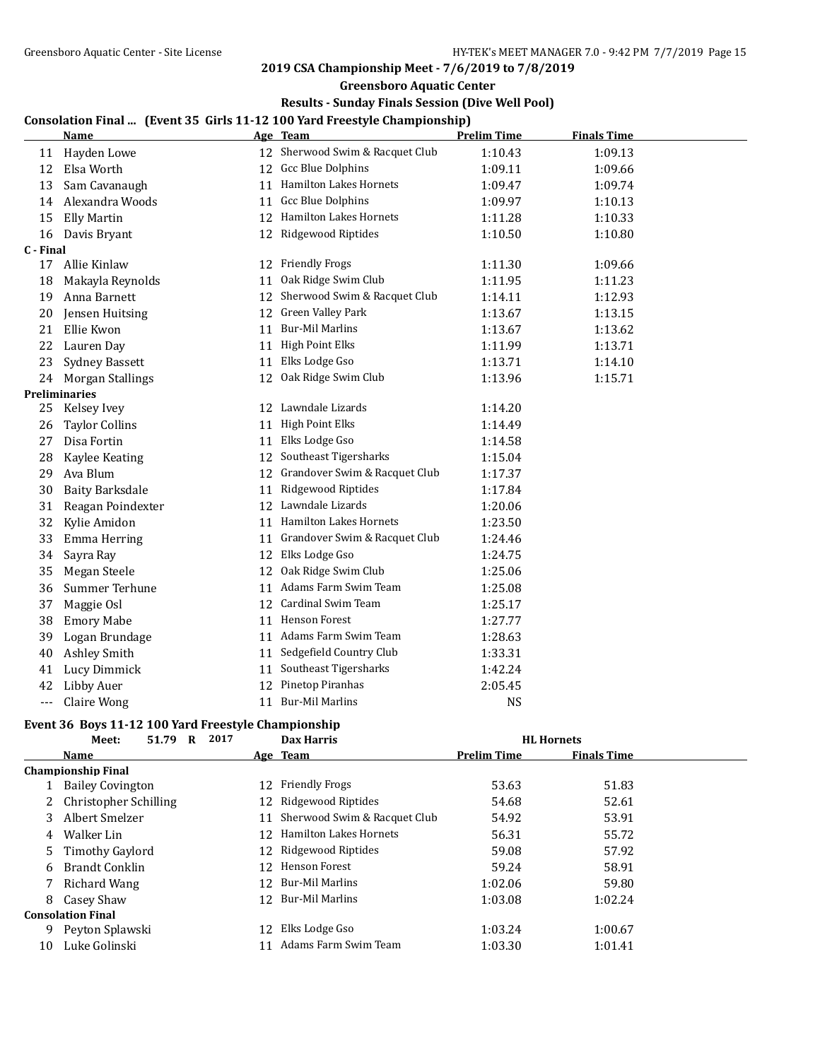## 2019 CSA Championship Meet - 7/6/2019 to 7/8/2019

### Greensboro Aquatic Center

### Results - Sunday Finals Session (Dive Well Pool)

### Consolation Final ... (Event 35 Girls 11-12 100 Yard Freestyle Championship)

| | Name | Age | Team | Prelim Time | Finals Time |
|---|---|---|---|---|---|
| 11 | Hayden Lowe | 12 | Sherwood Swim & Racquet Club | 1:10.43 | 1:09.13 |
| 12 | Elsa Worth | 12 | Gcc Blue Dolphins | 1:09.11 | 1:09.66 |
| 13 | Sam Cavanaugh | 11 | Hamilton Lakes Hornets | 1:09.47 | 1:09.74 |
| 14 | Alexandra Woods | 11 | Gcc Blue Dolphins | 1:09.97 | 1:10.13 |
| 15 | Elly Martin | 12 | Hamilton Lakes Hornets | 1:11.28 | 1:10.33 |
| 16 | Davis Bryant | 12 | Ridgewood Riptides | 1:10.50 | 1:10.80 |
| **C - Final** | | | | | |
| 17 | Allie Kinlaw | 12 | Friendly Frogs | 1:11.30 | 1:09.66 |
| 18 | Makayla Reynolds | 11 | Oak Ridge Swim Club | 1:11.95 | 1:11.23 |
| 19 | Anna Barnett | 12 | Sherwood Swim & Racquet Club | 1:14.11 | 1:12.93 |
| 20 | Jensen Huitsing | 12 | Green Valley Park | 1:13.67 | 1:13.15 |
| 21 | Ellie Kwon | 11 | Bur-Mil Marlins | 1:13.67 | 1:13.62 |
| 22 | Lauren Day | 11 | High Point Elks | 1:11.99 | 1:13.71 |
| 23 | Sydney Bassett | 11 | Elks Lodge Gso | 1:13.71 | 1:14.10 |
| 24 | Morgan Stallings | 12 | Oak Ridge Swim Club | 1:13.96 | 1:15.71 |
| **Preliminaries** | | | | | |
| 25 | Kelsey Ivey | 12 | Lawndale Lizards | 1:14.20 | |
| 26 | Taylor Collins | 11 | High Point Elks | 1:14.49 | |
| 27 | Disa Fortin | 11 | Elks Lodge Gso | 1:14.58 | |
| 28 | Kaylee Keating | 12 | Southeast Tigersharks | 1:15.04 | |
| 29 | Ava Blum | 12 | Grandover Swim & Racquet Club | 1:17.37 | |
| 30 | Baity Barksdale | 11 | Ridgewood Riptides | 1:17.84 | |
| 31 | Reagan Poindexter | 12 | Lawndale Lizards | 1:20.06 | |
| 32 | Kylie Amidon | 11 | Hamilton Lakes Hornets | 1:23.50 | |
| 33 | Emma Herring | 11 | Grandover Swim & Racquet Club | 1:24.46 | |
| 34 | Sayra Ray | 12 | Elks Lodge Gso | 1:24.75 | |
| 35 | Megan Steele | 12 | Oak Ridge Swim Club | 1:25.06 | |
| 36 | Summer Terhune | 11 | Adams Farm Swim Team | 1:25.08 | |
| 37 | Maggie Osl | 12 | Cardinal Swim Team | 1:25.17 | |
| 38 | Emory Mabe | 11 | Henson Forest | 1:27.77 | |
| 39 | Logan Brundage | 11 | Adams Farm Swim Team | 1:28.63 | |
| 40 | Ashley Smith | 11 | Sedgefield Country Club | 1:33.31 | |
| 41 | Lucy Dimmick | 11 | Southeast Tigersharks | 1:42.24 | |
| 42 | Libby Auer | 12 | Pinetop Piranhas | 2:05.45 | |
| --- | Claire Wong | 11 | Bur-Mil Marlins | NS | |

### Event 36 Boys 11-12 100 Yard Freestyle Championship

Meet: 51.79 R 2017 Dax Harris HL Hornets

| | Name | Age | Team | Prelim Time | Finals Time |
|---|---|---|---|---|---|
| **Championship Final** | | | | | |
| 1 | Bailey Covington | 12 | Friendly Frogs | 53.63 | 51.83 |
| 2 | Christopher Schilling | 12 | Ridgewood Riptides | 54.68 | 52.61 |
| 3 | Albert Smelzer | 11 | Sherwood Swim & Racquet Club | 54.92 | 53.91 |
| 4 | Walker Lin | 12 | Hamilton Lakes Hornets | 56.31 | 55.72 |
| 5 | Timothy Gaylord | 12 | Ridgewood Riptides | 59.08 | 57.92 |
| 6 | Brandt Conklin | 12 | Henson Forest | 59.24 | 58.91 |
| 7 | Richard Wang | 12 | Bur-Mil Marlins | 1:02.06 | 59.80 |
| 8 | Casey Shaw | 12 | Bur-Mil Marlins | 1:03.08 | 1:02.24 |
| **Consolation Final** | | | | | |
| 9 | Peyton Splawski | 12 | Elks Lodge Gso | 1:03.24 | 1:00.67 |
| 10 | Luke Golinski | 11 | Adams Farm Swim Team | 1:03.30 | 1:01.41 |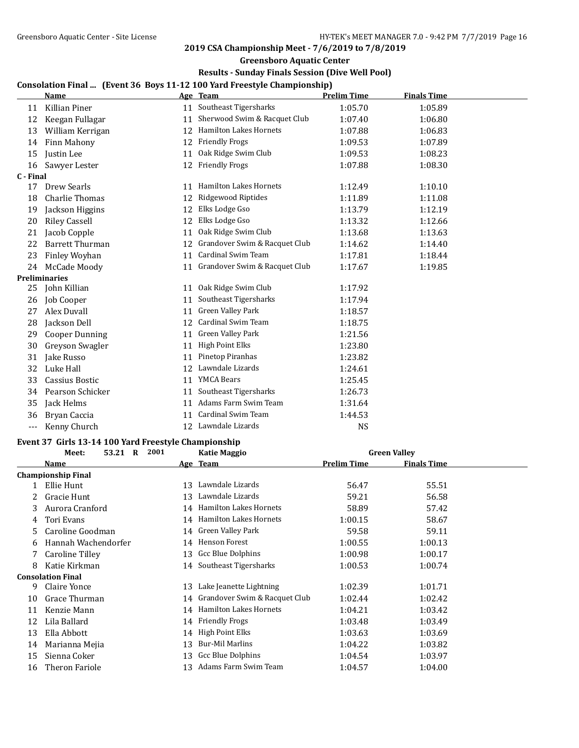## 2019 CSA Championship Meet - 7/6/2019 to 7/8/2019

### Greensboro Aquatic Center

### Results - Sunday Finals Session (Dive Well Pool)

**Consolation Final ... (Event 36 Boys 11-12 100 Yard Freestyle Championship)**

| | Name | Age | Team | Prelim Time | Finals Time |
|---|---|---|---|---|---|
| 11 | Killian Piner | 11 | Southeast Tigersharks | 1:05.70 | 1:05.89 |
| 12 | Keegan Fullagar | 11 | Sherwood Swim & Racquet Club | 1:07.40 | 1:06.80 |
| 13 | William Kerrigan | 12 | Hamilton Lakes Hornets | 1:07.88 | 1:06.83 |
| 14 | Finn Mahony | 12 | Friendly Frogs | 1:09.53 | 1:07.89 |
| 15 | Justin Lee | 11 | Oak Ridge Swim Club | 1:09.53 | 1:08.23 |
| 16 | Sawyer Lester | 12 | Friendly Frogs | 1:07.88 | 1:08.30 |
| **C - Final** | | | | | |
| 17 | Drew Searls | 11 | Hamilton Lakes Hornets | 1:12.49 | 1:10.10 |
| 18 | Charlie Thomas | 12 | Ridgewood Riptides | 1:11.89 | 1:11.08 |
| 19 | Jackson Higgins | 12 | Elks Lodge Gso | 1:13.79 | 1:12.19 |
| 20 | Riley Cassell | 12 | Elks Lodge Gso | 1:13.32 | 1:12.66 |
| 21 | Jacob Copple | 11 | Oak Ridge Swim Club | 1:13.68 | 1:13.63 |
| 22 | Barrett Thurman | 12 | Grandover Swim & Racquet Club | 1:14.62 | 1:14.40 |
| 23 | Finley Woyhan | 11 | Cardinal Swim Team | 1:17.81 | 1:18.44 |
| 24 | McCade Moody | 11 | Grandover Swim & Racquet Club | 1:17.67 | 1:19.85 |
| **Preliminaries** | | | | | |
| 25 | John Killian | 11 | Oak Ridge Swim Club | 1:17.92 | |
| 26 | Job Cooper | 11 | Southeast Tigersharks | 1:17.94 | |
| 27 | Alex Duvall | 11 | Green Valley Park | 1:18.57 | |
| 28 | Jackson Dell | 12 | Cardinal Swim Team | 1:18.75 | |
| 29 | Cooper Dunning | 11 | Green Valley Park | 1:21.56 | |
| 30 | Greyson Swagler | 11 | High Point Elks | 1:23.80 | |
| 31 | Jake Russo | 11 | Pinetop Piranhas | 1:23.82 | |
| 32 | Luke Hall | 12 | Lawndale Lizards | 1:24.61 | |
| 33 | Cassius Bostic | 11 | YMCA Bears | 1:25.45 | |
| 34 | Pearson Schicker | 11 | Southeast Tigersharks | 1:26.73 | |
| 35 | Jack Helms | 11 | Adams Farm Swim Team | 1:31.64 | |
| 36 | Bryan Caccia | 11 | Cardinal Swim Team | 1:44.53 | |
| --- | Kenny Church | 12 | Lawndale Lizards | NS | |

**Event 37 Girls 13-14 100 Yard Freestyle Championship**

Meet: 53.21 R 2001 Katie Maggio Green Valley

| | Name | Age | Team | Prelim Time | Finals Time |
|---|---|---|---|---|---|
| **Championship Final** | | | | | |
| 1 | Ellie Hunt | 13 | Lawndale Lizards | 56.47 | 55.51 |
| 2 | Gracie Hunt | 13 | Lawndale Lizards | 59.21 | 56.58 |
| 3 | Aurora Cranford | 14 | Hamilton Lakes Hornets | 58.89 | 57.42 |
| 4 | Tori Evans | 14 | Hamilton Lakes Hornets | 1:00.15 | 58.67 |
| 5 | Caroline Goodman | 14 | Green Valley Park | 59.58 | 59.11 |
| 6 | Hannah Wachendorfer | 14 | Henson Forest | 1:00.55 | 1:00.13 |
| 7 | Caroline Tilley | 13 | Gcc Blue Dolphins | 1:00.98 | 1:00.17 |
| 8 | Katie Kirkman | 14 | Southeast Tigersharks | 1:00.53 | 1:00.74 |
| **Consolation Final** | | | | | |
| 9 | Claire Yonce | 13 | Lake Jeanette Lightning | 1:02.39 | 1:01.71 |
| 10 | Grace Thurman | 14 | Grandover Swim & Racquet Club | 1:02.44 | 1:02.42 |
| 11 | Kenzie Mann | 14 | Hamilton Lakes Hornets | 1:04.21 | 1:03.42 |
| 12 | Lila Ballard | 14 | Friendly Frogs | 1:03.48 | 1:03.49 |
| 13 | Ella Abbott | 14 | High Point Elks | 1:03.63 | 1:03.69 |
| 14 | Marianna Mejia | 13 | Bur-Mil Marlins | 1:04.22 | 1:03.82 |
| 15 | Sienna Coker | 13 | Gcc Blue Dolphins | 1:04.54 | 1:03.97 |
| 16 | Theron Fariole | 13 | Adams Farm Swim Team | 1:04.57 | 1:04.00 |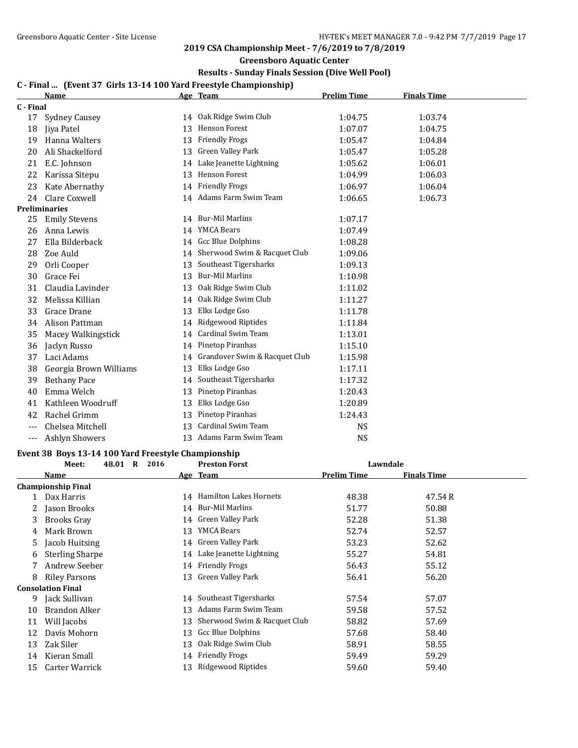## 2019 CSA Championship Meet - 7/6/2019 to 7/8/2019

### Greensboro Aquatic Center

### Results - Sunday Finals Session (Dive Well Pool)

### C - Final ... (Event 37 Girls 13-14 100 Yard Freestyle Championship)

| | Name | Age | Team | Prelim Time | Finals Time |
|---|---|---|---|---|---|
| **C - Final** | | | | | |
| 17 | Sydney Causey | 14 | Oak Ridge Swim Club | 1:04.75 | 1:03.74 |
| 18 | Jiya Patel | 13 | Henson Forest | 1:07.07 | 1:04.75 |
| 19 | Hanna Walters | 13 | Friendly Frogs | 1:05.47 | 1:04.84 |
| 20 | Ali Shackelford | 13 | Green Valley Park | 1:05.47 | 1:05.28 |
| 21 | E.C. Johnson | 14 | Lake Jeanette Lightning | 1:05.62 | 1:06.01 |
| 22 | Karissa Sitepu | 13 | Henson Forest | 1:04.99 | 1:06.03 |
| 23 | Kate Abernathy | 14 | Friendly Frogs | 1:06.97 | 1:06.04 |
| 24 | Clare Coxwell | 14 | Adams Farm Swim Team | 1:06.65 | 1:06.73 |
| **Preliminaries** | | | | | |
| 25 | Emily Stevens | 14 | Bur-Mil Marlins | 1:07.17 | |
| 26 | Anna Lewis | 14 | YMCA Bears | 1:07.49 | |
| 27 | Ella Bilderback | 14 | Gcc Blue Dolphins | 1:08.28 | |
| 28 | Zoe Auld | 14 | Sherwood Swim & Racquet Club | 1:09.06 | |
| 29 | Orli Cooper | 13 | Southeast Tigersharks | 1:09.13 | |
| 30 | Grace Fei | 13 | Bur-Mil Marlins | 1:10.98 | |
| 31 | Claudia Lavinder | 13 | Oak Ridge Swim Club | 1:11.02 | |
| 32 | Melissa Killian | 14 | Oak Ridge Swim Club | 1:11.27 | |
| 33 | Grace Drane | 13 | Elks Lodge Gso | 1:11.78 | |
| 34 | Alison Pattman | 14 | Ridgewood Riptides | 1:11.84 | |
| 35 | Macey Walkingstick | 14 | Cardinal Swim Team | 1:13.01 | |
| 36 | Jaclyn Russo | 14 | Pinetop Piranhas | 1:15.10 | |
| 37 | Laci Adams | 14 | Grandover Swim & Racquet Club | 1:15.98 | |
| 38 | Georgia Brown Williams | 13 | Elks Lodge Gso | 1:17.11 | |
| 39 | Bethany Pace | 14 | Southeast Tigersharks | 1:17.32 | |
| 40 | Emma Welch | 13 | Pinetop Piranhas | 1:20.43 | |
| 41 | Kathleen Woodruff | 13 | Elks Lodge Gso | 1:20.89 | |
| 42 | Rachel Grimm | 13 | Pinetop Piranhas | 1:24.43 | |
| --- | Chelsea Mitchell | 13 | Cardinal Swim Team | NS | |
| --- | Ashlyn Showers | 13 | Adams Farm Swim Team | NS | |

### Event 38 Boys 13-14 100 Yard Freestyle Championship

Meet: 48.01 R 2016 Preston Forst Lawndale

| | Name | Age | Team | Prelim Time | Finals Time |
|---|---|---|---|---|---|
| **Championship Final** | | | | | |
| 1 | Dax Harris | 14 | Hamilton Lakes Hornets | 48.38 | 47.54 R |
| 2 | Jason Brooks | 14 | Bur-Mil Marlins | 51.77 | 50.88 |
| 3 | Brooks Gray | 14 | Green Valley Park | 52.28 | 51.38 |
| 4 | Mark Brown | 13 | YMCA Bears | 52.74 | 52.57 |
| 5 | Jacob Huitsing | 14 | Green Valley Park | 53.23 | 52.62 |
| 6 | Sterling Sharpe | 14 | Lake Jeanette Lightning | 55.27 | 54.81 |
| 7 | Andrew Seeber | 14 | Friendly Frogs | 56.43 | 55.12 |
| 8 | Riley Parsons | 13 | Green Valley Park | 56.41 | 56.20 |
| **Consolation Final** | | | | | |
| 9 | Jack Sullivan | 14 | Southeast Tigersharks | 57.54 | 57.07 |
| 10 | Brandon Alker | 13 | Adams Farm Swim Team | 59.58 | 57.52 |
| 11 | Will Jacobs | 13 | Sherwood Swim & Racquet Club | 58.82 | 57.69 |
| 12 | Davis Mohorn | 13 | Gcc Blue Dolphins | 57.68 | 58.40 |
| 13 | Zak Siler | 13 | Oak Ridge Swim Club | 58.91 | 58.55 |
| 14 | Kieran Small | 14 | Friendly Frogs | 59.49 | 59.29 |
| 15 | Carter Warrick | 13 | Ridgewood Riptides | 59.60 | 59.40 |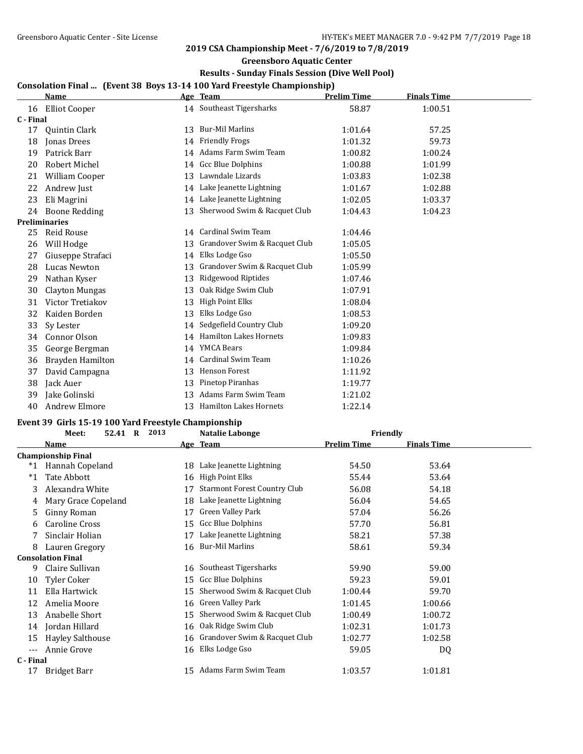**2019 CSA Championship Meet - 7/6/2019 to 7/8/2019**

**Greensboro Aquatic Center**

**Results - Sunday Finals Session (Dive Well Pool)**

### Consolation Final ... (Event 38 Boys 13-14 100 Yard Freestyle Championship)

| | Name | Age | Team | Prelim Time | Finals Time |
|---|---|---|---|---|---|
| 16 | Elliot Cooper | 14 | Southeast Tigersharks | 58.87 | 1:00.51 |
| **C - Final** | | | | | |
| 17 | Quintin Clark | 13 | Bur-Mil Marlins | 1:01.64 | 57.25 |
| 18 | Jonas Drees | 14 | Friendly Frogs | 1:01.32 | 59.73 |
| 19 | Patrick Barr | 14 | Adams Farm Swim Team | 1:00.82 | 1:00.24 |
| 20 | Robert Michel | 14 | Gcc Blue Dolphins | 1:00.88 | 1:01.99 |
| 21 | William Cooper | 13 | Lawndale Lizards | 1:03.83 | 1:02.38 |
| 22 | Andrew Just | 14 | Lake Jeanette Lightning | 1:01.67 | 1:02.88 |
| 23 | Eli Magrini | 14 | Lake Jeanette Lightning | 1:02.05 | 1:03.37 |
| 24 | Boone Redding | 13 | Sherwood Swim & Racquet Club | 1:04.43 | 1:04.23 |
| **Preliminaries** | | | | | |
| 25 | Reid Rouse | 14 | Cardinal Swim Team | 1:04.46 | |
| 26 | Will Hodge | 13 | Grandover Swim & Racquet Club | 1:05.05 | |
| 27 | Giuseppe Strafaci | 14 | Elks Lodge Gso | 1:05.50 | |
| 28 | Lucas Newton | 13 | Grandover Swim & Racquet Club | 1:05.99 | |
| 29 | Nathan Kyser | 13 | Ridgewood Riptides | 1:07.46 | |
| 30 | Clayton Mungas | 13 | Oak Ridge Swim Club | 1:07.91 | |
| 31 | Victor Tretiakov | 13 | High Point Elks | 1:08.04 | |
| 32 | Kaiden Borden | 13 | Elks Lodge Gso | 1:08.53 | |
| 33 | Sy Lester | 14 | Sedgefield Country Club | 1:09.20 | |
| 34 | Connor Olson | 14 | Hamilton Lakes Hornets | 1:09.83 | |
| 35 | George Bergman | 14 | YMCA Bears | 1:09.84 | |
| 36 | Brayden Hamilton | 14 | Cardinal Swim Team | 1:10.26 | |
| 37 | David Campagna | 13 | Henson Forest | 1:11.92 | |
| 38 | Jack Auer | 13 | Pinetop Piranhas | 1:19.77 | |
| 39 | Jake Golinski | 13 | Adams Farm Swim Team | 1:21.02 | |
| 40 | Andrew Elmore | 13 | Hamilton Lakes Hornets | 1:22.14 | |

### Event 39 Girls 15-19 100 Yard Freestyle Championship

Meet: 52.41 R 2013 Natalie Labonge Friendly

| | Name | Age | Team | Prelim Time | Finals Time |
|---|---|---|---|---|---|
| **Championship Final** | | | | | |
| *1 | Hannah Copeland | 18 | Lake Jeanette Lightning | 54.50 | 53.64 |
| *1 | Tate Abbott | 16 | High Point Elks | 55.44 | 53.64 |
| 3 | Alexandra White | 17 | Starmont Forest Country Club | 56.08 | 54.18 |
| 4 | Mary Grace Copeland | 18 | Lake Jeanette Lightning | 56.04 | 54.65 |
| 5 | Ginny Roman | 17 | Green Valley Park | 57.04 | 56.26 |
| 6 | Caroline Cross | 15 | Gcc Blue Dolphins | 57.70 | 56.81 |
| 7 | Sinclair Holian | 17 | Lake Jeanette Lightning | 58.21 | 57.38 |
| 8 | Lauren Gregory | 16 | Bur-Mil Marlins | 58.61 | 59.34 |
| **Consolation Final** | | | | | |
| 9 | Claire Sullivan | 16 | Southeast Tigersharks | 59.90 | 59.00 |
| 10 | Tyler Coker | 15 | Gcc Blue Dolphins | 59.23 | 59.01 |
| 11 | Ella Hartwick | 15 | Sherwood Swim & Racquet Club | 1:00.44 | 59.70 |
| 12 | Amelia Moore | 16 | Green Valley Park | 1:01.45 | 1:00.66 |
| 13 | Anabelle Short | 15 | Sherwood Swim & Racquet Club | 1:00.49 | 1:00.72 |
| 14 | Jordan Hillard | 16 | Oak Ridge Swim Club | 1:02.31 | 1:01.73 |
| 15 | Hayley Salthouse | 16 | Grandover Swim & Racquet Club | 1:02.77 | 1:02.58 |
| --- | Annie Grove | 16 | Elks Lodge Gso | 59.05 | DQ |
| **C - Final** | | | | | |
| 17 | Bridget Barr | 15 | Adams Farm Swim Team | 1:03.57 | 1:01.81 |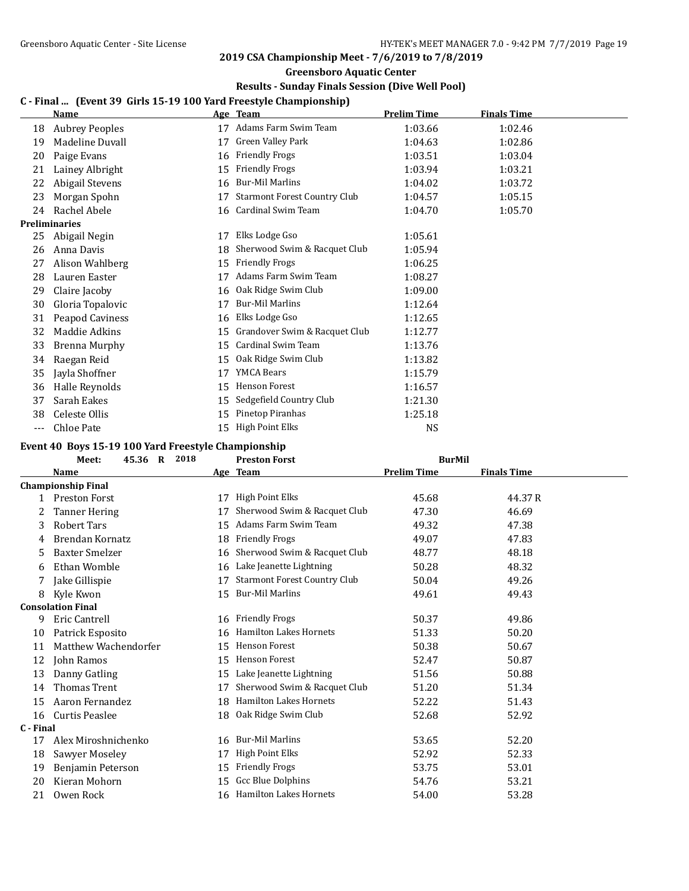**2019 CSA Championship Meet - 7/6/2019 to 7/8/2019**

**Greensboro Aquatic Center**

**Results - Sunday Finals Session (Dive Well Pool)**

### C - Final ... (Event 39 Girls 15-19 100 Yard Freestyle Championship)

| | Name | Age | Team | Prelim Time | Finals Time |
|---|---|---|---|---|---|
| 18 | Aubrey Peoples | 17 | Adams Farm Swim Team | 1:03.66 | 1:02.46 |
| 19 | Madeline Duvall | 17 | Green Valley Park | 1:04.63 | 1:02.86 |
| 20 | Paige Evans | 16 | Friendly Frogs | 1:03.51 | 1:03.04 |
| 21 | Lainey Albright | 15 | Friendly Frogs | 1:03.94 | 1:03.21 |
| 22 | Abigail Stevens | 16 | Bur-Mil Marlins | 1:04.02 | 1:03.72 |
| 23 | Morgan Spohn | 17 | Starmont Forest Country Club | 1:04.57 | 1:05.15 |
| 24 | Rachel Abele | 16 | Cardinal Swim Team | 1:04.70 | 1:05.70 |
| **Preliminaries** | | | | | |
| 25 | Abigail Negin | 17 | Elks Lodge Gso | 1:05.61 | |
| 26 | Anna Davis | 18 | Sherwood Swim & Racquet Club | 1:05.94 | |
| 27 | Alison Wahlberg | 15 | Friendly Frogs | 1:06.25 | |
| 28 | Lauren Easter | 17 | Adams Farm Swim Team | 1:08.27 | |
| 29 | Claire Jacoby | 16 | Oak Ridge Swim Club | 1:09.00 | |
| 30 | Gloria Topalovic | 17 | Bur-Mil Marlins | 1:12.64 | |
| 31 | Peapod Caviness | 16 | Elks Lodge Gso | 1:12.65 | |
| 32 | Maddie Adkins | 15 | Grandover Swim & Racquet Club | 1:12.77 | |
| 33 | Brenna Murphy | 15 | Cardinal Swim Team | 1:13.76 | |
| 34 | Raegan Reid | 15 | Oak Ridge Swim Club | 1:13.82 | |
| 35 | Jayla Shoffner | 17 | YMCA Bears | 1:15.79 | |
| 36 | Halle Reynolds | 15 | Henson Forest | 1:16.57 | |
| 37 | Sarah Eakes | 15 | Sedgefield Country Club | 1:21.30 | |
| 38 | Celeste Ollis | 15 | Pinetop Piranhas | 1:25.18 | |
| --- | Chloe Pate | 15 | High Point Elks | NS | |

### Event 40 Boys 15-19 100 Yard Freestyle Championship

Meet: 45.36 R 2018 Preston Forst BurMil

| | Name | Age | Team | Prelim Time | Finals Time |
|---|---|---|---|---|---|
| **Championship Final** | | | | | |
| 1 | Preston Forst | 17 | High Point Elks | 45.68 | 44.37 R |
| 2 | Tanner Hering | 17 | Sherwood Swim & Racquet Club | 47.30 | 46.69 |
| 3 | Robert Tars | 15 | Adams Farm Swim Team | 49.32 | 47.38 |
| 4 | Brendan Kornatz | 18 | Friendly Frogs | 49.07 | 47.83 |
| 5 | Baxter Smelzer | 16 | Sherwood Swim & Racquet Club | 48.77 | 48.18 |
| 6 | Ethan Womble | 16 | Lake Jeanette Lightning | 50.28 | 48.32 |
| 7 | Jake Gillispie | 17 | Starmont Forest Country Club | 50.04 | 49.26 |
| 8 | Kyle Kwon | 15 | Bur-Mil Marlins | 49.61 | 49.43 |
| **Consolation Final** | | | | | |
| 9 | Eric Cantrell | 16 | Friendly Frogs | 50.37 | 49.86 |
| 10 | Patrick Esposito | 16 | Hamilton Lakes Hornets | 51.33 | 50.20 |
| 11 | Matthew Wachendorfer | 15 | Henson Forest | 50.38 | 50.67 |
| 12 | John Ramos | 15 | Henson Forest | 52.47 | 50.87 |
| 13 | Danny Gatling | 15 | Lake Jeanette Lightning | 51.56 | 50.88 |
| 14 | Thomas Trent | 17 | Sherwood Swim & Racquet Club | 51.20 | 51.34 |
| 15 | Aaron Fernandez | 18 | Hamilton Lakes Hornets | 52.22 | 51.43 |
| 16 | Curtis Peaslee | 18 | Oak Ridge Swim Club | 52.68 | 52.92 |
| **C - Final** | | | | | |
| 17 | Alex Miroshnichenko | 16 | Bur-Mil Marlins | 53.65 | 52.20 |
| 18 | Sawyer Moseley | 17 | High Point Elks | 52.92 | 52.33 |
| 19 | Benjamin Peterson | 15 | Friendly Frogs | 53.75 | 53.01 |
| 20 | Kieran Mohorn | 15 | Gcc Blue Dolphins | 54.76 | 53.21 |
| 21 | Owen Rock | 16 | Hamilton Lakes Hornets | 54.00 | 53.28 |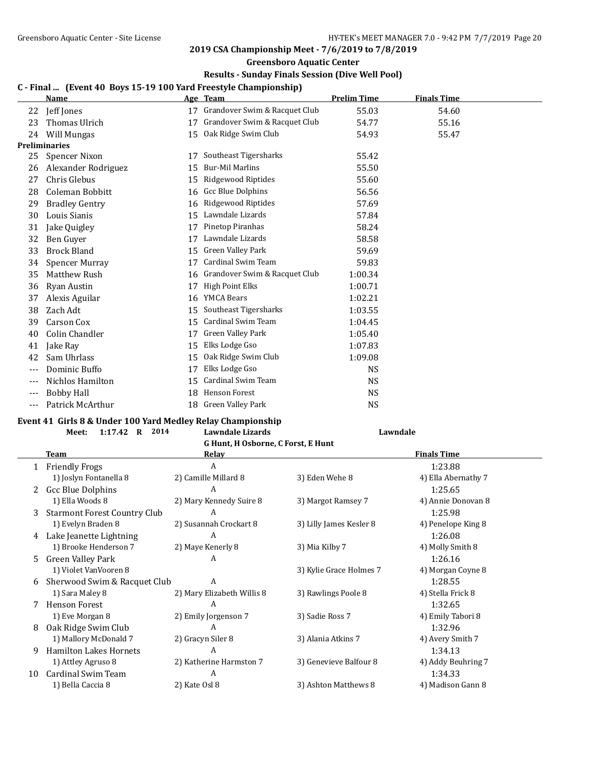## 2019 CSA Championship Meet - 7/6/2019 to 7/8/2019

**Greensboro Aquatic Center**

**Results - Sunday Finals Session (Dive Well Pool)**

### C - Final ... (Event 40 Boys 15-19 100 Yard Freestyle Championship)

| | Name | Age | Team | Prelim Time | Finals Time |
|---|---|---|---|---|---|
| 22 | Jeff Jones | 17 | Grandover Swim & Racquet Club | 55.03 | 54.60 |
| 23 | Thomas Ulrich | 17 | Grandover Swim & Racquet Club | 54.77 | 55.16 |
| 24 | Will Mungas | 15 | Oak Ridge Swim Club | 54.93 | 55.47 |
| **Preliminaries** | | | | | |
| 25 | Spencer Nixon | 17 | Southeast Tigersharks | 55.42 | |
| 26 | Alexander Rodriguez | 15 | Bur-Mil Marlins | 55.50 | |
| 27 | Chris Glebus | 15 | Ridgewood Riptides | 55.60 | |
| 28 | Coleman Bobbitt | 16 | Gcc Blue Dolphins | 56.56 | |
| 29 | Bradley Gentry | 16 | Ridgewood Riptides | 57.69 | |
| 30 | Louis Sianis | 15 | Lawndale Lizards | 57.84 | |
| 31 | Jake Quigley | 17 | Pinetop Piranhas | 58.24 | |
| 32 | Ben Guyer | 17 | Lawndale Lizards | 58.58 | |
| 33 | Brock Bland | 15 | Green Valley Park | 59.69 | |
| 34 | Spencer Murray | 17 | Cardinal Swim Team | 59.83 | |
| 35 | Matthew Rush | 16 | Grandover Swim & Racquet Club | 1:00.34 | |
| 36 | Ryan Austin | 17 | High Point Elks | 1:00.71 | |
| 37 | Alexis Aguilar | 16 | YMCA Bears | 1:02.21 | |
| 38 | Zach Adt | 15 | Southeast Tigersharks | 1:03.55 | |
| 39 | Carson Cox | 15 | Cardinal Swim Team | 1:04.45 | |
| 40 | Colin Chandler | 17 | Green Valley Park | 1:05.40 | |
| 41 | Jake Ray | 15 | Elks Lodge Gso | 1:07.83 | |
| 42 | Sam Uhrlass | 15 | Oak Ridge Swim Club | 1:09.08 | |
| --- | Dominic Buffo | 17 | Elks Lodge Gso | NS | |
| --- | Nichlos Hamilton | 15 | Cardinal Swim Team | NS | |
| --- | Bobby Hall | 18 | Henson Forest | NS | |
| --- | Patrick McArthur | 18 | Green Valley Park | NS | |

### Event 41 Girls 8 & Under 100 Yard Medley Relay Championship

**Meet: 1:17.42 R 2014** — Lawndale Lizards — Lawndale
G Hunt, H Osborne, C Forst, E Hunt

| | Team | Relay | | Finals Time |
|---|---|---|---|---|
| 1 | Friendly Frogs | A | | 1:23.88 |
| | 1) Joslyn Fontanella 8 | 2) Camille Millard 8 | 3) Eden Wehe 8 | 4) Ella Abernathy 7 |
| 2 | Gcc Blue Dolphins | A | | 1:25.65 |
| | 1) Ella Woods 8 | 2) Mary Kennedy Suire 8 | 3) Margot Ramsey 7 | 4) Annie Donovan 8 |
| 3 | Starmont Forest Country Club | A | | 1:25.98 |
| | 1) Evelyn Braden 8 | 2) Susannah Crockart 8 | 3) Lilly James Kesler 8 | 4) Penelope King 8 |
| 4 | Lake Jeanette Lightning | A | | 1:26.08 |
| | 1) Brooke Henderson 7 | 2) Maye Kenerly 8 | 3) Mia Kilby 7 | 4) Molly Smith 8 |
| 5 | Green Valley Park | A | | 1:26.16 |
| | 1) Violet VanVooren 8 | | 3) Kylie Grace Holmes 7 | 4) Morgan Coyne 8 |
| 6 | Sherwood Swim & Racquet Club | A | | 1:28.55 |
| | 1) Sara Maley 8 | 2) Mary Elizabeth Willis 8 | 3) Rawlings Poole 8 | 4) Stella Frick 8 |
| 7 | Henson Forest | A | | 1:32.65 |
| | 1) Eve Morgan 8 | 2) Emily Jorgenson 7 | 3) Sadie Ross 7 | 4) Emily Tabori 8 |
| 8 | Oak Ridge Swim Club | A | | 1:32.96 |
| | 1) Mallory McDonald 7 | 2) Gracyn Siler 8 | 3) Alania Atkins 7 | 4) Avery Smith 7 |
| 9 | Hamilton Lakes Hornets | A | | 1:34.13 |
| | 1) Attley Agruso 8 | 2) Katherine Harmston 7 | 3) Genevieve Balfour 8 | 4) Addy Beuhring 7 |
| 10 | Cardinal Swim Team | A | | 1:34.33 |
| | 1) Bella Caccia 8 | 2) Kate Osl 8 | 3) Ashton Matthews 8 | 4) Madison Gann 8 |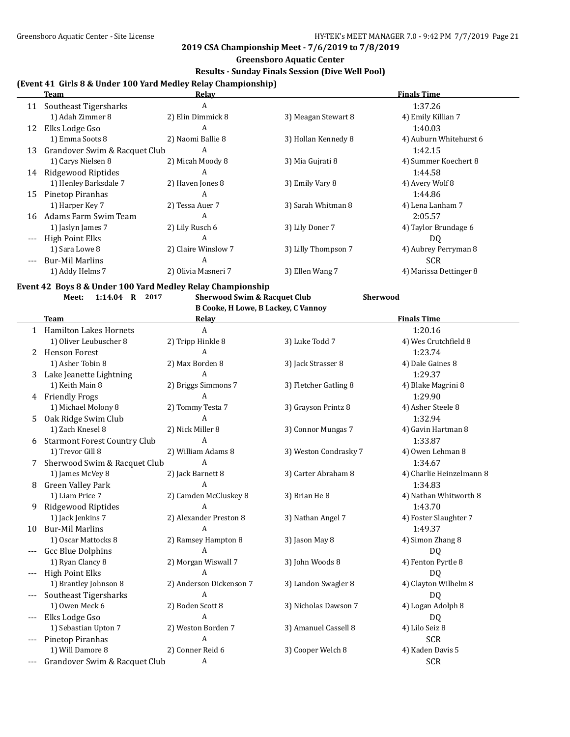## 2019 CSA Championship Meet - 7/6/2019 to 7/8/2019

### Greensboro Aquatic Center

### Results - Sunday Finals Session (Dive Well Pool)

**(Event 41 Girls 8 & Under 100 Yard Medley Relay Championship)**

| | Team | Relay | | Finals Time |
|---|---|---|---|---|
| 11 | Southeast Tigersharks | A | | 1:37.26 |
| | 1) Adah Zimmer 8 | 2) Elin Dimmick 8 | 3) Meagan Stewart 8 | 4) Emily Killian 7 |
| 12 | Elks Lodge Gso | A | | 1:40.03 |
| | 1) Emma Soots 8 | 2) Naomi Ballie 8 | 3) Hollan Kennedy 8 | 4) Auburn Whitehurst 6 |
| 13 | Grandover Swim & Racquet Club | A | | 1:42.15 |
| | 1) Carys Nielsen 8 | 2) Micah Moody 8 | 3) Mia Gujrati 8 | 4) Summer Koechert 8 |
| 14 | Ridgewood Riptides | A | | 1:44.58 |
| | 1) Henley Barksdale 7 | 2) Haven Jones 8 | 3) Emily Vary 8 | 4) Avery Wolf 8 |
| 15 | Pinetop Piranhas | A | | 1:44.86 |
| | 1) Harper Key 7 | 2) Tessa Auer 7 | 3) Sarah Whitman 8 | 4) Lena Lanham 7 |
| 16 | Adams Farm Swim Team | A | | 2:05.57 |
| | 1) Jaslyn James 7 | 2) Lily Rusch 6 | 3) Lily Doner 7 | 4) Taylor Brundage 6 |
| --- | High Point Elks | A | | DQ |
| | 1) Sara Lowe 8 | 2) Claire Winslow 7 | 3) Lilly Thompson 7 | 4) Aubrey Perryman 8 |
| --- | Bur-Mil Marlins | A | | SCR |
| | 1) Addy Helms 7 | 2) Olivia Masneri 7 | 3) Ellen Wang 7 | 4) Marissa Dettinger 8 |

**Event 42 Boys 8 & Under 100 Yard Medley Relay Championship**

**Meet: 1:14.04 R 2017 Sherwood Swim & Racquet Club Sherwood**
**B Cooke, H Lowe, B Lackey, C Vannoy**

| | Team | Relay | | Finals Time |
|---|---|---|---|---|
| 1 | Hamilton Lakes Hornets | A | | 1:20.16 |
| | 1) Oliver Leubuscher 8 | 2) Tripp Hinkle 8 | 3) Luke Todd 7 | 4) Wes Crutchfield 8 |
| 2 | Henson Forest | A | | 1:23.74 |
| | 1) Asher Tobin 8 | 2) Max Borden 8 | 3) Jack Strasser 8 | 4) Dale Gaines 8 |
| 3 | Lake Jeanette Lightning | A | | 1:29.37 |
| | 1) Keith Main 8 | 2) Briggs Simmons 7 | 3) Fletcher Gatling 8 | 4) Blake Magrini 8 |
| 4 | Friendly Frogs | A | | 1:29.90 |
| | 1) Michael Molony 8 | 2) Tommy Testa 7 | 3) Grayson Printz 8 | 4) Asher Steele 8 |
| 5 | Oak Ridge Swim Club | A | | 1:32.94 |
| | 1) Zach Knesel 8 | 2) Nick Miller 8 | 3) Connor Mungas 7 | 4) Gavin Hartman 8 |
| 6 | Starmont Forest Country Club | A | | 1:33.87 |
| | 1) Trevor Gill 8 | 2) William Adams 8 | 3) Weston Condrasky 7 | 4) Owen Lehman 8 |
| 7 | Sherwood Swim & Racquet Club | A | | 1:34.67 |
| | 1) James McVey 8 | 2) Jack Barnett 8 | 3) Carter Abraham 8 | 4) Charlie Heinzelmann 8 |
| 8 | Green Valley Park | A | | 1:34.83 |
| | 1) Liam Price 7 | 2) Camden McCluskey 8 | 3) Brian He 8 | 4) Nathan Whitworth 8 |
| 9 | Ridgewood Riptides | A | | 1:43.70 |
| | 1) Jack Jenkins 7 | 2) Alexander Preston 8 | 3) Nathan Angel 7 | 4) Foster Slaughter 7 |
| 10 | Bur-Mil Marlins | A | | 1:49.37 |
| | 1) Oscar Mattocks 8 | 2) Ramsey Hampton 8 | 3) Jason May 8 | 4) Simon Zhang 8 |
| --- | Gcc Blue Dolphins | A | | DQ |
| | 1) Ryan Clancy 8 | 2) Morgan Wiswall 7 | 3) John Woods 8 | 4) Fenton Pyrtle 8 |
| --- | High Point Elks | A | | DQ |
| | 1) Brantley Johnson 8 | 2) Anderson Dickenson 7 | 3) Landon Swagler 8 | 4) Clayton Wilhelm 8 |
| --- | Southeast Tigersharks | A | | DQ |
| | 1) Owen Meck 6 | 2) Boden Scott 8 | 3) Nicholas Dawson 7 | 4) Logan Adolph 8 |
| --- | Elks Lodge Gso | A | | DQ |
| | 1) Sebastian Upton 7 | 2) Weston Borden 7 | 3) Amanuel Cassell 8 | 4) Lilo Seiz 8 |
| --- | Pinetop Piranhas | A | | SCR |
| | 1) Will Damore 8 | 2) Conner Reid 6 | 3) Cooper Welch 8 | 4) Kaden Davis 5 |
| --- | Grandover Swim & Racquet Club | A | | SCR |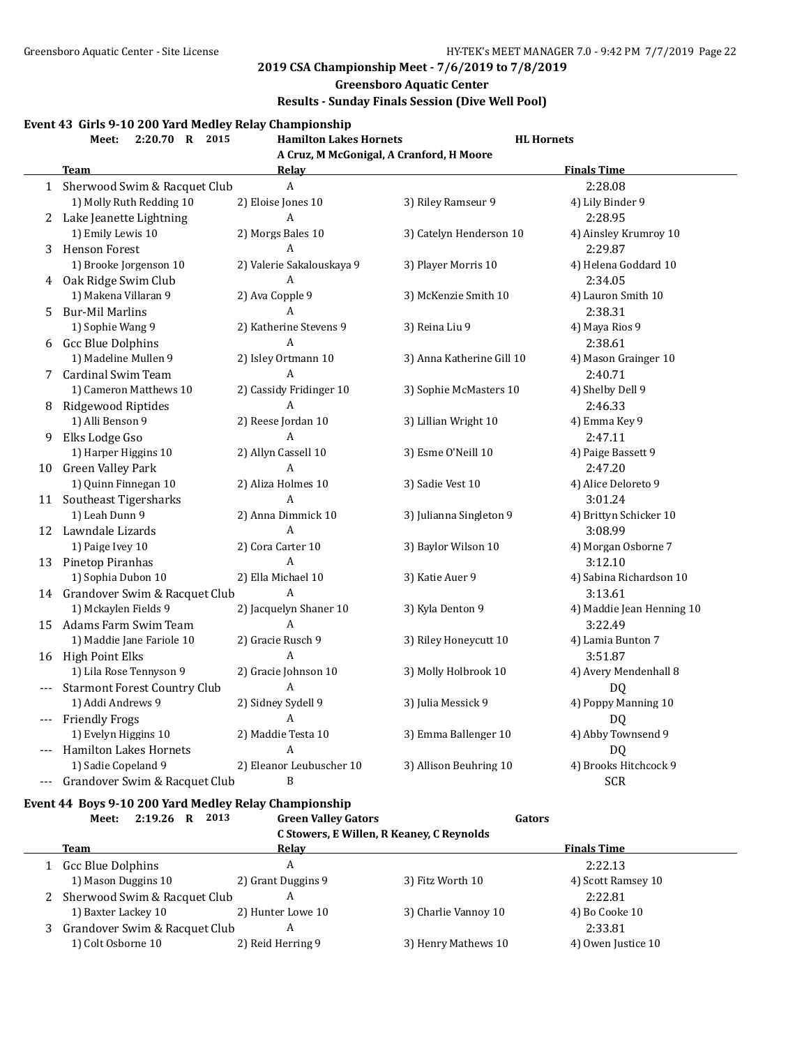**2019 CSA Championship Meet - 7/6/2019 to 7/8/2019**

**Greensboro Aquatic Center**

**Results - Sunday Finals Session (Dive Well Pool)**

### Event 43 Girls 9-10 200 Yard Medley Relay Championship

**Meet: 2:20.70 R 2015** — **Hamilton Lakes Hornets** — **HL Hornets**

A Cruz, M McGonigal, A Cranford, H Moore

| | Team | Relay | | Finals Time |
|---|---|---|---|---|
| 1 | Sherwood Swim & Racquet Club | A | | 2:28.08 |
| | 1) Molly Ruth Redding 10 | 2) Eloise Jones 10 | 3) Riley Ramseur 9 | 4) Lily Binder 9 |
| 2 | Lake Jeanette Lightning | A | | 2:28.95 |
| | 1) Emily Lewis 10 | 2) Morgs Bales 10 | 3) Catelyn Henderson 10 | 4) Ainsley Krumroy 10 |
| 3 | Henson Forest | A | | 2:29.87 |
| | 1) Brooke Jorgenson 10 | 2) Valerie Sakalouskaya 9 | 3) Player Morris 10 | 4) Helena Goddard 10 |
| 4 | Oak Ridge Swim Club | A | | 2:34.05 |
| | 1) Makena Villaran 9 | 2) Ava Copple 9 | 3) McKenzie Smith 10 | 4) Lauron Smith 10 |
| 5 | Bur-Mil Marlins | A | | 2:38.31 |
| | 1) Sophie Wang 9 | 2) Katherine Stevens 9 | 3) Reina Liu 9 | 4) Maya Rios 9 |
| 6 | Gcc Blue Dolphins | A | | 2:38.61 |
| | 1) Madeline Mullen 9 | 2) Isley Ortmann 10 | 3) Anna Katherine Gill 10 | 4) Mason Grainger 10 |
| 7 | Cardinal Swim Team | A | | 2:40.71 |
| | 1) Cameron Matthews 10 | 2) Cassidy Fridinger 10 | 3) Sophie McMasters 10 | 4) Shelby Dell 9 |
| 8 | Ridgewood Riptides | A | | 2:46.33 |
| | 1) Alli Benson 9 | 2) Reese Jordan 10 | 3) Lillian Wright 10 | 4) Emma Key 9 |
| 9 | Elks Lodge Gso | A | | 2:47.11 |
| | 1) Harper Higgins 10 | 2) Allyn Cassell 10 | 3) Esme O'Neill 10 | 4) Paige Bassett 9 |
| 10 | Green Valley Park | A | | 2:47.20 |
| | 1) Quinn Finnegan 10 | 2) Aliza Holmes 10 | 3) Sadie Vest 10 | 4) Alice Deloreto 9 |
| 11 | Southeast Tigersharks | A | | 3:01.24 |
| | 1) Leah Dunn 9 | 2) Anna Dimmick 10 | 3) Julianna Singleton 9 | 4) Brittyn Schicker 10 |
| 12 | Lawndale Lizards | A | | 3:08.99 |
| | 1) Paige Ivey 10 | 2) Cora Carter 10 | 3) Baylor Wilson 10 | 4) Morgan Osborne 7 |
| 13 | Pinetop Piranhas | A | | 3:12.10 |
| | 1) Sophia Dubon 10 | 2) Ella Michael 10 | 3) Katie Auer 9 | 4) Sabina Richardson 10 |
| 14 | Grandover Swim & Racquet Club | A | | 3:13.61 |
| | 1) Mckaylen Fields 9 | 2) Jacquelyn Shaner 10 | 3) Kyla Denton 9 | 4) Maddie Jean Henning 10 |
| 15 | Adams Farm Swim Team | A | | 3:22.49 |
| | 1) Maddie Jane Fariole 10 | 2) Gracie Rusch 9 | 3) Riley Honeycutt 10 | 4) Lamia Bunton 7 |
| 16 | High Point Elks | A | | 3:51.87 |
| | 1) Lila Rose Tennyson 9 | 2) Gracie Johnson 10 | 3) Molly Holbrook 10 | 4) Avery Mendenhall 8 |
| --- | Starmont Forest Country Club | A | | DQ |
| | 1) Addi Andrews 9 | 2) Sidney Sydell 9 | 3) Julia Messick 9 | 4) Poppy Manning 10 |
| --- | Friendly Frogs | A | | DQ |
| | 1) Evelyn Higgins 10 | 2) Maddie Testa 10 | 3) Emma Ballenger 10 | 4) Abby Townsend 9 |
| --- | Hamilton Lakes Hornets | A | | DQ |
| | 1) Sadie Copeland 9 | 2) Eleanor Leubuscher 10 | 3) Allison Beuhring 10 | 4) Brooks Hitchcock 9 |
| --- | Grandover Swim & Racquet Club | B | | SCR |

### Event 44 Boys 9-10 200 Yard Medley Relay Championship

**Meet: 2:19.26 R 2013** — **Green Valley Gators** — **Gators**

C Stowers, E Willen, R Keaney, C Reynolds

| | Team | Relay | | Finals Time |
|---|---|---|---|---|
| 1 | Gcc Blue Dolphins | A | | 2:22.13 |
| | 1) Mason Duggins 10 | 2) Grant Duggins 9 | 3) Fitz Worth 10 | 4) Scott Ramsey 10 |
| 2 | Sherwood Swim & Racquet Club | A | | 2:22.81 |
| | 1) Baxter Lackey 10 | 2) Hunter Lowe 10 | 3) Charlie Vannoy 10 | 4) Bo Cooke 10 |
| 3 | Grandover Swim & Racquet Club | A | | 2:33.81 |
| | 1) Colt Osborne 10 | 2) Reid Herring 9 | 3) Henry Mathews 10 | 4) Owen Justice 10 |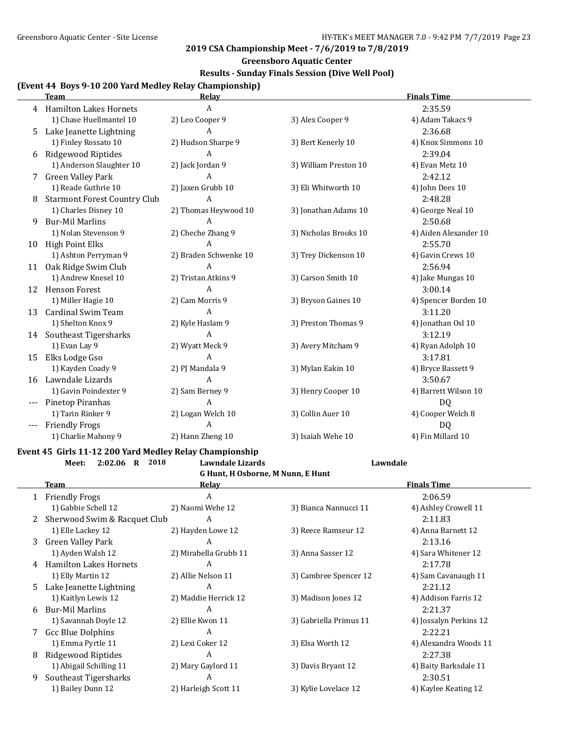## 2019 CSA Championship Meet - 7/6/2019 to 7/8/2019

### Greensboro Aquatic Center

### Results - Sunday Finals Session (Dive Well Pool)

### (Event 44 Boys 9-10 200 Yard Medley Relay Championship)

| | Team | Relay | | Finals Time |
|---|---|---|---|---|
| 4 | Hamilton Lakes Hornets | A | | 2:35.59 |
| | 1) Chase Huellmantel 10 | 2) Leo Cooper 9 | 3) Alex Cooper 9 | 4) Adam Takacs 9 |
| 5 | Lake Jeanette Lightning | A | | 2:36.68 |
| | 1) Finley Rossato 10 | 2) Hudson Sharpe 9 | 3) Bert Kenerly 10 | 4) Knox Simmons 10 |
| 6 | Ridgewood Riptides | A | | 2:39.04 |
| | 1) Anderson Slaughter 10 | 2) Jack Jordan 9 | 3) William Preston 10 | 4) Evan Metz 10 |
| 7 | Green Valley Park | A | | 2:42.12 |
| | 1) Reade Guthrie 10 | 2) Jaxen Grubb 10 | 3) Eli Whitworth 10 | 4) John Dees 10 |
| 8 | Starmont Forest Country Club | A | | 2:48.28 |
| | 1) Charles Disney 10 | 2) Thomas Heywood 10 | 3) Jonathan Adams 10 | 4) George Neal 10 |
| 9 | Bur-Mil Marlins | A | | 2:50.68 |
| | 1) Nolan Stevenson 9 | 2) Cheche Zhang 9 | 3) Nicholas Brooks 10 | 4) Aiden Alexander 10 |
| 10 | High Point Elks | A | | 2:55.70 |
| | 1) Ashton Perryman 9 | 2) Braden Schwenke 10 | 3) Trey Dickenson 10 | 4) Gavin Crews 10 |
| 11 | Oak Ridge Swim Club | A | | 2:56.94 |
| | 1) Andrew Knesel 10 | 2) Tristan Atkins 9 | 3) Carson Smith 10 | 4) Jake Mungas 10 |
| 12 | Henson Forest | A | | 3:00.14 |
| | 1) Miller Hagie 10 | 2) Cam Morris 9 | 3) Bryson Gaines 10 | 4) Spencer Borden 10 |
| 13 | Cardinal Swim Team | A | | 3:11.20 |
| | 1) Shelton Knox 9 | 2) Kyle Haslam 9 | 3) Preston Thomas 9 | 4) Jonathan Osl 10 |
| 14 | Southeast Tigersharks | A | | 3:12.19 |
| | 1) Evan Lay 9 | 2) Wyatt Meck 9 | 3) Avery Mitcham 9 | 4) Ryan Adolph 10 |
| 15 | Elks Lodge Gso | A | | 3:17.81 |
| | 1) Kayden Coady 9 | 2) PJ Mandala 9 | 3) Mylan Eakin 10 | 4) Bryce Bassett 9 |
| 16 | Lawndale Lizards | A | | 3:50.67 |
| | 1) Gavin Poindexter 9 | 2) Sam Berney 9 | 3) Henry Cooper 10 | 4) Barrett Wilson 10 |
| --- | Pinetop Piranhas | A | | DQ |
| | 1) Tarin Rinker 9 | 2) Logan Welch 10 | 3) Collin Auer 10 | 4) Cooper Welch 8 |
| --- | Friendly Frogs | A | | DQ |
| | 1) Charlie Mahony 9 | 2) Hann Zheng 10 | 3) Isaiah Wehe 10 | 4) Fin Millard 10 |

### Event 45 Girls 11-12 200 Yard Medley Relay Championship

Meet: 2:02.06 R 2018 Lawndale Lizards Lawndale
G Hunt, H Osborne, M Nunn, E Hunt

| | Team | Relay | | Finals Time |
|---|---|---|---|---|
| 1 | Friendly Frogs | A | | 2:06.59 |
| | 1) Gabbie Schell 12 | 2) Naomi Wehe 12 | 3) Bianca Nannucci 11 | 4) Ashley Crowell 11 |
| 2 | Sherwood Swim & Racquet Club | A | | 2:11.83 |
| | 1) Elle Lackey 12 | 2) Hayden Lowe 12 | 3) Reece Ramseur 12 | 4) Anna Barnett 12 |
| 3 | Green Valley Park | A | | 2:13.16 |
| | 1) Ayden Walsh 12 | 2) Mirabella Grubb 11 | 3) Anna Sasser 12 | 4) Sara Whitener 12 |
| 4 | Hamilton Lakes Hornets | A | | 2:17.78 |
| | 1) Elly Martin 12 | 2) Allie Nelson 11 | 3) Cambree Spencer 12 | 4) Sam Cavanaugh 11 |
| 5 | Lake Jeanette Lightning | A | | 2:21.12 |
| | 1) Kaitlyn Lewis 12 | 2) Maddie Herrick 12 | 3) Madison Jones 12 | 4) Addison Farris 12 |
| 6 | Bur-Mil Marlins | A | | 2:21.37 |
| | 1) Savannah Doyle 12 | 2) Ellie Kwon 11 | 3) Gabriella Primus 11 | 4) Jossalyn Perkins 12 |
| 7 | Gcc Blue Dolphins | A | | 2:22.21 |
| | 1) Emma Pyrtle 11 | 2) Lexi Coker 12 | 3) Elsa Worth 12 | 4) Alexandra Woods 11 |
| 8 | Ridgewood Riptides | A | | 2:27.38 |
| | 1) Abigail Schilling 11 | 2) Mary Gaylord 11 | 3) Davis Bryant 12 | 4) Baity Barksdale 11 |
| 9 | Southeast Tigersharks | A | | 2:30.51 |
| | 1) Bailey Dunn 12 | 2) Harleigh Scott 11 | 3) Kylie Lovelace 12 | 4) Kaylee Keating 12 |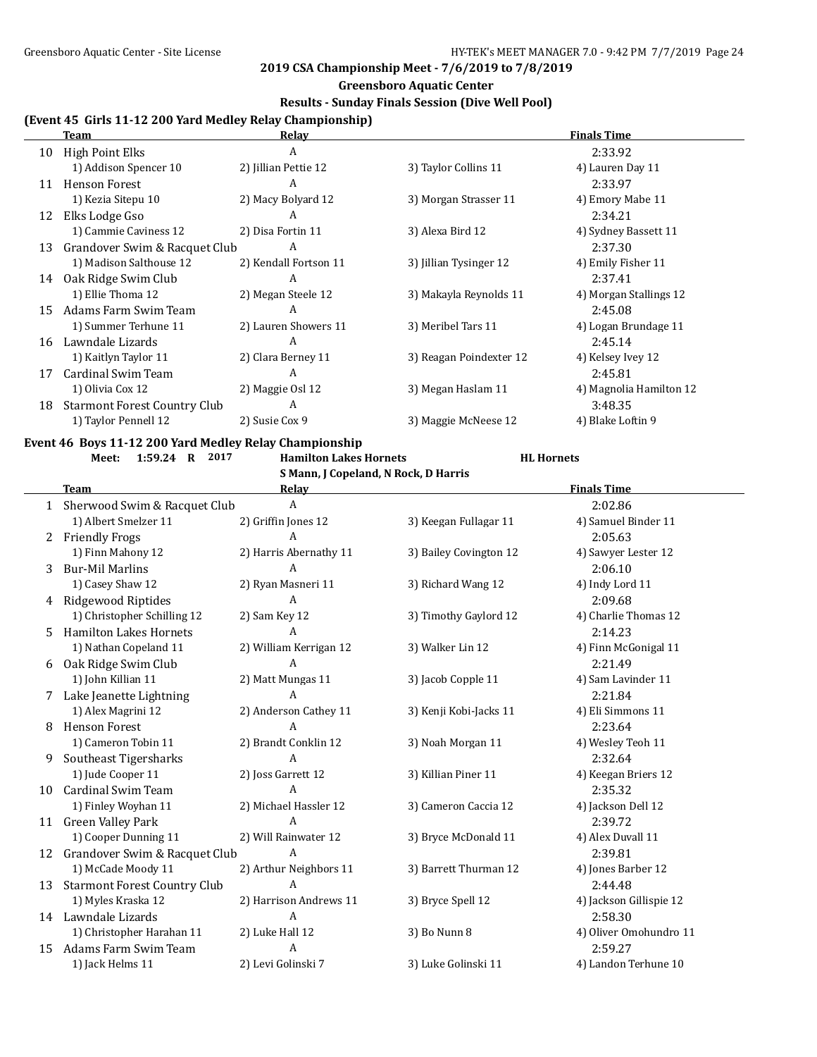## 2019 CSA Championship Meet - 7/6/2019 to 7/8/2019

### Greensboro Aquatic Center

### Results - Sunday Finals Session (Dive Well Pool)

### (Event 45 Girls 11-12 200 Yard Medley Relay Championship)

| | Team | Relay | | Finals Time |
|---|---|---|---|---|
| 10 | High Point Elks | A | | 2:33.92 |
| | 1) Addison Spencer 10 | 2) Jillian Pettie 12 | 3) Taylor Collins 11 | 4) Lauren Day 11 |
| 11 | Henson Forest | A | | 2:33.97 |
| | 1) Kezia Sitepu 10 | 2) Macy Bolyard 12 | 3) Morgan Strasser 11 | 4) Emory Mabe 11 |
| 12 | Elks Lodge Gso | A | | 2:34.21 |
| | 1) Cammie Caviness 12 | 2) Disa Fortin 11 | 3) Alexa Bird 12 | 4) Sydney Bassett 11 |
| 13 | Grandover Swim & Racquet Club | A | | 2:37.30 |
| | 1) Madison Salthouse 12 | 2) Kendall Fortson 11 | 3) Jillian Tysinger 12 | 4) Emily Fisher 11 |
| 14 | Oak Ridge Swim Club | A | | 2:37.41 |
| | 1) Ellie Thoma 12 | 2) Megan Steele 12 | 3) Makayla Reynolds 11 | 4) Morgan Stallings 12 |
| 15 | Adams Farm Swim Team | A | | 2:45.08 |
| | 1) Summer Terhune 11 | 2) Lauren Showers 11 | 3) Meribel Tars 11 | 4) Logan Brundage 11 |
| 16 | Lawndale Lizards | A | | 2:45.14 |
| | 1) Kaitlyn Taylor 11 | 2) Clara Berney 11 | 3) Reagan Poindexter 12 | 4) Kelsey Ivey 12 |
| 17 | Cardinal Swim Team | A | | 2:45.81 |
| | 1) Olivia Cox 12 | 2) Maggie Osl 12 | 3) Megan Haslam 11 | 4) Magnolia Hamilton 12 |
| 18 | Starmont Forest Country Club | A | | 3:48.35 |
| | 1) Taylor Pennell 12 | 2) Susie Cox 9 | 3) Maggie McNeese 12 | 4) Blake Loftin 9 |

### Event 46 Boys 11-12 200 Yard Medley Relay Championship

**Meet: 1:59.24 R 2017** — Hamilton Lakes Hornets — HL Hornets
S Mann, J Copeland, N Rock, D Harris

| | Team | Relay | | Finals Time |
|---|---|---|---|---|
| 1 | Sherwood Swim & Racquet Club | A | | 2:02.86 |
| | 1) Albert Smelzer 11 | 2) Griffin Jones 12 | 3) Keegan Fullagar 11 | 4) Samuel Binder 11 |
| 2 | Friendly Frogs | A | | 2:05.63 |
| | 1) Finn Mahony 12 | 2) Harris Abernathy 11 | 3) Bailey Covington 12 | 4) Sawyer Lester 12 |
| 3 | Bur-Mil Marlins | A | | 2:06.10 |
| | 1) Casey Shaw 12 | 2) Ryan Masneri 11 | 3) Richard Wang 12 | 4) Indy Lord 11 |
| 4 | Ridgewood Riptides | A | | 2:09.68 |
| | 1) Christopher Schilling 12 | 2) Sam Key 12 | 3) Timothy Gaylord 12 | 4) Charlie Thomas 12 |
| 5 | Hamilton Lakes Hornets | A | | 2:14.23 |
| | 1) Nathan Copeland 11 | 2) William Kerrigan 12 | 3) Walker Lin 12 | 4) Finn McGonigal 11 |
| 6 | Oak Ridge Swim Club | A | | 2:21.49 |
| | 1) John Killian 11 | 2) Matt Mungas 11 | 3) Jacob Copple 11 | 4) Sam Lavinder 11 |
| 7 | Lake Jeanette Lightning | A | | 2:21.84 |
| | 1) Alex Magrini 12 | 2) Anderson Cathey 11 | 3) Kenji Kobi-Jacks 11 | 4) Eli Simmons 11 |
| 8 | Henson Forest | A | | 2:23.64 |
| | 1) Cameron Tobin 11 | 2) Brandt Conklin 12 | 3) Noah Morgan 11 | 4) Wesley Teoh 11 |
| 9 | Southeast Tigersharks | A | | 2:32.64 |
| | 1) Jude Cooper 11 | 2) Joss Garrett 12 | 3) Killian Piner 11 | 4) Keegan Briers 12 |
| 10 | Cardinal Swim Team | A | | 2:35.32 |
| | 1) Finley Woyhan 11 | 2) Michael Hassler 12 | 3) Cameron Caccia 12 | 4) Jackson Dell 12 |
| 11 | Green Valley Park | A | | 2:39.72 |
| | 1) Cooper Dunning 11 | 2) Will Rainwater 12 | 3) Bryce McDonald 11 | 4) Alex Duvall 11 |
| 12 | Grandover Swim & Racquet Club | A | | 2:39.81 |
| | 1) McCade Moody 11 | 2) Arthur Neighbors 11 | 3) Barrett Thurman 12 | 4) Jones Barber 12 |
| 13 | Starmont Forest Country Club | A | | 2:44.48 |
| | 1) Myles Kraska 12 | 2) Harrison Andrews 11 | 3) Bryce Spell 12 | 4) Jackson Gillispie 12 |
| 14 | Lawndale Lizards | A | | 2:58.30 |
| | 1) Christopher Harahan 11 | 2) Luke Hall 12 | 3) Bo Nunn 8 | 4) Oliver Omohundro 11 |
| 15 | Adams Farm Swim Team | A | | 2:59.27 |
| | 1) Jack Helms 11 | 2) Levi Golinski 7 | 3) Luke Golinski 11 | 4) Landon Terhune 10 |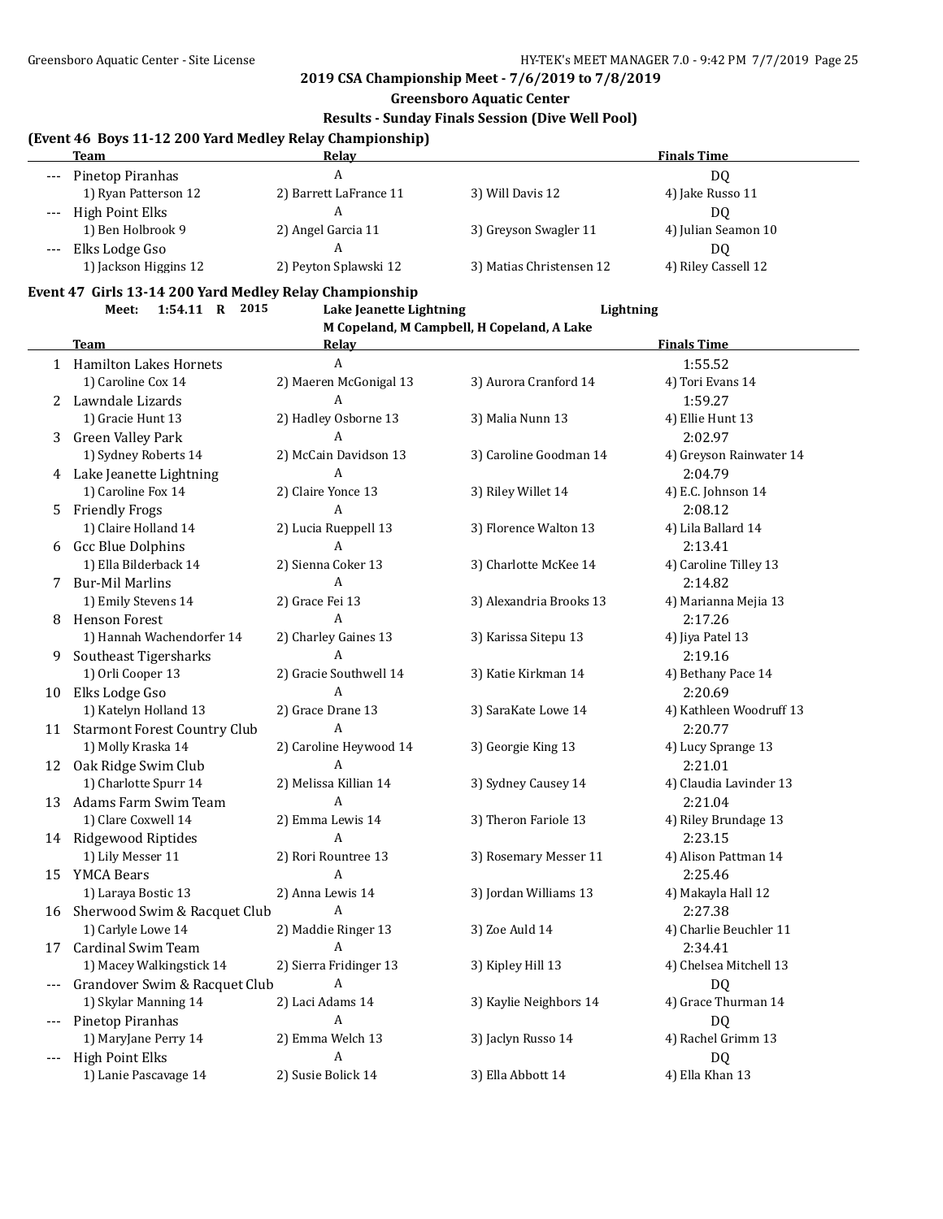**2019 CSA Championship Meet - 7/6/2019 to 7/8/2019**

**Greensboro Aquatic Center**

**Results - Sunday Finals Session (Dive Well Pool)**

### (Event 46 Boys 11-12 200 Yard Medley Relay Championship)

| | Team | Relay | | Finals Time |
|---|---|---|---|---|
| --- | Pinetop Piranhas | A | | DQ |
| | 1) Ryan Patterson 12 | 2) Barrett LaFrance 11 | 3) Will Davis 12 | 4) Jake Russo 11 |
| --- | High Point Elks | A | | DQ |
| | 1) Ben Holbrook 9 | 2) Angel Garcia 11 | 3) Greyson Swagler 11 | 4) Julian Seamon 10 |
| --- | Elks Lodge Gso | A | | DQ |
| | 1) Jackson Higgins 12 | 2) Peyton Splawski 12 | 3) Matias Christensen 12 | 4) Riley Cassell 12 |

### Event 47 Girls 13-14 200 Yard Medley Relay Championship

**Meet: 1:54.11 R 2015 Lake Jeanette Lightning Lightning**
**M Copeland, M Campbell, H Copeland, A Lake**

| | Team | Relay | | Finals Time |
|---|---|---|---|---|
| 1 | Hamilton Lakes Hornets | A | | 1:55.52 |
| | 1) Caroline Cox 14 | 2) Maeren McGonigal 13 | 3) Aurora Cranford 14 | 4) Tori Evans 14 |
| 2 | Lawndale Lizards | A | | 1:59.27 |
| | 1) Gracie Hunt 13 | 2) Hadley Osborne 13 | 3) Malia Nunn 13 | 4) Ellie Hunt 13 |
| 3 | Green Valley Park | A | | 2:02.97 |
| | 1) Sydney Roberts 14 | 2) McCain Davidson 13 | 3) Caroline Goodman 14 | 4) Greyson Rainwater 14 |
| 4 | Lake Jeanette Lightning | A | | 2:04.79 |
| | 1) Caroline Fox 14 | 2) Claire Yonce 13 | 3) Riley Willet 14 | 4) E.C. Johnson 14 |
| 5 | Friendly Frogs | A | | 2:08.12 |
| | 1) Claire Holland 14 | 2) Lucia Rueppell 13 | 3) Florence Walton 13 | 4) Lila Ballard 14 |
| 6 | Gcc Blue Dolphins | A | | 2:13.41 |
| | 1) Ella Bilderback 14 | 2) Sienna Coker 13 | 3) Charlotte McKee 14 | 4) Caroline Tilley 13 |
| 7 | Bur-Mil Marlins | A | | 2:14.82 |
| | 1) Emily Stevens 14 | 2) Grace Fei 13 | 3) Alexandria Brooks 13 | 4) Marianna Mejia 13 |
| 8 | Henson Forest | A | | 2:17.26 |
| | 1) Hannah Wachendorfer 14 | 2) Charley Gaines 13 | 3) Karissa Sitepu 13 | 4) Jiya Patel 13 |
| 9 | Southeast Tigersharks | A | | 2:19.16 |
| | 1) Orli Cooper 13 | 2) Gracie Southwell 14 | 3) Katie Kirkman 14 | 4) Bethany Pace 14 |
| 10 | Elks Lodge Gso | A | | 2:20.69 |
| | 1) Katelyn Holland 13 | 2) Grace Drane 13 | 3) SaraKate Lowe 14 | 4) Kathleen Woodruff 13 |
| 11 | Starmont Forest Country Club | A | | 2:20.77 |
| | 1) Molly Kraska 14 | 2) Caroline Heywood 14 | 3) Georgie King 13 | 4) Lucy Sprange 13 |
| 12 | Oak Ridge Swim Club | A | | 2:21.01 |
| | 1) Charlotte Spurr 14 | 2) Melissa Killian 14 | 3) Sydney Causey 14 | 4) Claudia Lavinder 13 |
| 13 | Adams Farm Swim Team | A | | 2:21.04 |
| | 1) Clare Coxwell 14 | 2) Emma Lewis 14 | 3) Theron Fariole 13 | 4) Riley Brundage 13 |
| 14 | Ridgewood Riptides | A | | 2:23.15 |
| | 1) Lily Messer 11 | 2) Rori Rountree 13 | 3) Rosemary Messer 11 | 4) Alison Pattman 14 |
| 15 | YMCA Bears | A | | 2:25.46 |
| | 1) Laraya Bostic 13 | 2) Anna Lewis 14 | 3) Jordan Williams 13 | 4) Makayla Hall 12 |
| 16 | Sherwood Swim & Racquet Club | A | | 2:27.38 |
| | 1) Carlyle Lowe 14 | 2) Maddie Ringer 13 | 3) Zoe Auld 14 | 4) Charlie Beuchler 11 |
| 17 | Cardinal Swim Team | A | | 2:34.41 |
| | 1) Macey Walkingstick 14 | 2) Sierra Fridinger 13 | 3) Kipley Hill 13 | 4) Chelsea Mitchell 13 |
| --- | Grandover Swim & Racquet Club | A | | DQ |
| | 1) Skylar Manning 14 | 2) Laci Adams 14 | 3) Kaylie Neighbors 14 | 4) Grace Thurman 14 |
| --- | Pinetop Piranhas | A | | DQ |
| | 1) MaryJane Perry 14 | 2) Emma Welch 13 | 3) Jaclyn Russo 14 | 4) Rachel Grimm 13 |
| --- | High Point Elks | A | | DQ |
| | 1) Lanie Pascavage 14 | 2) Susie Bolick 14 | 3) Ella Abbott 14 | 4) Ella Khan 13 |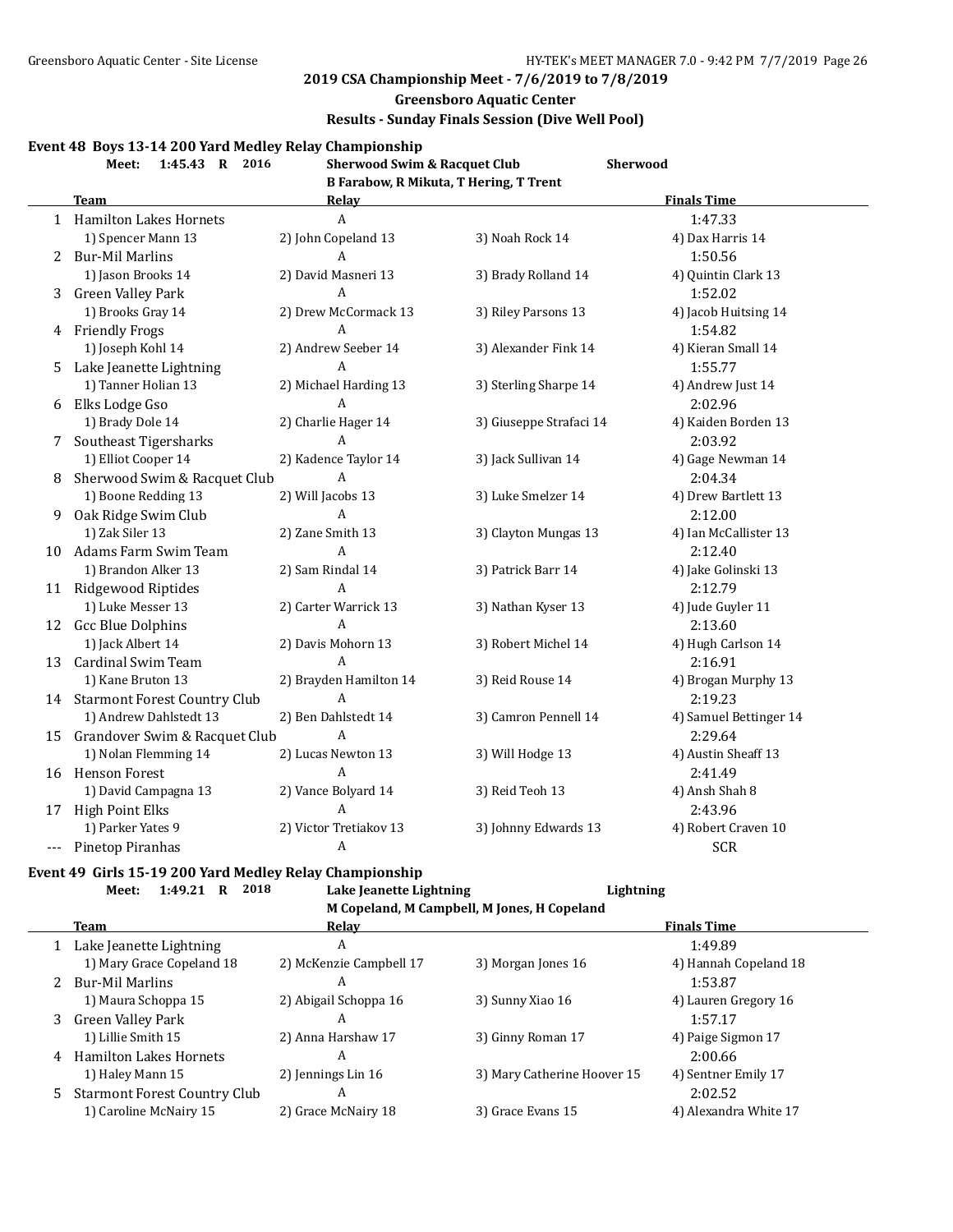## 2019 CSA Championship Meet - 7/6/2019 to 7/8/2019

**Greensboro Aquatic Center**

**Results - Sunday Finals Session (Dive Well Pool)**

### Event 48 Boys 13-14 200 Yard Medley Relay Championship

**Meet: 1:45.43 R 2016** — **Sherwood Swim & Racquet Club** — **Sherwood**
B Farabow, R Mikuta, T Hering, T Trent

| | Team | Relay | | Finals Time |
|---|---|---|---|---|
| 1 | Hamilton Lakes Hornets | A | | 1:47.33 |
| | 1) Spencer Mann 13 | 2) John Copeland 13 | 3) Noah Rock 14 | 4) Dax Harris 14 |
| 2 | Bur-Mil Marlins | A | | 1:50.56 |
| | 1) Jason Brooks 14 | 2) David Masneri 13 | 3) Brady Rolland 14 | 4) Quintin Clark 13 |
| 3 | Green Valley Park | A | | 1:52.02 |
| | 1) Brooks Gray 14 | 2) Drew McCormack 13 | 3) Riley Parsons 13 | 4) Jacob Huitsing 14 |
| 4 | Friendly Frogs | A | | 1:54.82 |
| | 1) Joseph Kohl 14 | 2) Andrew Seeber 14 | 3) Alexander Fink 14 | 4) Kieran Small 14 |
| 5 | Lake Jeanette Lightning | A | | 1:55.77 |
| | 1) Tanner Holian 13 | 2) Michael Harding 13 | 3) Sterling Sharpe 14 | 4) Andrew Just 14 |
| 6 | Elks Lodge Gso | A | | 2:02.96 |
| | 1) Brady Dole 14 | 2) Charlie Hager 14 | 3) Giuseppe Strafaci 14 | 4) Kaiden Borden 13 |
| 7 | Southeast Tigersharks | A | | 2:03.92 |
| | 1) Elliot Cooper 14 | 2) Kadence Taylor 14 | 3) Jack Sullivan 14 | 4) Gage Newman 14 |
| 8 | Sherwood Swim & Racquet Club | A | | 2:04.34 |
| | 1) Boone Redding 13 | 2) Will Jacobs 13 | 3) Luke Smelzer 14 | 4) Drew Bartlett 13 |
| 9 | Oak Ridge Swim Club | A | | 2:12.00 |
| | 1) Zak Siler 13 | 2) Zane Smith 13 | 3) Clayton Mungas 13 | 4) Ian McCallister 13 |
| 10 | Adams Farm Swim Team | A | | 2:12.40 |
| | 1) Brandon Alker 13 | 2) Sam Rindal 14 | 3) Patrick Barr 14 | 4) Jake Golinski 13 |
| 11 | Ridgewood Riptides | A | | 2:12.79 |
| | 1) Luke Messer 13 | 2) Carter Warrick 13 | 3) Nathan Kyser 13 | 4) Jude Guyler 11 |
| 12 | Gcc Blue Dolphins | A | | 2:13.60 |
| | 1) Jack Albert 14 | 2) Davis Mohorn 13 | 3) Robert Michel 14 | 4) Hugh Carlson 14 |
| 13 | Cardinal Swim Team | A | | 2:16.91 |
| | 1) Kane Bruton 13 | 2) Brayden Hamilton 14 | 3) Reid Rouse 14 | 4) Brogan Murphy 13 |
| 14 | Starmont Forest Country Club | A | | 2:19.23 |
| | 1) Andrew Dahlstedt 13 | 2) Ben Dahlstedt 14 | 3) Camron Pennell 14 | 4) Samuel Bettinger 14 |
| 15 | Grandover Swim & Racquet Club | A | | 2:29.64 |
| | 1) Nolan Flemming 14 | 2) Lucas Newton 13 | 3) Will Hodge 13 | 4) Austin Sheaff 13 |
| 16 | Henson Forest | A | | 2:41.49 |
| | 1) David Campagna 13 | 2) Vance Bolyard 14 | 3) Reid Teoh 13 | 4) Ansh Shah 8 |
| 17 | High Point Elks | A | | 2:43.96 |
| | 1) Parker Yates 9 | 2) Victor Tretiakov 13 | 3) Johnny Edwards 13 | 4) Robert Craven 10 |
| --- | Pinetop Piranhas | A | | SCR |

### Event 49 Girls 15-19 200 Yard Medley Relay Championship

**Meet: 1:49.21 R 2018** — **Lake Jeanette Lightning** — **Lightning**
M Copeland, M Campbell, M Jones, H Copeland

| | Team | Relay | | Finals Time |
|---|---|---|---|---|
| 1 | Lake Jeanette Lightning | A | | 1:49.89 |
| | 1) Mary Grace Copeland 18 | 2) McKenzie Campbell 17 | 3) Morgan Jones 16 | 4) Hannah Copeland 18 |
| 2 | Bur-Mil Marlins | A | | 1:53.87 |
| | 1) Maura Schoppa 15 | 2) Abigail Schoppa 16 | 3) Sunny Xiao 16 | 4) Lauren Gregory 16 |
| 3 | Green Valley Park | A | | 1:57.17 |
| | 1) Lillie Smith 15 | 2) Anna Harshaw 17 | 3) Ginny Roman 17 | 4) Paige Sigmon 17 |
| 4 | Hamilton Lakes Hornets | A | | 2:00.66 |
| | 1) Haley Mann 15 | 2) Jennings Lin 16 | 3) Mary Catherine Hoover 15 | 4) Sentner Emily 17 |
| 5 | Starmont Forest Country Club | A | | 2:02.52 |
| | 1) Caroline McNairy 15 | 2) Grace McNairy 18 | 3) Grace Evans 15 | 4) Alexandra White 17 |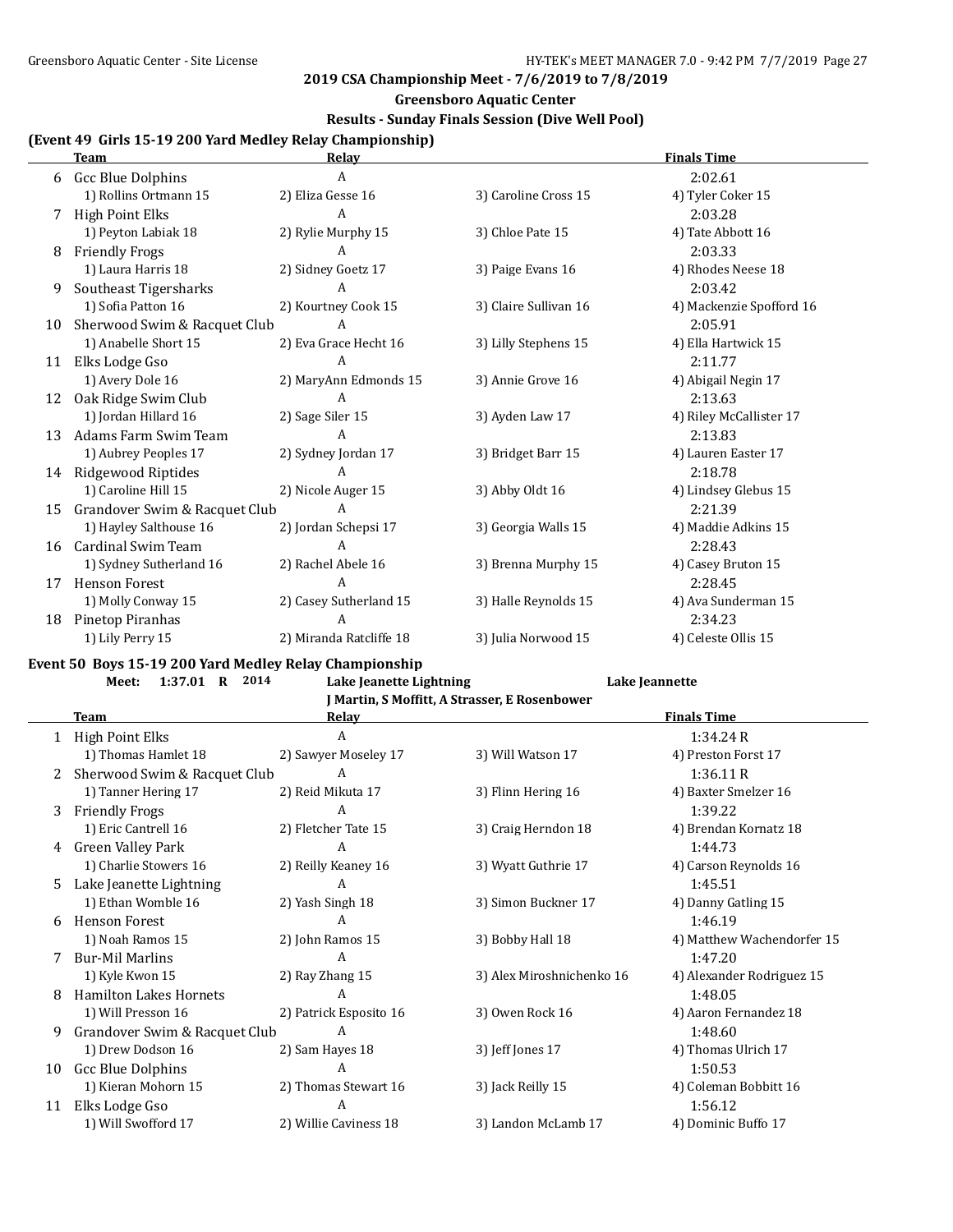## 2019 CSA Championship Meet - 7/6/2019 to 7/8/2019

### Greensboro Aquatic Center

### Results - Sunday Finals Session (Dive Well Pool)

### (Event 49 Girls 15-19 200 Yard Medley Relay Championship)

| | Team | Relay | | Finals Time |
|---|---|---|---|---|
| 6 | Gcc Blue Dolphins | A | | 2:02.61 |
| | 1) Rollins Ortmann 15 | 2) Eliza Gesse 16 | 3) Caroline Cross 15 | 4) Tyler Coker 15 |
| 7 | High Point Elks | A | | 2:03.28 |
| | 1) Peyton Labiak 18 | 2) Rylie Murphy 15 | 3) Chloe Pate 15 | 4) Tate Abbott 16 |
| 8 | Friendly Frogs | A | | 2:03.33 |
| | 1) Laura Harris 18 | 2) Sidney Goetz 17 | 3) Paige Evans 16 | 4) Rhodes Neese 18 |
| 9 | Southeast Tigersharks | A | | 2:03.42 |
| | 1) Sofia Patton 16 | 2) Kourtney Cook 15 | 3) Claire Sullivan 16 | 4) Mackenzie Spofford 16 |
| 10 | Sherwood Swim & Racquet Club | A | | 2:05.91 |
| | 1) Anabelle Short 15 | 2) Eva Grace Hecht 16 | 3) Lilly Stephens 15 | 4) Ella Hartwick 15 |
| 11 | Elks Lodge Gso | A | | 2:11.77 |
| | 1) Avery Dole 16 | 2) MaryAnn Edmonds 15 | 3) Annie Grove 16 | 4) Abigail Negin 17 |
| 12 | Oak Ridge Swim Club | A | | 2:13.63 |
| | 1) Jordan Hillard 16 | 2) Sage Siler 15 | 3) Ayden Law 17 | 4) Riley McCallister 17 |
| 13 | Adams Farm Swim Team | A | | 2:13.83 |
| | 1) Aubrey Peoples 17 | 2) Sydney Jordan 17 | 3) Bridget Barr 15 | 4) Lauren Easter 17 |
| 14 | Ridgewood Riptides | A | | 2:18.78 |
| | 1) Caroline Hill 15 | 2) Nicole Auger 15 | 3) Abby Oldt 16 | 4) Lindsey Glebus 15 |
| 15 | Grandover Swim & Racquet Club | A | | 2:21.39 |
| | 1) Hayley Salthouse 16 | 2) Jordan Schepsi 17 | 3) Georgia Walls 15 | 4) Maddie Adkins 15 |
| 16 | Cardinal Swim Team | A | | 2:28.43 |
| | 1) Sydney Sutherland 16 | 2) Rachel Abele 16 | 3) Brenna Murphy 15 | 4) Casey Bruton 15 |
| 17 | Henson Forest | A | | 2:28.45 |
| | 1) Molly Conway 15 | 2) Casey Sutherland 15 | 3) Halle Reynolds 15 | 4) Ava Sunderman 15 |
| 18 | Pinetop Piranhas | A | | 2:34.23 |
| | 1) Lily Perry 15 | 2) Miranda Ratcliffe 18 | 3) Julia Norwood 15 | 4) Celeste Ollis 15 |

### Event 50 Boys 15-19 200 Yard Medley Relay Championship

**Meet: 1:37.01 R 2014** — **Lake Jeanette Lightning** — **Lake Jeannette**
**J Martin, S Moffitt, A Strasser, E Rosenbower**

| | Team | Relay | | Finals Time |
|---|---|---|---|---|
| 1 | High Point Elks | A | | 1:34.24 R |
| | 1) Thomas Hamlet 18 | 2) Sawyer Moseley 17 | 3) Will Watson 17 | 4) Preston Forst 17 |
| 2 | Sherwood Swim & Racquet Club | A | | 1:36.11 R |
| | 1) Tanner Hering 17 | 2) Reid Mikuta 17 | 3) Flinn Hering 16 | 4) Baxter Smelzer 16 |
| 3 | Friendly Frogs | A | | 1:39.22 |
| | 1) Eric Cantrell 16 | 2) Fletcher Tate 15 | 3) Craig Herndon 18 | 4) Brendan Kornatz 18 |
| 4 | Green Valley Park | A | | 1:44.73 |
| | 1) Charlie Stowers 16 | 2) Reilly Keaney 16 | 3) Wyatt Guthrie 17 | 4) Carson Reynolds 16 |
| 5 | Lake Jeanette Lightning | A | | 1:45.51 |
| | 1) Ethan Womble 16 | 2) Yash Singh 18 | 3) Simon Buckner 17 | 4) Danny Gatling 15 |
| 6 | Henson Forest | A | | 1:46.19 |
| | 1) Noah Ramos 15 | 2) John Ramos 15 | 3) Bobby Hall 18 | 4) Matthew Wachendorfer 15 |
| 7 | Bur-Mil Marlins | A | | 1:47.20 |
| | 1) Kyle Kwon 15 | 2) Ray Zhang 15 | 3) Alex Miroshnichenko 16 | 4) Alexander Rodriguez 15 |
| 8 | Hamilton Lakes Hornets | A | | 1:48.05 |
| | 1) Will Presson 16 | 2) Patrick Esposito 16 | 3) Owen Rock 16 | 4) Aaron Fernandez 18 |
| 9 | Grandover Swim & Racquet Club | A | | 1:48.60 |
| | 1) Drew Dodson 16 | 2) Sam Hayes 18 | 3) Jeff Jones 17 | 4) Thomas Ulrich 17 |
| 10 | Gcc Blue Dolphins | A | | 1:50.53 |
| | 1) Kieran Mohorn 15 | 2) Thomas Stewart 16 | 3) Jack Reilly 15 | 4) Coleman Bobbitt 16 |
| 11 | Elks Lodge Gso | A | | 1:56.12 |
| | 1) Will Swofford 17 | 2) Willie Caviness 18 | 3) Landon McLamb 17 | 4) Dominic Buffo 17 |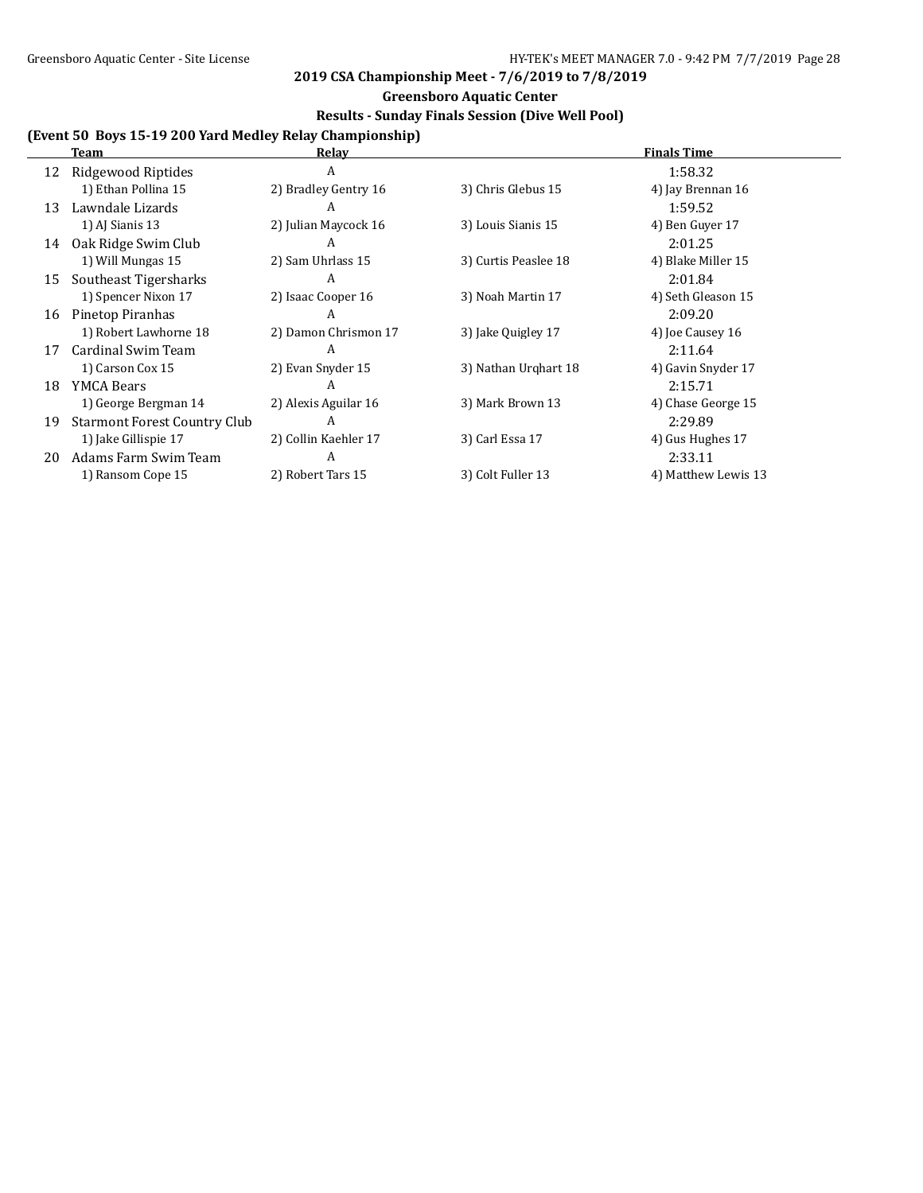**2019 CSA Championship Meet - 7/6/2019 to 7/8/2019**

**Greensboro Aquatic Center**

**Results - Sunday Finals Session (Dive Well Pool)**

**(Event 50 Boys 15-19 200 Yard Medley Relay Championship)**

| | Team | Relay | | Finals Time |
|---|---|---|---|---|
| 12 | Ridgewood Riptides | A | | 1:58.32 |
| | 1) Ethan Pollina 15 | 2) Bradley Gentry 16 | 3) Chris Glebus 15 | 4) Jay Brennan 16 |
| 13 | Lawndale Lizards | A | | 1:59.52 |
| | 1) AJ Sianis 13 | 2) Julian Maycock 16 | 3) Louis Sianis 15 | 4) Ben Guyer 17 |
| 14 | Oak Ridge Swim Club | A | | 2:01.25 |
| | 1) Will Mungas 15 | 2) Sam Uhrlass 15 | 3) Curtis Peaslee 18 | 4) Blake Miller 15 |
| 15 | Southeast Tigersharks | A | | 2:01.84 |
| | 1) Spencer Nixon 17 | 2) Isaac Cooper 16 | 3) Noah Martin 17 | 4) Seth Gleason 15 |
| 16 | Pinetop Piranhas | A | | 2:09.20 |
| | 1) Robert Lawhorne 18 | 2) Damon Chrismon 17 | 3) Jake Quigley 17 | 4) Joe Causey 16 |
| 17 | Cardinal Swim Team | A | | 2:11.64 |
| | 1) Carson Cox 15 | 2) Evan Snyder 15 | 3) Nathan Urqhart 18 | 4) Gavin Snyder 17 |
| 18 | YMCA Bears | A | | 2:15.71 |
| | 1) George Bergman 14 | 2) Alexis Aguilar 16 | 3) Mark Brown 13 | 4) Chase George 15 |
| 19 | Starmont Forest Country Club | A | | 2:29.89 |
| | 1) Jake Gillispie 17 | 2) Collin Kaehler 17 | 3) Carl Essa 17 | 4) Gus Hughes 17 |
| 20 | Adams Farm Swim Team | A | | 2:33.11 |
| | 1) Ransom Cope 15 | 2) Robert Tars 15 | 3) Colt Fuller 13 | 4) Matthew Lewis 13 |